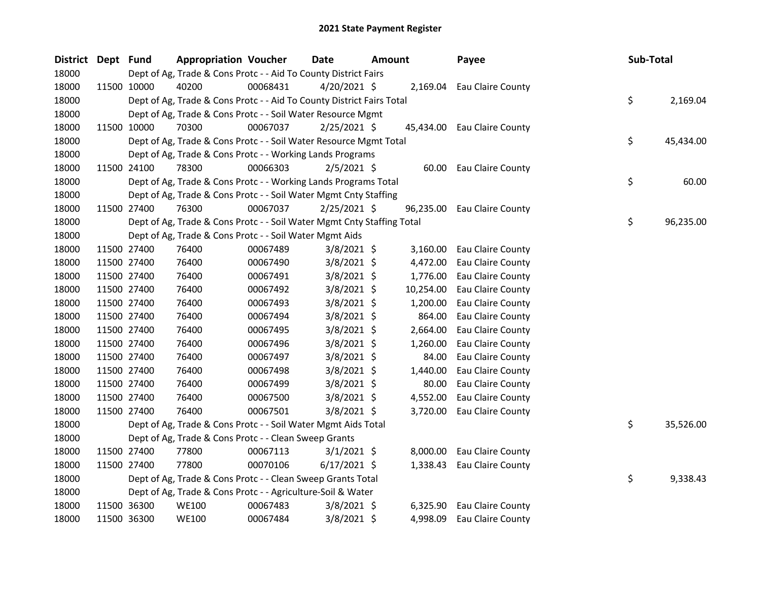# 2021 State Payment Register

| District | Dept | Fund | Appropriation | Voucher | Date | Amount | Payee | Sub-Total |
|---|---|---|---|---|---|---|---|---|
| 18000 | | Dept of Ag, Trade & Cons Protc - - Aid To County District Fairs | | | | | | |
| 18000 | 11500 | 10000 | 40200 | 00068431 | 4/20/2021 | $ 2,169.04 | Eau Claire County | |
| 18000 | | Dept of Ag, Trade & Cons Protc - - Aid To County District Fairs Total | | | | | | $ 2,169.04 |
| 18000 | | Dept of Ag, Trade & Cons Protc - - Soil Water Resource Mgmt | | | | | | |
| 18000 | 11500 | 10000 | 70300 | 00067037 | 2/25/2021 | $ 45,434.00 | Eau Claire County | |
| 18000 | | Dept of Ag, Trade & Cons Protc - - Soil Water Resource Mgmt Total | | | | | | $ 45,434.00 |
| 18000 | | Dept of Ag, Trade & Cons Protc - - Working Lands Programs | | | | | | |
| 18000 | 11500 | 24100 | 78300 | 00066303 | 2/5/2021 | $ 60.00 | Eau Claire County | |
| 18000 | | Dept of Ag, Trade & Cons Protc - - Working Lands Programs Total | | | | | | $ 60.00 |
| 18000 | | Dept of Ag, Trade & Cons Protc - - Soil Water Mgmt Cnty Staffing | | | | | | |
| 18000 | 11500 | 27400 | 76300 | 00067037 | 2/25/2021 | $ 96,235.00 | Eau Claire County | |
| 18000 | | Dept of Ag, Trade & Cons Protc - - Soil Water Mgmt Cnty Staffing Total | | | | | | $ 96,235.00 |
| 18000 | | Dept of Ag, Trade & Cons Protc - - Soil Water Mgmt Aids | | | | | | |
| 18000 | 11500 | 27400 | 76400 | 00067489 | 3/8/2021 | $ 3,160.00 | Eau Claire County | |
| 18000 | 11500 | 27400 | 76400 | 00067490 | 3/8/2021 | $ 4,472.00 | Eau Claire County | |
| 18000 | 11500 | 27400 | 76400 | 00067491 | 3/8/2021 | $ 1,776.00 | Eau Claire County | |
| 18000 | 11500 | 27400 | 76400 | 00067492 | 3/8/2021 | $ 10,254.00 | Eau Claire County | |
| 18000 | 11500 | 27400 | 76400 | 00067493 | 3/8/2021 | $ 1,200.00 | Eau Claire County | |
| 18000 | 11500 | 27400 | 76400 | 00067494 | 3/8/2021 | $ 864.00 | Eau Claire County | |
| 18000 | 11500 | 27400 | 76400 | 00067495 | 3/8/2021 | $ 2,664.00 | Eau Claire County | |
| 18000 | 11500 | 27400 | 76400 | 00067496 | 3/8/2021 | $ 1,260.00 | Eau Claire County | |
| 18000 | 11500 | 27400 | 76400 | 00067497 | 3/8/2021 | $ 84.00 | Eau Claire County | |
| 18000 | 11500 | 27400 | 76400 | 00067498 | 3/8/2021 | $ 1,440.00 | Eau Claire County | |
| 18000 | 11500 | 27400 | 76400 | 00067499 | 3/8/2021 | $ 80.00 | Eau Claire County | |
| 18000 | 11500 | 27400 | 76400 | 00067500 | 3/8/2021 | $ 4,552.00 | Eau Claire County | |
| 18000 | 11500 | 27400 | 76400 | 00067501 | 3/8/2021 | $ 3,720.00 | Eau Claire County | |
| 18000 | | Dept of Ag, Trade & Cons Protc - - Soil Water Mgmt Aids Total | | | | | | $ 35,526.00 |
| 18000 | | Dept of Ag, Trade & Cons Protc - - Clean Sweep Grants | | | | | | |
| 18000 | 11500 | 27400 | 77800 | 00067113 | 3/1/2021 | $ 8,000.00 | Eau Claire County | |
| 18000 | 11500 | 27400 | 77800 | 00070106 | 6/17/2021 | $ 1,338.43 | Eau Claire County | |
| 18000 | | Dept of Ag, Trade & Cons Protc - - Clean Sweep Grants Total | | | | | | $ 9,338.43 |
| 18000 | | Dept of Ag, Trade & Cons Protc - - Agriculture-Soil & Water | | | | | | |
| 18000 | 11500 | 36300 | WE100 | 00067483 | 3/8/2021 | $ 6,325.90 | Eau Claire County | |
| 18000 | 11500 | 36300 | WE100 | 00067484 | 3/8/2021 | $ 4,998.09 | Eau Claire County | |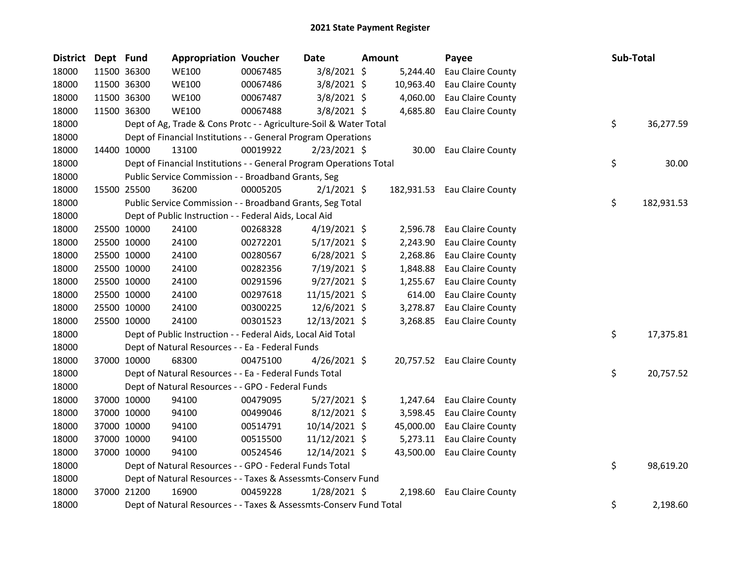# 2021 State Payment Register

| District | Dept | Fund | Appropriation | Voucher | Date | Amount | Payee | Sub-Total |
|---|---|---|---|---|---|---|---|---|
| 18000 | 11500 | 36300 | WE100 | 00067485 | 3/8/2021 | $ 5,244.40 | Eau Claire County | |
| 18000 | 11500 | 36300 | WE100 | 00067486 | 3/8/2021 | $ 10,963.40 | Eau Claire County | |
| 18000 | 11500 | 36300 | WE100 | 00067487 | 3/8/2021 | $ 4,060.00 | Eau Claire County | |
| 18000 | 11500 | 36300 | WE100 | 00067488 | 3/8/2021 | $ 4,685.80 | Eau Claire County | |
| 18000 | | Dept of Ag, Trade & Cons Protc - - Agriculture-Soil & Water Total | | | | | | $ 36,277.59 |
| 18000 | | Dept of Financial Institutions - - General Program Operations | | | | | | |
| 18000 | 14400 | 10000 | 13100 | 00019922 | 2/23/2021 | $ 30.00 | Eau Claire County | |
| 18000 | | Dept of Financial Institutions - - General Program Operations Total | | | | | | $ 30.00 |
| 18000 | | Public Service Commission - - Broadband Grants, Seg | | | | | | |
| 18000 | 15500 | 25500 | 36200 | 00005205 | 2/1/2021 | $ 182,931.53 | Eau Claire County | |
| 18000 | | Public Service Commission - - Broadband Grants, Seg Total | | | | | | $ 182,931.53 |
| 18000 | | Dept of Public Instruction - - Federal Aids, Local Aid | | | | | | |
| 18000 | 25500 | 10000 | 24100 | 00268328 | 4/19/2021 | $ 2,596.78 | Eau Claire County | |
| 18000 | 25500 | 10000 | 24100 | 00272201 | 5/17/2021 | $ 2,243.90 | Eau Claire County | |
| 18000 | 25500 | 10000 | 24100 | 00280567 | 6/28/2021 | $ 2,268.86 | Eau Claire County | |
| 18000 | 25500 | 10000 | 24100 | 00282356 | 7/19/2021 | $ 1,848.88 | Eau Claire County | |
| 18000 | 25500 | 10000 | 24100 | 00291596 | 9/27/2021 | $ 1,255.67 | Eau Claire County | |
| 18000 | 25500 | 10000 | 24100 | 00297618 | 11/15/2021 | $ 614.00 | Eau Claire County | |
| 18000 | 25500 | 10000 | 24100 | 00300225 | 12/6/2021 | $ 3,278.87 | Eau Claire County | |
| 18000 | 25500 | 10000 | 24100 | 00301523 | 12/13/2021 | $ 3,268.85 | Eau Claire County | |
| 18000 | | Dept of Public Instruction - - Federal Aids, Local Aid Total | | | | | | $ 17,375.81 |
| 18000 | | Dept of Natural Resources - - Ea - Federal Funds | | | | | | |
| 18000 | 37000 | 10000 | 68300 | 00475100 | 4/26/2021 | $ 20,757.52 | Eau Claire County | |
| 18000 | | Dept of Natural Resources - - Ea - Federal Funds Total | | | | | | $ 20,757.52 |
| 18000 | | Dept of Natural Resources - - GPO - Federal Funds | | | | | | |
| 18000 | 37000 | 10000 | 94100 | 00479095 | 5/27/2021 | $ 1,247.64 | Eau Claire County | |
| 18000 | 37000 | 10000 | 94100 | 00499046 | 8/12/2021 | $ 3,598.45 | Eau Claire County | |
| 18000 | 37000 | 10000 | 94100 | 00514791 | 10/14/2021 | $ 45,000.00 | Eau Claire County | |
| 18000 | 37000 | 10000 | 94100 | 00515500 | 11/12/2021 | $ 5,273.11 | Eau Claire County | |
| 18000 | 37000 | 10000 | 94100 | 00524546 | 12/14/2021 | $ 43,500.00 | Eau Claire County | |
| 18000 | | Dept of Natural Resources - - GPO - Federal Funds Total | | | | | | $ 98,619.20 |
| 18000 | | Dept of Natural Resources - - Taxes & Assessmts-Conserv Fund | | | | | | |
| 18000 | 37000 | 21200 | 16900 | 00459228 | 1/28/2021 | $ 2,198.60 | Eau Claire County | |
| 18000 | | Dept of Natural Resources - - Taxes & Assessmts-Conserv Fund Total | | | | | | $ 2,198.60 |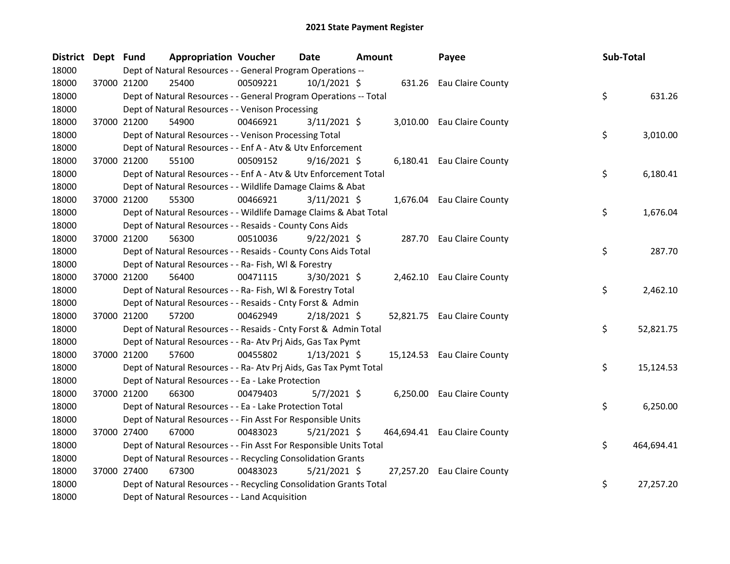# 2021 State Payment Register

| District | Dept | Fund | Appropriation | Voucher | Date | Amount | Payee | Sub-Total |
|---|---|---|---|---|---|---|---|---|
| 18000 | | Dept of Natural Resources - - General Program Operations -- | | | | | | |
| 18000 | 37000 | 21200 | 25400 | 00509221 | 10/1/2021 | $ 631.26 | Eau Claire County | |
| 18000 | | Dept of Natural Resources - - General Program Operations -- Total | | | | | | $ 631.26 |
| 18000 | | Dept of Natural Resources - - Venison Processing | | | | | | |
| 18000 | 37000 | 21200 | 54900 | 00466921 | 3/11/2021 | $ 3,010.00 | Eau Claire County | |
| 18000 | | Dept of Natural Resources - - Venison Processing Total | | | | | | $ 3,010.00 |
| 18000 | | Dept of Natural Resources - - Enf A - Atv & Utv Enforcement | | | | | | |
| 18000 | 37000 | 21200 | 55100 | 00509152 | 9/16/2021 | $ 6,180.41 | Eau Claire County | |
| 18000 | | Dept of Natural Resources - - Enf A - Atv & Utv Enforcement Total | | | | | | $ 6,180.41 |
| 18000 | | Dept of Natural Resources - - Wildlife Damage Claims & Abat | | | | | | |
| 18000 | 37000 | 21200 | 55300 | 00466921 | 3/11/2021 | $ 1,676.04 | Eau Claire County | |
| 18000 | | Dept of Natural Resources - - Wildlife Damage Claims & Abat Total | | | | | | $ 1,676.04 |
| 18000 | | Dept of Natural Resources - - Resaids - County Cons Aids | | | | | | |
| 18000 | 37000 | 21200 | 56300 | 00510036 | 9/22/2021 | $ 287.70 | Eau Claire County | |
| 18000 | | Dept of Natural Resources - - Resaids - County Cons Aids Total | | | | | | $ 287.70 |
| 18000 | | Dept of Natural Resources - - Ra- Fish, Wl & Forestry | | | | | | |
| 18000 | 37000 | 21200 | 56400 | 00471115 | 3/30/2021 | $ 2,462.10 | Eau Claire County | |
| 18000 | | Dept of Natural Resources - - Ra- Fish, Wl & Forestry Total | | | | | | $ 2,462.10 |
| 18000 | | Dept of Natural Resources - - Resaids - Cnty Forst & Admin | | | | | | |
| 18000 | 37000 | 21200 | 57200 | 00462949 | 2/18/2021 | $ 52,821.75 | Eau Claire County | |
| 18000 | | Dept of Natural Resources - - Resaids - Cnty Forst & Admin Total | | | | | | $ 52,821.75 |
| 18000 | | Dept of Natural Resources - - Ra- Atv Prj Aids, Gas Tax Pymt | | | | | | |
| 18000 | 37000 | 21200 | 57600 | 00455802 | 1/13/2021 | $ 15,124.53 | Eau Claire County | |
| 18000 | | Dept of Natural Resources - - Ra- Atv Prj Aids, Gas Tax Pymt Total | | | | | | $ 15,124.53 |
| 18000 | | Dept of Natural Resources - - Ea - Lake Protection | | | | | | |
| 18000 | 37000 | 21200 | 66300 | 00479403 | 5/7/2021 | $ 6,250.00 | Eau Claire County | |
| 18000 | | Dept of Natural Resources - - Ea - Lake Protection Total | | | | | | $ 6,250.00 |
| 18000 | | Dept of Natural Resources - - Fin Asst For Responsible Units | | | | | | |
| 18000 | 37000 | 27400 | 67000 | 00483023 | 5/21/2021 | $ 464,694.41 | Eau Claire County | |
| 18000 | | Dept of Natural Resources - - Fin Asst For Responsible Units Total | | | | | | $ 464,694.41 |
| 18000 | | Dept of Natural Resources - - Recycling Consolidation Grants | | | | | | |
| 18000 | 37000 | 27400 | 67300 | 00483023 | 5/21/2021 | $ 27,257.20 | Eau Claire County | |
| 18000 | | Dept of Natural Resources - - Recycling Consolidation Grants Total | | | | | | $ 27,257.20 |
| 18000 | | Dept of Natural Resources - - Land Acquisition | | | | | | |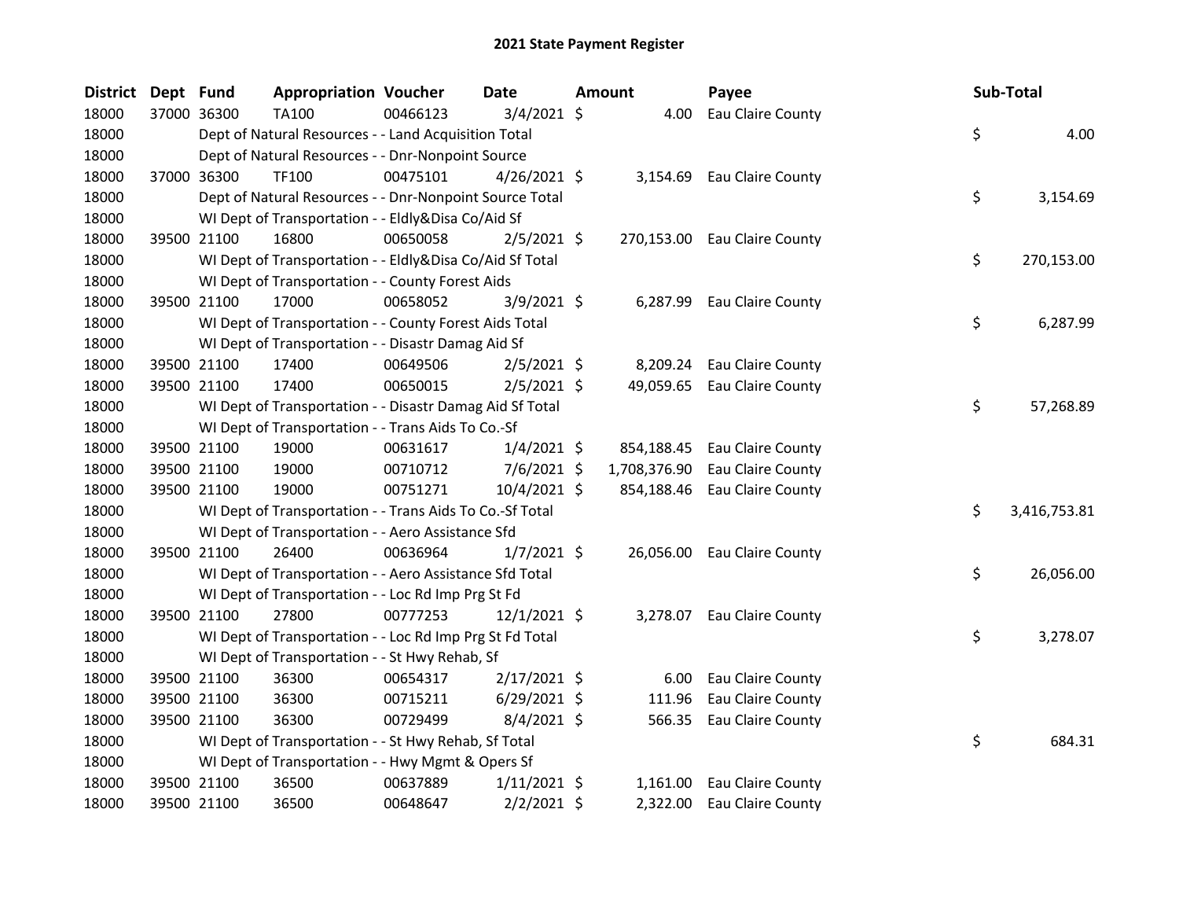# 2021 State Payment Register

| District | Dept | Fund | Appropriation | Voucher | Date | Amount | Payee | Sub-Total |
|---|---|---|---|---|---|---|---|---|
| 18000 | 37000 | 36300 | TA100 | 00466123 | 3/4/2021 | $ 4.00 | Eau Claire County | |
| 18000 | | | Dept of Natural Resources - - Land Acquisition Total | | | | | $ 4.00 |
| 18000 | | | Dept of Natural Resources - - Dnr-Nonpoint Source | | | | | |
| 18000 | 37000 | 36300 | TF100 | 00475101 | 4/26/2021 | $ 3,154.69 | Eau Claire County | |
| 18000 | | | Dept of Natural Resources - - Dnr-Nonpoint Source Total | | | | | $ 3,154.69 |
| 18000 | | | WI Dept of Transportation - - Eldly&Disa Co/Aid Sf | | | | | |
| 18000 | 39500 | 21100 | 16800 | 00650058 | 2/5/2021 | $ 270,153.00 | Eau Claire County | |
| 18000 | | | WI Dept of Transportation - - Eldly&Disa Co/Aid Sf Total | | | | | $ 270,153.00 |
| 18000 | | | WI Dept of Transportation - - County Forest Aids | | | | | |
| 18000 | 39500 | 21100 | 17000 | 00658052 | 3/9/2021 | $ 6,287.99 | Eau Claire County | |
| 18000 | | | WI Dept of Transportation - - County Forest Aids Total | | | | | $ 6,287.99 |
| 18000 | | | WI Dept of Transportation - - Disastr Damag Aid Sf | | | | | |
| 18000 | 39500 | 21100 | 17400 | 00649506 | 2/5/2021 | $ 8,209.24 | Eau Claire County | |
| 18000 | 39500 | 21100 | 17400 | 00650015 | 2/5/2021 | $ 49,059.65 | Eau Claire County | |
| 18000 | | | WI Dept of Transportation - - Disastr Damag Aid Sf Total | | | | | $ 57,268.89 |
| 18000 | | | WI Dept of Transportation - - Trans Aids To Co.-Sf | | | | | |
| 18000 | 39500 | 21100 | 19000 | 00631617 | 1/4/2021 | $ 854,188.45 | Eau Claire County | |
| 18000 | 39500 | 21100 | 19000 | 00710712 | 7/6/2021 | $ 1,708,376.90 | Eau Claire County | |
| 18000 | 39500 | 21100 | 19000 | 00751271 | 10/4/2021 | $ 854,188.46 | Eau Claire County | |
| 18000 | | | WI Dept of Transportation - - Trans Aids To Co.-Sf Total | | | | | $ 3,416,753.81 |
| 18000 | | | WI Dept of Transportation - - Aero Assistance Sfd | | | | | |
| 18000 | 39500 | 21100 | 26400 | 00636964 | 1/7/2021 | $ 26,056.00 | Eau Claire County | |
| 18000 | | | WI Dept of Transportation - - Aero Assistance Sfd Total | | | | | $ 26,056.00 |
| 18000 | | | WI Dept of Transportation - - Loc Rd Imp Prg St Fd | | | | | |
| 18000 | 39500 | 21100 | 27800 | 00777253 | 12/1/2021 | $ 3,278.07 | Eau Claire County | |
| 18000 | | | WI Dept of Transportation - - Loc Rd Imp Prg St Fd Total | | | | | $ 3,278.07 |
| 18000 | | | WI Dept of Transportation - - St Hwy Rehab, Sf | | | | | |
| 18000 | 39500 | 21100 | 36300 | 00654317 | 2/17/2021 | $ 6.00 | Eau Claire County | |
| 18000 | 39500 | 21100 | 36300 | 00715211 | 6/29/2021 | $ 111.96 | Eau Claire County | |
| 18000 | 39500 | 21100 | 36300 | 00729499 | 8/4/2021 | $ 566.35 | Eau Claire County | |
| 18000 | | | WI Dept of Transportation - - St Hwy Rehab, Sf Total | | | | | $ 684.31 |
| 18000 | | | WI Dept of Transportation - - Hwy Mgmt & Opers Sf | | | | | |
| 18000 | 39500 | 21100 | 36500 | 00637889 | 1/11/2021 | $ 1,161.00 | Eau Claire County | |
| 18000 | 39500 | 21100 | 36500 | 00648647 | 2/2/2021 | $ 2,322.00 | Eau Claire County | |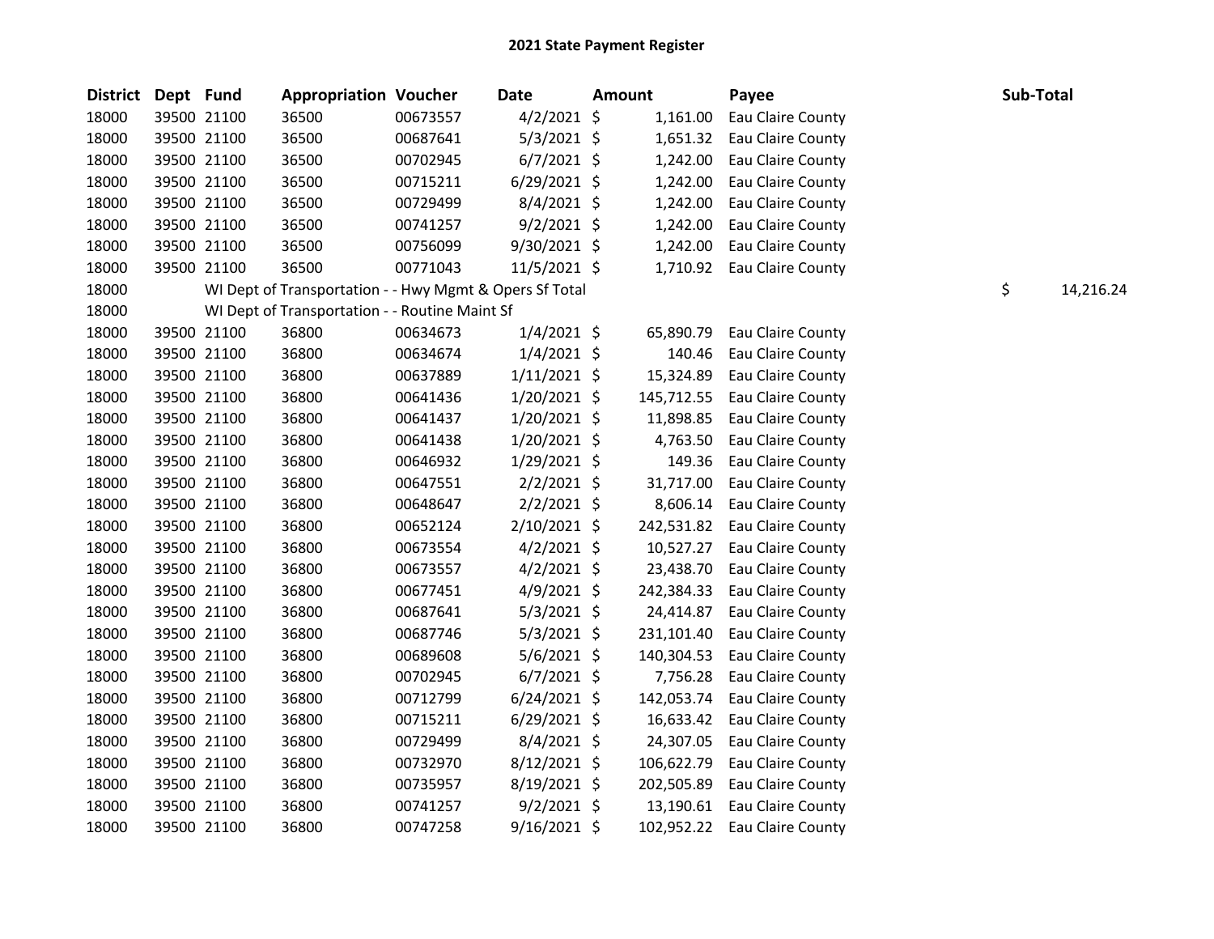# 2021 State Payment Register

| District | Dept | Fund | Appropriation | Voucher | Date | Amount | Payee | Sub-Total |
|---|---|---|---|---|---|---|---|---|
| 18000 | 39500 | 21100 | 36500 | 00673557 | 4/2/2021 | $ 1,161.00 | Eau Claire County | |
| 18000 | 39500 | 21100 | 36500 | 00687641 | 5/3/2021 | $ 1,651.32 | Eau Claire County | |
| 18000 | 39500 | 21100 | 36500 | 00702945 | 6/7/2021 | $ 1,242.00 | Eau Claire County | |
| 18000 | 39500 | 21100 | 36500 | 00715211 | 6/29/2021 | $ 1,242.00 | Eau Claire County | |
| 18000 | 39500 | 21100 | 36500 | 00729499 | 8/4/2021 | $ 1,242.00 | Eau Claire County | |
| 18000 | 39500 | 21100 | 36500 | 00741257 | 9/2/2021 | $ 1,242.00 | Eau Claire County | |
| 18000 | 39500 | 21100 | 36500 | 00756099 | 9/30/2021 | $ 1,242.00 | Eau Claire County | |
| 18000 | 39500 | 21100 | 36500 | 00771043 | 11/5/2021 | $ 1,710.92 | Eau Claire County | |
| 18000 | | WI Dept of Transportation - - Hwy Mgmt & Opers Sf Total | | | | | | $ 14,216.24 |
| 18000 | | WI Dept of Transportation - - Routine Maint Sf | | | | | | |
| 18000 | 39500 | 21100 | 36800 | 00634673 | 1/4/2021 | $ 65,890.79 | Eau Claire County | |
| 18000 | 39500 | 21100 | 36800 | 00634674 | 1/4/2021 | $ 140.46 | Eau Claire County | |
| 18000 | 39500 | 21100 | 36800 | 00637889 | 1/11/2021 | $ 15,324.89 | Eau Claire County | |
| 18000 | 39500 | 21100 | 36800 | 00641436 | 1/20/2021 | $ 145,712.55 | Eau Claire County | |
| 18000 | 39500 | 21100 | 36800 | 00641437 | 1/20/2021 | $ 11,898.85 | Eau Claire County | |
| 18000 | 39500 | 21100 | 36800 | 00641438 | 1/20/2021 | $ 4,763.50 | Eau Claire County | |
| 18000 | 39500 | 21100 | 36800 | 00646932 | 1/29/2021 | $ 149.36 | Eau Claire County | |
| 18000 | 39500 | 21100 | 36800 | 00647551 | 2/2/2021 | $ 31,717.00 | Eau Claire County | |
| 18000 | 39500 | 21100 | 36800 | 00648647 | 2/2/2021 | $ 8,606.14 | Eau Claire County | |
| 18000 | 39500 | 21100 | 36800 | 00652124 | 2/10/2021 | $ 242,531.82 | Eau Claire County | |
| 18000 | 39500 | 21100 | 36800 | 00673554 | 4/2/2021 | $ 10,527.27 | Eau Claire County | |
| 18000 | 39500 | 21100 | 36800 | 00673557 | 4/2/2021 | $ 23,438.70 | Eau Claire County | |
| 18000 | 39500 | 21100 | 36800 | 00677451 | 4/9/2021 | $ 242,384.33 | Eau Claire County | |
| 18000 | 39500 | 21100 | 36800 | 00687641 | 5/3/2021 | $ 24,414.87 | Eau Claire County | |
| 18000 | 39500 | 21100 | 36800 | 00687746 | 5/3/2021 | $ 231,101.40 | Eau Claire County | |
| 18000 | 39500 | 21100 | 36800 | 00689608 | 5/6/2021 | $ 140,304.53 | Eau Claire County | |
| 18000 | 39500 | 21100 | 36800 | 00702945 | 6/7/2021 | $ 7,756.28 | Eau Claire County | |
| 18000 | 39500 | 21100 | 36800 | 00712799 | 6/24/2021 | $ 142,053.74 | Eau Claire County | |
| 18000 | 39500 | 21100 | 36800 | 00715211 | 6/29/2021 | $ 16,633.42 | Eau Claire County | |
| 18000 | 39500 | 21100 | 36800 | 00729499 | 8/4/2021 | $ 24,307.05 | Eau Claire County | |
| 18000 | 39500 | 21100 | 36800 | 00732970 | 8/12/2021 | $ 106,622.79 | Eau Claire County | |
| 18000 | 39500 | 21100 | 36800 | 00735957 | 8/19/2021 | $ 202,505.89 | Eau Claire County | |
| 18000 | 39500 | 21100 | 36800 | 00741257 | 9/2/2021 | $ 13,190.61 | Eau Claire County | |
| 18000 | 39500 | 21100 | 36800 | 00747258 | 9/16/2021 | $ 102,952.22 | Eau Claire County | |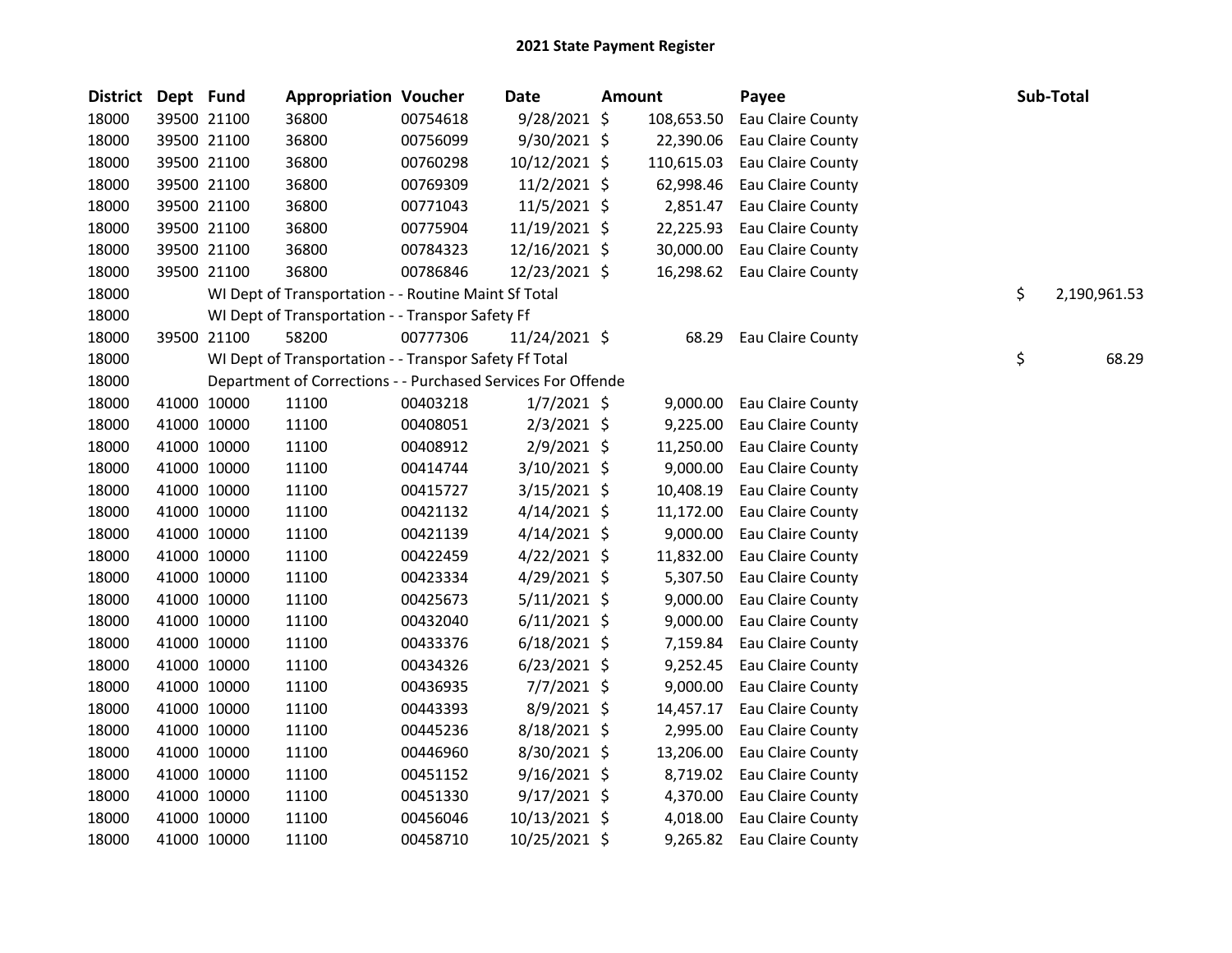## 2021 State Payment Register

| District | Dept | Fund | Appropriation | Voucher | Date | Amount | Payee | Sub-Total |
|---|---|---|---|---|---|---|---|---|
| 18000 | 39500 | 21100 | 36800 | 00754618 | 9/28/2021 | $ 108,653.50 | Eau Claire County | |
| 18000 | 39500 | 21100 | 36800 | 00756099 | 9/30/2021 | $ 22,390.06 | Eau Claire County | |
| 18000 | 39500 | 21100 | 36800 | 00760298 | 10/12/2021 | $ 110,615.03 | Eau Claire County | |
| 18000 | 39500 | 21100 | 36800 | 00769309 | 11/2/2021 | $ 62,998.46 | Eau Claire County | |
| 18000 | 39500 | 21100 | 36800 | 00771043 | 11/5/2021 | $ 2,851.47 | Eau Claire County | |
| 18000 | 39500 | 21100 | 36800 | 00775904 | 11/19/2021 | $ 22,225.93 | Eau Claire County | |
| 18000 | 39500 | 21100 | 36800 | 00784323 | 12/16/2021 | $ 30,000.00 | Eau Claire County | |
| 18000 | 39500 | 21100 | 36800 | 00786846 | 12/23/2021 | $ 16,298.62 | Eau Claire County | |
| 18000 | | WI Dept of Transportation - - Routine Maint Sf Total | | | | | | $ 2,190,961.53 |
| 18000 | | WI Dept of Transportation - - Transpor Safety Ff | | | | | | |
| 18000 | 39500 | 21100 | 58200 | 00777306 | 11/24/2021 | $ 68.29 | Eau Claire County | |
| 18000 | | WI Dept of Transportation - - Transpor Safety Ff Total | | | | | | $ 68.29 |
| 18000 | | Department of Corrections - - Purchased Services For Offende | | | | | | |
| 18000 | 41000 | 10000 | 11100 | 00403218 | 1/7/2021 | $ 9,000.00 | Eau Claire County | |
| 18000 | 41000 | 10000 | 11100 | 00408051 | 2/3/2021 | $ 9,225.00 | Eau Claire County | |
| 18000 | 41000 | 10000 | 11100 | 00408912 | 2/9/2021 | $ 11,250.00 | Eau Claire County | |
| 18000 | 41000 | 10000 | 11100 | 00414744 | 3/10/2021 | $ 9,000.00 | Eau Claire County | |
| 18000 | 41000 | 10000 | 11100 | 00415727 | 3/15/2021 | $ 10,408.19 | Eau Claire County | |
| 18000 | 41000 | 10000 | 11100 | 00421132 | 4/14/2021 | $ 11,172.00 | Eau Claire County | |
| 18000 | 41000 | 10000 | 11100 | 00421139 | 4/14/2021 | $ 9,000.00 | Eau Claire County | |
| 18000 | 41000 | 10000 | 11100 | 00422459 | 4/22/2021 | $ 11,832.00 | Eau Claire County | |
| 18000 | 41000 | 10000 | 11100 | 00423334 | 4/29/2021 | $ 5,307.50 | Eau Claire County | |
| 18000 | 41000 | 10000 | 11100 | 00425673 | 5/11/2021 | $ 9,000.00 | Eau Claire County | |
| 18000 | 41000 | 10000 | 11100 | 00432040 | 6/11/2021 | $ 9,000.00 | Eau Claire County | |
| 18000 | 41000 | 10000 | 11100 | 00433376 | 6/18/2021 | $ 7,159.84 | Eau Claire County | |
| 18000 | 41000 | 10000 | 11100 | 00434326 | 6/23/2021 | $ 9,252.45 | Eau Claire County | |
| 18000 | 41000 | 10000 | 11100 | 00436935 | 7/7/2021 | $ 9,000.00 | Eau Claire County | |
| 18000 | 41000 | 10000 | 11100 | 00443393 | 8/9/2021 | $ 14,457.17 | Eau Claire County | |
| 18000 | 41000 | 10000 | 11100 | 00445236 | 8/18/2021 | $ 2,995.00 | Eau Claire County | |
| 18000 | 41000 | 10000 | 11100 | 00446960 | 8/30/2021 | $ 13,206.00 | Eau Claire County | |
| 18000 | 41000 | 10000 | 11100 | 00451152 | 9/16/2021 | $ 8,719.02 | Eau Claire County | |
| 18000 | 41000 | 10000 | 11100 | 00451330 | 9/17/2021 | $ 4,370.00 | Eau Claire County | |
| 18000 | 41000 | 10000 | 11100 | 00456046 | 10/13/2021 | $ 4,018.00 | Eau Claire County | |
| 18000 | 41000 | 10000 | 11100 | 00458710 | 10/25/2021 | $ 9,265.82 | Eau Claire County | |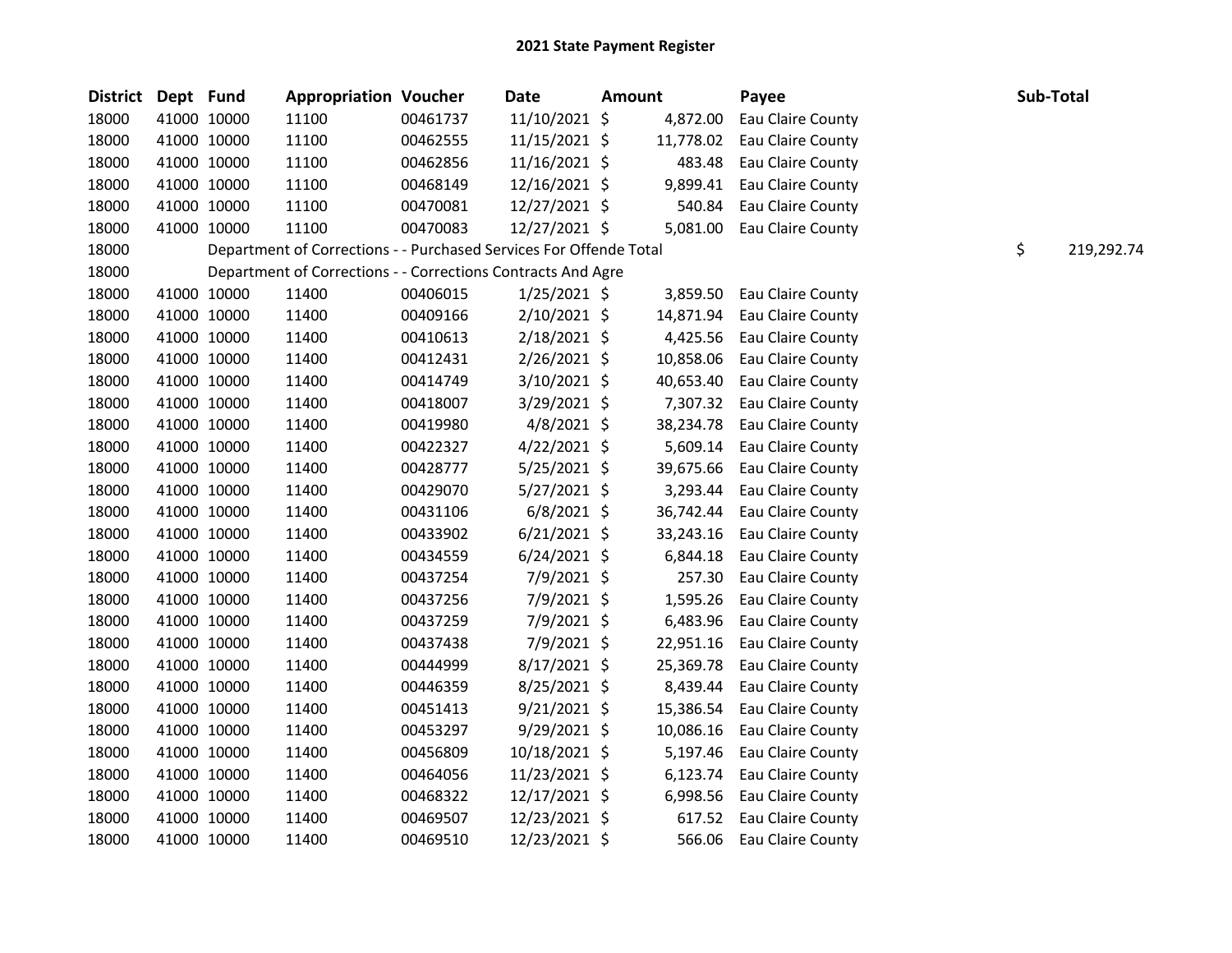# 2021 State Payment Register

| District | Dept | Fund | Appropriation | Voucher | Date | Amount | Payee | Sub-Total |
|---|---|---|---|---|---|---|---|---|
| 18000 | 41000 | 10000 | 11100 | 00461737 | 11/10/2021 | $ 4,872.00 | Eau Claire County | |
| 18000 | 41000 | 10000 | 11100 | 00462555 | 11/15/2021 | $ 11,778.02 | Eau Claire County | |
| 18000 | 41000 | 10000 | 11100 | 00462856 | 11/16/2021 | $ 483.48 | Eau Claire County | |
| 18000 | 41000 | 10000 | 11100 | 00468149 | 12/16/2021 | $ 9,899.41 | Eau Claire County | |
| 18000 | 41000 | 10000 | 11100 | 00470081 | 12/27/2021 | $ 540.84 | Eau Claire County | |
| 18000 | 41000 | 10000 | 11100 | 00470083 | 12/27/2021 | $ 5,081.00 | Eau Claire County | |
| 18000 | Department of Corrections - - Purchased Services For Offende Total | | | | | | | $ 219,292.74 |
| 18000 | Department of Corrections - - Corrections Contracts And Agre | | | | | | | |
| 18000 | 41000 | 10000 | 11400 | 00406015 | 1/25/2021 | $ 3,859.50 | Eau Claire County | |
| 18000 | 41000 | 10000 | 11400 | 00409166 | 2/10/2021 | $ 14,871.94 | Eau Claire County | |
| 18000 | 41000 | 10000 | 11400 | 00410613 | 2/18/2021 | $ 4,425.56 | Eau Claire County | |
| 18000 | 41000 | 10000 | 11400 | 00412431 | 2/26/2021 | $ 10,858.06 | Eau Claire County | |
| 18000 | 41000 | 10000 | 11400 | 00414749 | 3/10/2021 | $ 40,653.40 | Eau Claire County | |
| 18000 | 41000 | 10000 | 11400 | 00418007 | 3/29/2021 | $ 7,307.32 | Eau Claire County | |
| 18000 | 41000 | 10000 | 11400 | 00419980 | 4/8/2021 | $ 38,234.78 | Eau Claire County | |
| 18000 | 41000 | 10000 | 11400 | 00422327 | 4/22/2021 | $ 5,609.14 | Eau Claire County | |
| 18000 | 41000 | 10000 | 11400 | 00428777 | 5/25/2021 | $ 39,675.66 | Eau Claire County | |
| 18000 | 41000 | 10000 | 11400 | 00429070 | 5/27/2021 | $ 3,293.44 | Eau Claire County | |
| 18000 | 41000 | 10000 | 11400 | 00431106 | 6/8/2021 | $ 36,742.44 | Eau Claire County | |
| 18000 | 41000 | 10000 | 11400 | 00433902 | 6/21/2021 | $ 33,243.16 | Eau Claire County | |
| 18000 | 41000 | 10000 | 11400 | 00434559 | 6/24/2021 | $ 6,844.18 | Eau Claire County | |
| 18000 | 41000 | 10000 | 11400 | 00437254 | 7/9/2021 | $ 257.30 | Eau Claire County | |
| 18000 | 41000 | 10000 | 11400 | 00437256 | 7/9/2021 | $ 1,595.26 | Eau Claire County | |
| 18000 | 41000 | 10000 | 11400 | 00437259 | 7/9/2021 | $ 6,483.96 | Eau Claire County | |
| 18000 | 41000 | 10000 | 11400 | 00437438 | 7/9/2021 | $ 22,951.16 | Eau Claire County | |
| 18000 | 41000 | 10000 | 11400 | 00444999 | 8/17/2021 | $ 25,369.78 | Eau Claire County | |
| 18000 | 41000 | 10000 | 11400 | 00446359 | 8/25/2021 | $ 8,439.44 | Eau Claire County | |
| 18000 | 41000 | 10000 | 11400 | 00451413 | 9/21/2021 | $ 15,386.54 | Eau Claire County | |
| 18000 | 41000 | 10000 | 11400 | 00453297 | 9/29/2021 | $ 10,086.16 | Eau Claire County | |
| 18000 | 41000 | 10000 | 11400 | 00456809 | 10/18/2021 | $ 5,197.46 | Eau Claire County | |
| 18000 | 41000 | 10000 | 11400 | 00464056 | 11/23/2021 | $ 6,123.74 | Eau Claire County | |
| 18000 | 41000 | 10000 | 11400 | 00468322 | 12/17/2021 | $ 6,998.56 | Eau Claire County | |
| 18000 | 41000 | 10000 | 11400 | 00469507 | 12/23/2021 | $ 617.52 | Eau Claire County | |
| 18000 | 41000 | 10000 | 11400 | 00469510 | 12/23/2021 | $ 566.06 | Eau Claire County | |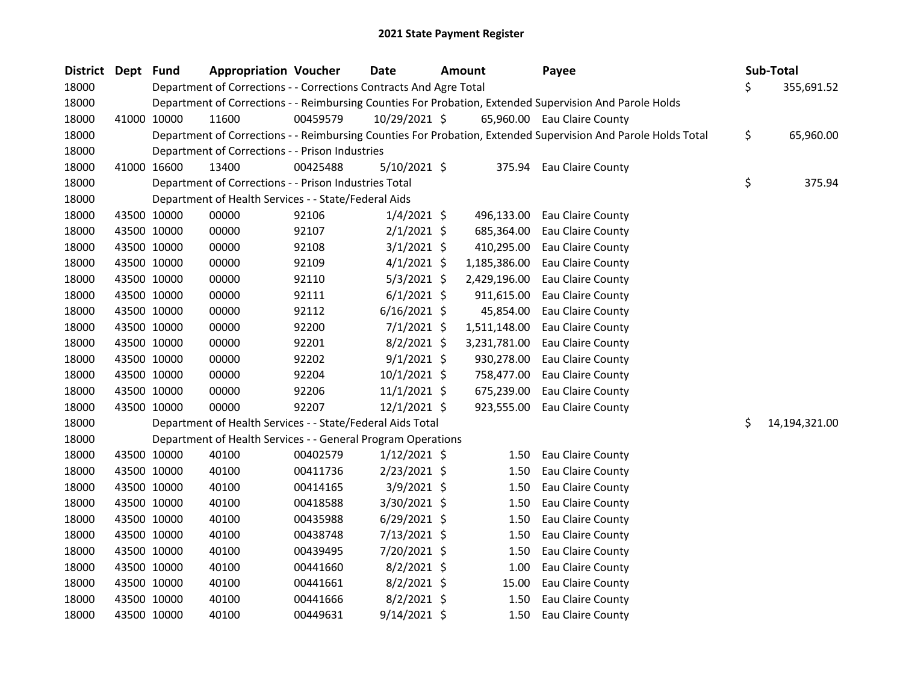# 2021 State Payment Register

| District | Dept | Fund | Appropriation | Voucher | Date | Amount | Payee | Sub-Total |
|---|---|---|---|---|---|---|---|---|
| 18000 | | | Department of Corrections - - Corrections Contracts And Agre Total | | | | | $ 355,691.52 |
| 18000 | | | Department of Corrections - - Reimbursing Counties For Probation, Extended Supervision And Parole Holds | | | | | |
| 18000 | 41000 | 10000 | 11600 | 00459579 | 10/29/2021 | $ 65,960.00 | Eau Claire County | |
| 18000 | | | Department of Corrections - - Reimbursing Counties For Probation, Extended Supervision And Parole Holds Total | | | | | $ 65,960.00 |
| 18000 | | | Department of Corrections - - Prison Industries | | | | | |
| 18000 | 41000 | 16600 | 13400 | 00425488 | 5/10/2021 | $ 375.94 | Eau Claire County | |
| 18000 | | | Department of Corrections - - Prison Industries Total | | | | | $ 375.94 |
| 18000 | | | Department of Health Services - - State/Federal Aids | | | | | |
| 18000 | 43500 | 10000 | 00000 | 92106 | 1/4/2021 | $ 496,133.00 | Eau Claire County | |
| 18000 | 43500 | 10000 | 00000 | 92107 | 2/1/2021 | $ 685,364.00 | Eau Claire County | |
| 18000 | 43500 | 10000 | 00000 | 92108 | 3/1/2021 | $ 410,295.00 | Eau Claire County | |
| 18000 | 43500 | 10000 | 00000 | 92109 | 4/1/2021 | $ 1,185,386.00 | Eau Claire County | |
| 18000 | 43500 | 10000 | 00000 | 92110 | 5/3/2021 | $ 2,429,196.00 | Eau Claire County | |
| 18000 | 43500 | 10000 | 00000 | 92111 | 6/1/2021 | $ 911,615.00 | Eau Claire County | |
| 18000 | 43500 | 10000 | 00000 | 92112 | 6/16/2021 | $ 45,854.00 | Eau Claire County | |
| 18000 | 43500 | 10000 | 00000 | 92200 | 7/1/2021 | $ 1,511,148.00 | Eau Claire County | |
| 18000 | 43500 | 10000 | 00000 | 92201 | 8/2/2021 | $ 3,231,781.00 | Eau Claire County | |
| 18000 | 43500 | 10000 | 00000 | 92202 | 9/1/2021 | $ 930,278.00 | Eau Claire County | |
| 18000 | 43500 | 10000 | 00000 | 92204 | 10/1/2021 | $ 758,477.00 | Eau Claire County | |
| 18000 | 43500 | 10000 | 00000 | 92206 | 11/1/2021 | $ 675,239.00 | Eau Claire County | |
| 18000 | 43500 | 10000 | 00000 | 92207 | 12/1/2021 | $ 923,555.00 | Eau Claire County | |
| 18000 | | | Department of Health Services - - State/Federal Aids Total | | | | | $ 14,194,321.00 |
| 18000 | | | Department of Health Services - - General Program Operations | | | | | |
| 18000 | 43500 | 10000 | 40100 | 00402579 | 1/12/2021 | $ 1.50 | Eau Claire County | |
| 18000 | 43500 | 10000 | 40100 | 00411736 | 2/23/2021 | $ 1.50 | Eau Claire County | |
| 18000 | 43500 | 10000 | 40100 | 00414165 | 3/9/2021 | $ 1.50 | Eau Claire County | |
| 18000 | 43500 | 10000 | 40100 | 00418588 | 3/30/2021 | $ 1.50 | Eau Claire County | |
| 18000 | 43500 | 10000 | 40100 | 00435988 | 6/29/2021 | $ 1.50 | Eau Claire County | |
| 18000 | 43500 | 10000 | 40100 | 00438748 | 7/13/2021 | $ 1.50 | Eau Claire County | |
| 18000 | 43500 | 10000 | 40100 | 00439495 | 7/20/2021 | $ 1.50 | Eau Claire County | |
| 18000 | 43500 | 10000 | 40100 | 00441660 | 8/2/2021 | $ 1.00 | Eau Claire County | |
| 18000 | 43500 | 10000 | 40100 | 00441661 | 8/2/2021 | $ 15.00 | Eau Claire County | |
| 18000 | 43500 | 10000 | 40100 | 00441666 | 8/2/2021 | $ 1.50 | Eau Claire County | |
| 18000 | 43500 | 10000 | 40100 | 00449631 | 9/14/2021 | $ 1.50 | Eau Claire County | |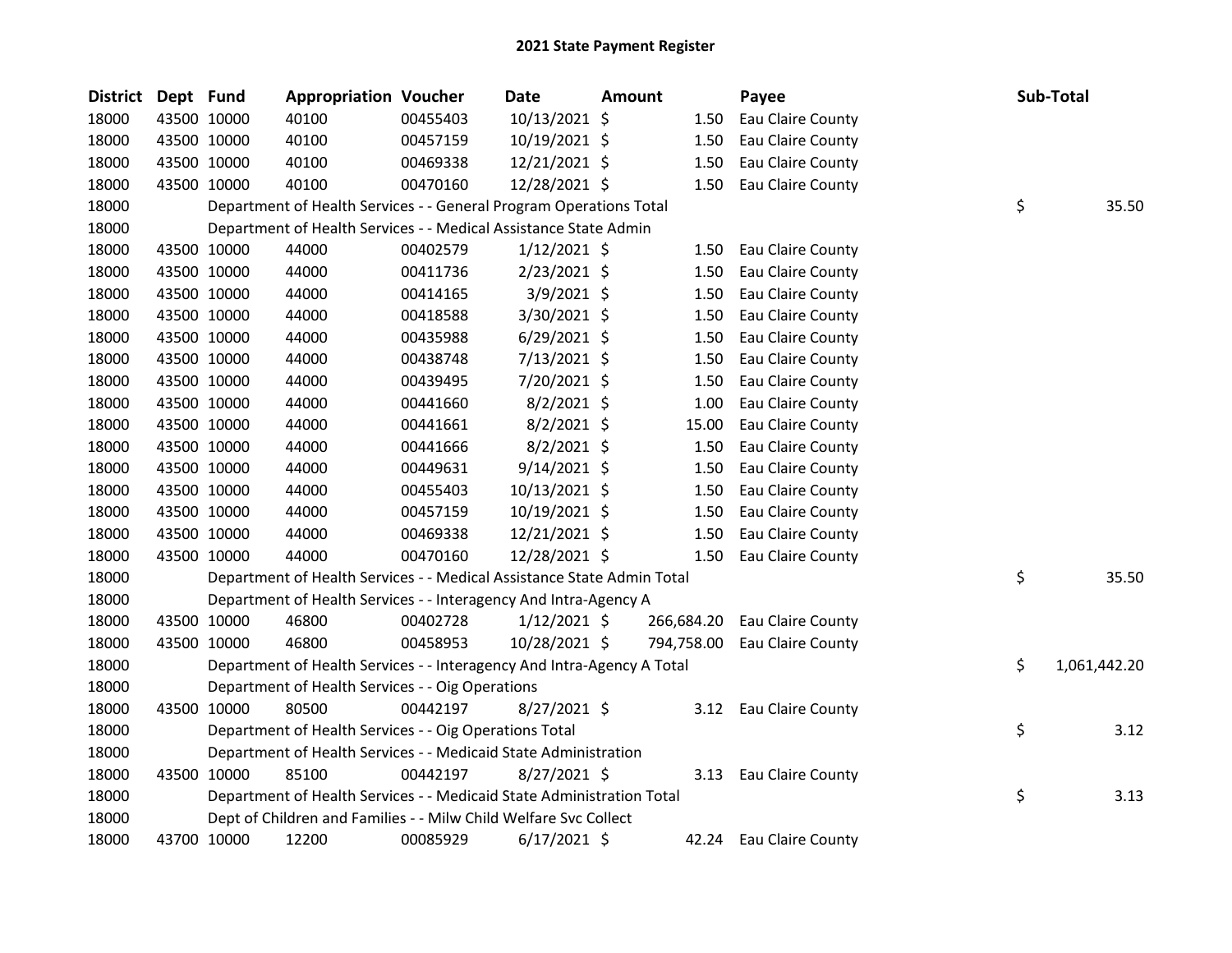# 2021 State Payment Register

| District | Dept | Fund | Appropriation | Voucher | Date | Amount | Payee | Sub-Total |
|---|---|---|---|---|---|---|---|---|
| 18000 | 43500 | 10000 | 40100 | 00455403 | 10/13/2021 | $ 1.50 | Eau Claire County | |
| 18000 | 43500 | 10000 | 40100 | 00457159 | 10/19/2021 | $ 1.50 | Eau Claire County | |
| 18000 | 43500 | 10000 | 40100 | 00469338 | 12/21/2021 | $ 1.50 | Eau Claire County | |
| 18000 | 43500 | 10000 | 40100 | 00470160 | 12/28/2021 | $ 1.50 | Eau Claire County | |
| 18000 | | | Department of Health Services - - General Program Operations Total | | | | | $ 35.50 |
| 18000 | | | Department of Health Services - - Medical Assistance State Admin | | | | | |
| 18000 | 43500 | 10000 | 44000 | 00402579 | 1/12/2021 | $ 1.50 | Eau Claire County | |
| 18000 | 43500 | 10000 | 44000 | 00411736 | 2/23/2021 | $ 1.50 | Eau Claire County | |
| 18000 | 43500 | 10000 | 44000 | 00414165 | 3/9/2021 | $ 1.50 | Eau Claire County | |
| 18000 | 43500 | 10000 | 44000 | 00418588 | 3/30/2021 | $ 1.50 | Eau Claire County | |
| 18000 | 43500 | 10000 | 44000 | 00435988 | 6/29/2021 | $ 1.50 | Eau Claire County | |
| 18000 | 43500 | 10000 | 44000 | 00438748 | 7/13/2021 | $ 1.50 | Eau Claire County | |
| 18000 | 43500 | 10000 | 44000 | 00439495 | 7/20/2021 | $ 1.50 | Eau Claire County | |
| 18000 | 43500 | 10000 | 44000 | 00441660 | 8/2/2021 | $ 1.00 | Eau Claire County | |
| 18000 | 43500 | 10000 | 44000 | 00441661 | 8/2/2021 | $ 15.00 | Eau Claire County | |
| 18000 | 43500 | 10000 | 44000 | 00441666 | 8/2/2021 | $ 1.50 | Eau Claire County | |
| 18000 | 43500 | 10000 | 44000 | 00449631 | 9/14/2021 | $ 1.50 | Eau Claire County | |
| 18000 | 43500 | 10000 | 44000 | 00455403 | 10/13/2021 | $ 1.50 | Eau Claire County | |
| 18000 | 43500 | 10000 | 44000 | 00457159 | 10/19/2021 | $ 1.50 | Eau Claire County | |
| 18000 | 43500 | 10000 | 44000 | 00469338 | 12/21/2021 | $ 1.50 | Eau Claire County | |
| 18000 | 43500 | 10000 | 44000 | 00470160 | 12/28/2021 | $ 1.50 | Eau Claire County | |
| 18000 | | | Department of Health Services - - Medical Assistance State Admin Total | | | | | $ 35.50 |
| 18000 | | | Department of Health Services - - Interagency And Intra-Agency A | | | | | |
| 18000 | 43500 | 10000 | 46800 | 00402728 | 1/12/2021 | $ 266,684.20 | Eau Claire County | |
| 18000 | 43500 | 10000 | 46800 | 00458953 | 10/28/2021 | $ 794,758.00 | Eau Claire County | |
| 18000 | | | Department of Health Services - - Interagency And Intra-Agency A Total | | | | | $ 1,061,442.20 |
| 18000 | | | Department of Health Services - - Oig Operations | | | | | |
| 18000 | 43500 | 10000 | 80500 | 00442197 | 8/27/2021 | $ 3.12 | Eau Claire County | |
| 18000 | | | Department of Health Services - - Oig Operations Total | | | | | $ 3.12 |
| 18000 | | | Department of Health Services - - Medicaid State Administration | | | | | |
| 18000 | 43500 | 10000 | 85100 | 00442197 | 8/27/2021 | $ 3.13 | Eau Claire County | |
| 18000 | | | Department of Health Services - - Medicaid State Administration Total | | | | | $ 3.13 |
| 18000 | | | Dept of Children and Families - - Milw Child Welfare Svc Collect | | | | | |
| 18000 | 43700 | 10000 | 12200 | 00085929 | 6/17/2021 | $ 42.24 | Eau Claire County | |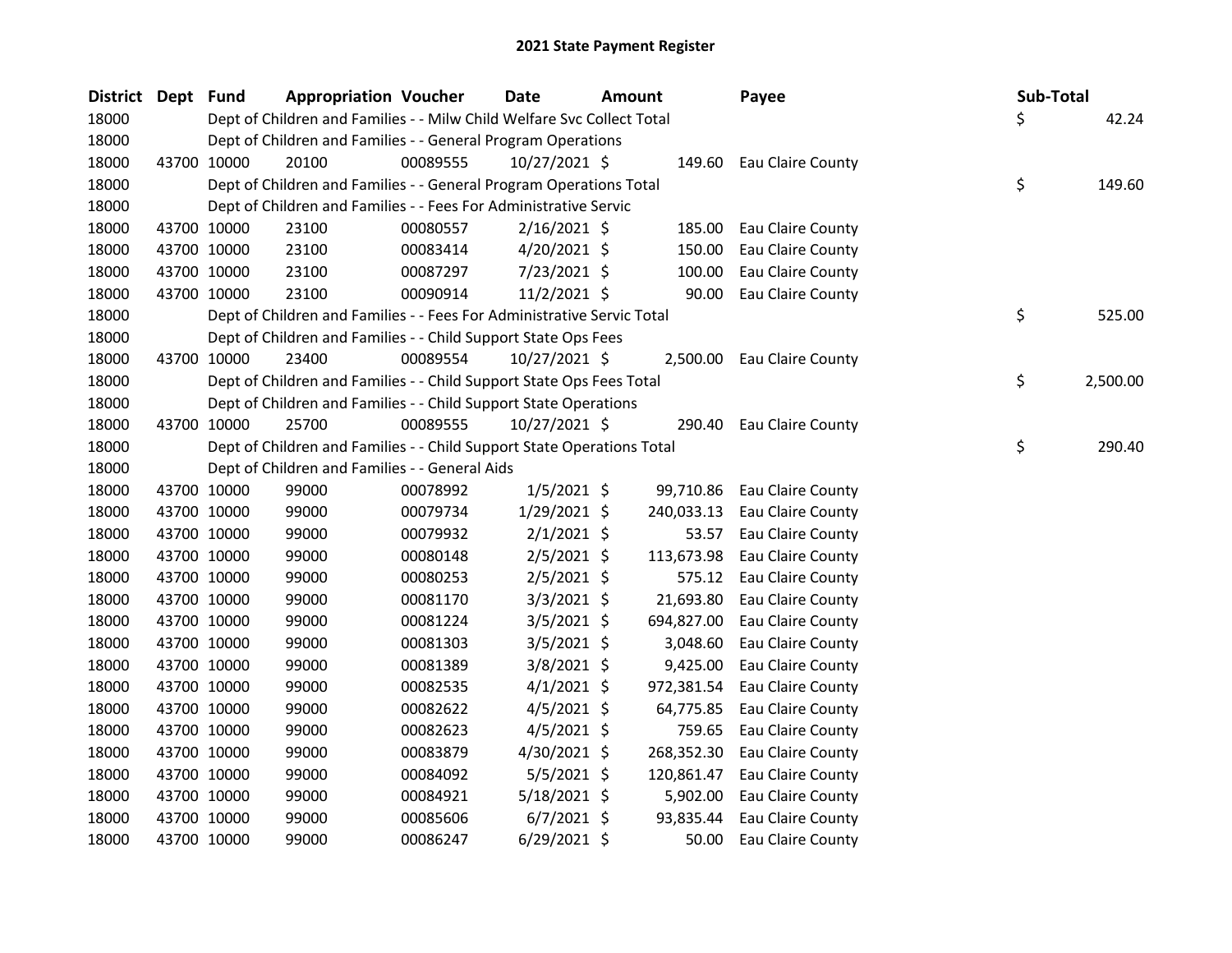# 2021 State Payment Register

| District | Dept | Fund | Appropriation | Voucher | Date | Amount | Payee | Sub-Total |
|---|---|---|---|---|---|---|---|---|
| 18000 | | | Dept of Children and Families - - Milw Child Welfare Svc Collect Total | | | | | $ 42.24 |
| 18000 | | | Dept of Children and Families - - General Program Operations | | | | | |
| 18000 | 43700 | 10000 | 20100 | 00089555 | 10/27/2021 | $ 149.60 | Eau Claire County | |
| 18000 | | | Dept of Children and Families - - General Program Operations Total | | | | | $ 149.60 |
| 18000 | | | Dept of Children and Families - - Fees For Administrative Servic | | | | | |
| 18000 | 43700 | 10000 | 23100 | 00080557 | 2/16/2021 | $ 185.00 | Eau Claire County | |
| 18000 | 43700 | 10000 | 23100 | 00083414 | 4/20/2021 | $ 150.00 | Eau Claire County | |
| 18000 | 43700 | 10000 | 23100 | 00087297 | 7/23/2021 | $ 100.00 | Eau Claire County | |
| 18000 | 43700 | 10000 | 23100 | 00090914 | 11/2/2021 | $ 90.00 | Eau Claire County | |
| 18000 | | | Dept of Children and Families - - Fees For Administrative Servic Total | | | | | $ 525.00 |
| 18000 | | | Dept of Children and Families - - Child Support State Ops Fees | | | | | |
| 18000 | 43700 | 10000 | 23400 | 00089554 | 10/27/2021 | $ 2,500.00 | Eau Claire County | |
| 18000 | | | Dept of Children and Families - - Child Support State Ops Fees Total | | | | | $ 2,500.00 |
| 18000 | | | Dept of Children and Families - - Child Support State Operations | | | | | |
| 18000 | 43700 | 10000 | 25700 | 00089555 | 10/27/2021 | $ 290.40 | Eau Claire County | |
| 18000 | | | Dept of Children and Families - - Child Support State Operations Total | | | | | $ 290.40 |
| 18000 | | | Dept of Children and Families - - General Aids | | | | | |
| 18000 | 43700 | 10000 | 99000 | 00078992 | 1/5/2021 | $ 99,710.86 | Eau Claire County | |
| 18000 | 43700 | 10000 | 99000 | 00079734 | 1/29/2021 | $ 240,033.13 | Eau Claire County | |
| 18000 | 43700 | 10000 | 99000 | 00079932 | 2/1/2021 | $ 53.57 | Eau Claire County | |
| 18000 | 43700 | 10000 | 99000 | 00080148 | 2/5/2021 | $ 113,673.98 | Eau Claire County | |
| 18000 | 43700 | 10000 | 99000 | 00080253 | 2/5/2021 | $ 575.12 | Eau Claire County | |
| 18000 | 43700 | 10000 | 99000 | 00081170 | 3/3/2021 | $ 21,693.80 | Eau Claire County | |
| 18000 | 43700 | 10000 | 99000 | 00081224 | 3/5/2021 | $ 694,827.00 | Eau Claire County | |
| 18000 | 43700 | 10000 | 99000 | 00081303 | 3/5/2021 | $ 3,048.60 | Eau Claire County | |
| 18000 | 43700 | 10000 | 99000 | 00081389 | 3/8/2021 | $ 9,425.00 | Eau Claire County | |
| 18000 | 43700 | 10000 | 99000 | 00082535 | 4/1/2021 | $ 972,381.54 | Eau Claire County | |
| 18000 | 43700 | 10000 | 99000 | 00082622 | 4/5/2021 | $ 64,775.85 | Eau Claire County | |
| 18000 | 43700 | 10000 | 99000 | 00082623 | 4/5/2021 | $ 759.65 | Eau Claire County | |
| 18000 | 43700 | 10000 | 99000 | 00083879 | 4/30/2021 | $ 268,352.30 | Eau Claire County | |
| 18000 | 43700 | 10000 | 99000 | 00084092 | 5/5/2021 | $ 120,861.47 | Eau Claire County | |
| 18000 | 43700 | 10000 | 99000 | 00084921 | 5/18/2021 | $ 5,902.00 | Eau Claire County | |
| 18000 | 43700 | 10000 | 99000 | 00085606 | 6/7/2021 | $ 93,835.44 | Eau Claire County | |
| 18000 | 43700 | 10000 | 99000 | 00086247 | 6/29/2021 | $ 50.00 | Eau Claire County | |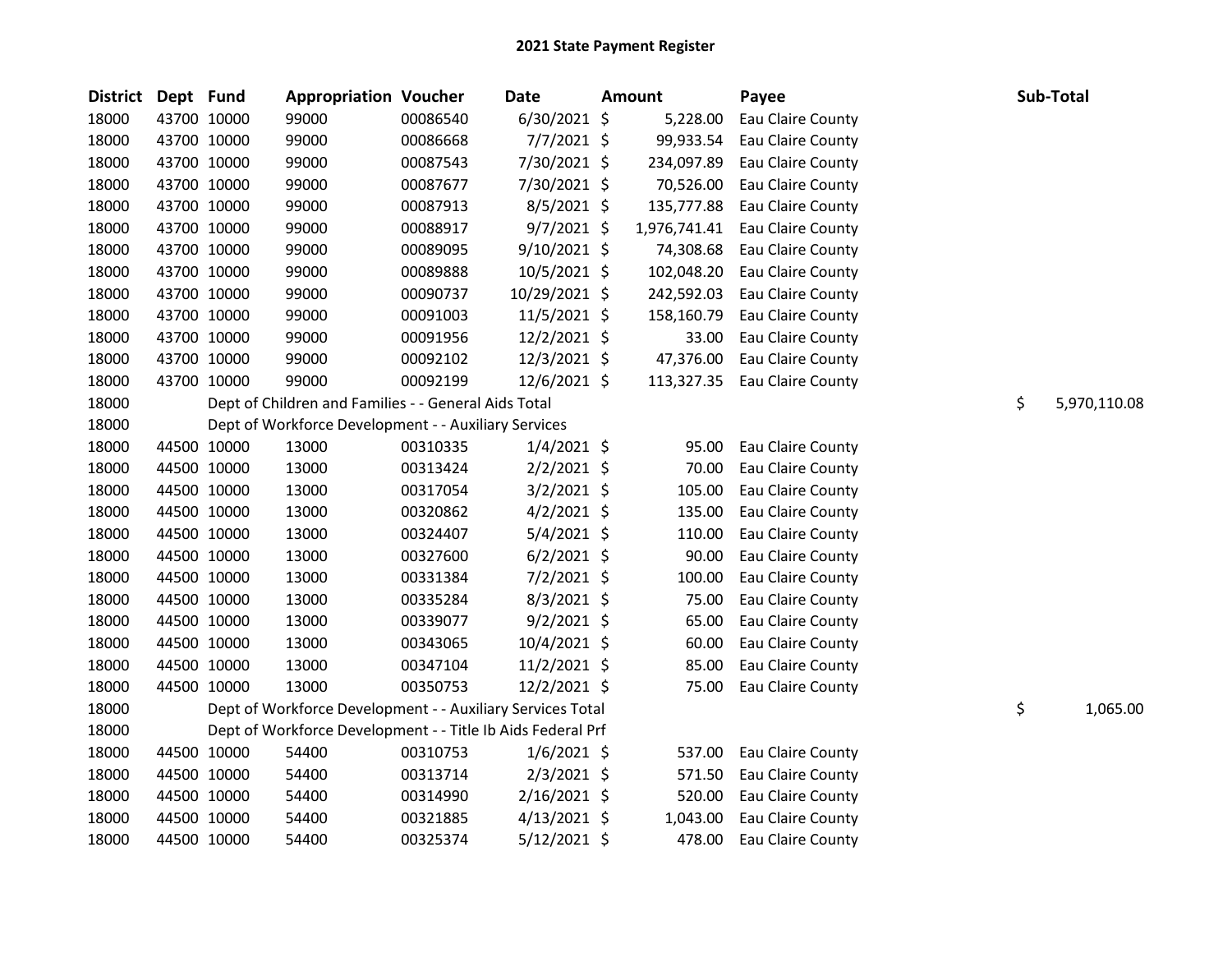# 2021 State Payment Register

| District | Dept | Fund | Appropriation | Voucher | Date | Amount | Payee | Sub-Total |
|---|---|---|---|---|---|---|---|---|
| 18000 | 43700 | 10000 | 99000 | 00086540 | 6/30/2021 | $ 5,228.00 | Eau Claire County | |
| 18000 | 43700 | 10000 | 99000 | 00086668 | 7/7/2021 | $ 99,933.54 | Eau Claire County | |
| 18000 | 43700 | 10000 | 99000 | 00087543 | 7/30/2021 | $ 234,097.89 | Eau Claire County | |
| 18000 | 43700 | 10000 | 99000 | 00087677 | 7/30/2021 | $ 70,526.00 | Eau Claire County | |
| 18000 | 43700 | 10000 | 99000 | 00087913 | 8/5/2021 | $ 135,777.88 | Eau Claire County | |
| 18000 | 43700 | 10000 | 99000 | 00088917 | 9/7/2021 | $ 1,976,741.41 | Eau Claire County | |
| 18000 | 43700 | 10000 | 99000 | 00089095 | 9/10/2021 | $ 74,308.68 | Eau Claire County | |
| 18000 | 43700 | 10000 | 99000 | 00089888 | 10/5/2021 | $ 102,048.20 | Eau Claire County | |
| 18000 | 43700 | 10000 | 99000 | 00090737 | 10/29/2021 | $ 242,592.03 | Eau Claire County | |
| 18000 | 43700 | 10000 | 99000 | 00091003 | 11/5/2021 | $ 158,160.79 | Eau Claire County | |
| 18000 | 43700 | 10000 | 99000 | 00091956 | 12/2/2021 | $ 33.00 | Eau Claire County | |
| 18000 | 43700 | 10000 | 99000 | 00092102 | 12/3/2021 | $ 47,376.00 | Eau Claire County | |
| 18000 | 43700 | 10000 | 99000 | 00092199 | 12/6/2021 | $ 113,327.35 | Eau Claire County | |
| 18000 | | Dept of Children and Families - - General Aids Total | | | | | | $ 5,970,110.08 |
| 18000 | | Dept of Workforce Development - - Auxiliary Services | | | | | | |
| 18000 | 44500 | 10000 | 13000 | 00310335 | 1/4/2021 | $ 95.00 | Eau Claire County | |
| 18000 | 44500 | 10000 | 13000 | 00313424 | 2/2/2021 | $ 70.00 | Eau Claire County | |
| 18000 | 44500 | 10000 | 13000 | 00317054 | 3/2/2021 | $ 105.00 | Eau Claire County | |
| 18000 | 44500 | 10000 | 13000 | 00320862 | 4/2/2021 | $ 135.00 | Eau Claire County | |
| 18000 | 44500 | 10000 | 13000 | 00324407 | 5/4/2021 | $ 110.00 | Eau Claire County | |
| 18000 | 44500 | 10000 | 13000 | 00327600 | 6/2/2021 | $ 90.00 | Eau Claire County | |
| 18000 | 44500 | 10000 | 13000 | 00331384 | 7/2/2021 | $ 100.00 | Eau Claire County | |
| 18000 | 44500 | 10000 | 13000 | 00335284 | 8/3/2021 | $ 75.00 | Eau Claire County | |
| 18000 | 44500 | 10000 | 13000 | 00339077 | 9/2/2021 | $ 65.00 | Eau Claire County | |
| 18000 | 44500 | 10000 | 13000 | 00343065 | 10/4/2021 | $ 60.00 | Eau Claire County | |
| 18000 | 44500 | 10000 | 13000 | 00347104 | 11/2/2021 | $ 85.00 | Eau Claire County | |
| 18000 | 44500 | 10000 | 13000 | 00350753 | 12/2/2021 | $ 75.00 | Eau Claire County | |
| 18000 | | Dept of Workforce Development - - Auxiliary Services Total | | | | | | $ 1,065.00 |
| 18000 | | Dept of Workforce Development - - Title Ib Aids Federal Prf | | | | | | |
| 18000 | 44500 | 10000 | 54400 | 00310753 | 1/6/2021 | $ 537.00 | Eau Claire County | |
| 18000 | 44500 | 10000 | 54400 | 00313714 | 2/3/2021 | $ 571.50 | Eau Claire County | |
| 18000 | 44500 | 10000 | 54400 | 00314990 | 2/16/2021 | $ 520.00 | Eau Claire County | |
| 18000 | 44500 | 10000 | 54400 | 00321885 | 4/13/2021 | $ 1,043.00 | Eau Claire County | |
| 18000 | 44500 | 10000 | 54400 | 00325374 | 5/12/2021 | $ 478.00 | Eau Claire County | |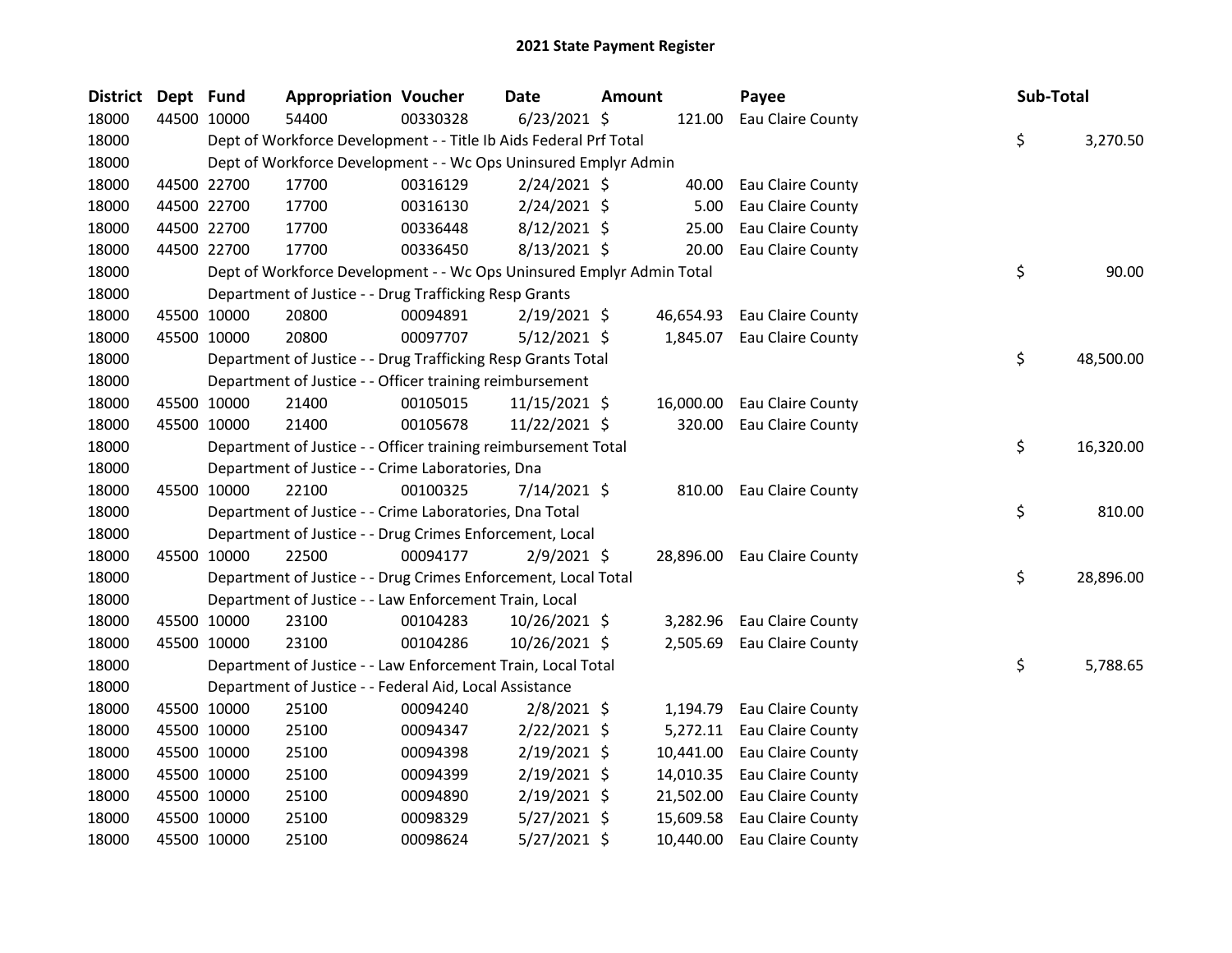# 2021 State Payment Register

| District | Dept | Fund | Appropriation | Voucher | Date | Amount | Payee | Sub-Total |
|---|---|---|---|---|---|---|---|---|
| 18000 | 44500 | 10000 | 54400 | 00330328 | 6/23/2021 | $ 121.00 | Eau Claire County | |
| 18000 | | Dept of Workforce Development - - Title Ib Aids Federal Prf Total | | | | | | $ 3,270.50 |
| 18000 | | Dept of Workforce Development - - Wc Ops Uninsured Emplyr Admin | | | | | | |
| 18000 | 44500 | 22700 | 17700 | 00316129 | 2/24/2021 | $ 40.00 | Eau Claire County | |
| 18000 | 44500 | 22700 | 17700 | 00316130 | 2/24/2021 | $ 5.00 | Eau Claire County | |
| 18000 | 44500 | 22700 | 17700 | 00336448 | 8/12/2021 | $ 25.00 | Eau Claire County | |
| 18000 | 44500 | 22700 | 17700 | 00336450 | 8/13/2021 | $ 20.00 | Eau Claire County | |
| 18000 | | Dept of Workforce Development - - Wc Ops Uninsured Emplyr Admin Total | | | | | | $ 90.00 |
| 18000 | | Department of Justice - - Drug Trafficking Resp Grants | | | | | | |
| 18000 | 45500 | 10000 | 20800 | 00094891 | 2/19/2021 | $ 46,654.93 | Eau Claire County | |
| 18000 | 45500 | 10000 | 20800 | 00097707 | 5/12/2021 | $ 1,845.07 | Eau Claire County | |
| 18000 | | Department of Justice - - Drug Trafficking Resp Grants Total | | | | | | $ 48,500.00 |
| 18000 | | Department of Justice - - Officer training reimbursement | | | | | | |
| 18000 | 45500 | 10000 | 21400 | 00105015 | 11/15/2021 | $ 16,000.00 | Eau Claire County | |
| 18000 | 45500 | 10000 | 21400 | 00105678 | 11/22/2021 | $ 320.00 | Eau Claire County | |
| 18000 | | Department of Justice - - Officer training reimbursement Total | | | | | | $ 16,320.00 |
| 18000 | | Department of Justice - - Crime Laboratories, Dna | | | | | | |
| 18000 | 45500 | 10000 | 22100 | 00100325 | 7/14/2021 | $ 810.00 | Eau Claire County | |
| 18000 | | Department of Justice - - Crime Laboratories, Dna Total | | | | | | $ 810.00 |
| 18000 | | Department of Justice - - Drug Crimes Enforcement, Local | | | | | | |
| 18000 | 45500 | 10000 | 22500 | 00094177 | 2/9/2021 | $ 28,896.00 | Eau Claire County | |
| 18000 | | Department of Justice - - Drug Crimes Enforcement, Local Total | | | | | | $ 28,896.00 |
| 18000 | | Department of Justice - - Law Enforcement Train, Local | | | | | | |
| 18000 | 45500 | 10000 | 23100 | 00104283 | 10/26/2021 | $ 3,282.96 | Eau Claire County | |
| 18000 | 45500 | 10000 | 23100 | 00104286 | 10/26/2021 | $ 2,505.69 | Eau Claire County | |
| 18000 | | Department of Justice - - Law Enforcement Train, Local Total | | | | | | $ 5,788.65 |
| 18000 | | Department of Justice - - Federal Aid, Local Assistance | | | | | | |
| 18000 | 45500 | 10000 | 25100 | 00094240 | 2/8/2021 | $ 1,194.79 | Eau Claire County | |
| 18000 | 45500 | 10000 | 25100 | 00094347 | 2/22/2021 | $ 5,272.11 | Eau Claire County | |
| 18000 | 45500 | 10000 | 25100 | 00094398 | 2/19/2021 | $ 10,441.00 | Eau Claire County | |
| 18000 | 45500 | 10000 | 25100 | 00094399 | 2/19/2021 | $ 14,010.35 | Eau Claire County | |
| 18000 | 45500 | 10000 | 25100 | 00094890 | 2/19/2021 | $ 21,502.00 | Eau Claire County | |
| 18000 | 45500 | 10000 | 25100 | 00098329 | 5/27/2021 | $ 15,609.58 | Eau Claire County | |
| 18000 | 45500 | 10000 | 25100 | 00098624 | 5/27/2021 | $ 10,440.00 | Eau Claire County | |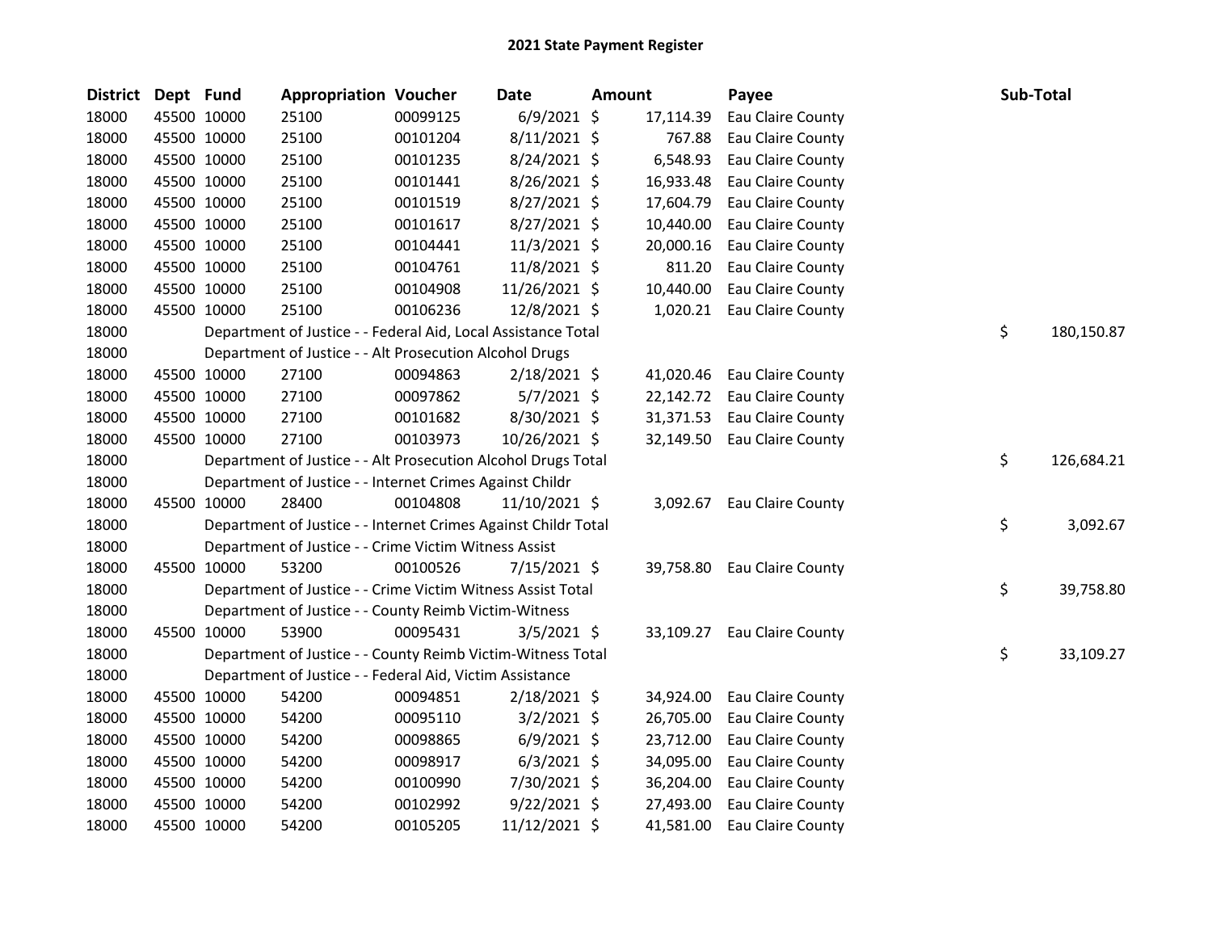# 2021 State Payment Register

| District | Dept | Fund | Appropriation | Voucher | Date | Amount | Payee | Sub-Total |
|---|---|---|---|---|---|---|---|---|
| 18000 | 45500 | 10000 | 25100 | 00099125 | 6/9/2021 | $ 17,114.39 | Eau Claire County | |
| 18000 | 45500 | 10000 | 25100 | 00101204 | 8/11/2021 | $ 767.88 | Eau Claire County | |
| 18000 | 45500 | 10000 | 25100 | 00101235 | 8/24/2021 | $ 6,548.93 | Eau Claire County | |
| 18000 | 45500 | 10000 | 25100 | 00101441 | 8/26/2021 | $ 16,933.48 | Eau Claire County | |
| 18000 | 45500 | 10000 | 25100 | 00101519 | 8/27/2021 | $ 17,604.79 | Eau Claire County | |
| 18000 | 45500 | 10000 | 25100 | 00101617 | 8/27/2021 | $ 10,440.00 | Eau Claire County | |
| 18000 | 45500 | 10000 | 25100 | 00104441 | 11/3/2021 | $ 20,000.16 | Eau Claire County | |
| 18000 | 45500 | 10000 | 25100 | 00104761 | 11/8/2021 | $ 811.20 | Eau Claire County | |
| 18000 | 45500 | 10000 | 25100 | 00104908 | 11/26/2021 | $ 10,440.00 | Eau Claire County | |
| 18000 | 45500 | 10000 | 25100 | 00106236 | 12/8/2021 | $ 1,020.21 | Eau Claire County | |
| 18000 | | | Department of Justice - - Federal Aid, Local Assistance Total | | | | | $ 180,150.87 |
| 18000 | | | Department of Justice - - Alt Prosecution Alcohol Drugs | | | | | |
| 18000 | 45500 | 10000 | 27100 | 00094863 | 2/18/2021 | $ 41,020.46 | Eau Claire County | |
| 18000 | 45500 | 10000 | 27100 | 00097862 | 5/7/2021 | $ 22,142.72 | Eau Claire County | |
| 18000 | 45500 | 10000 | 27100 | 00101682 | 8/30/2021 | $ 31,371.53 | Eau Claire County | |
| 18000 | 45500 | 10000 | 27100 | 00103973 | 10/26/2021 | $ 32,149.50 | Eau Claire County | |
| 18000 | | | Department of Justice - - Alt Prosecution Alcohol Drugs Total | | | | | $ 126,684.21 |
| 18000 | | | Department of Justice - - Internet Crimes Against Childr | | | | | |
| 18000 | 45500 | 10000 | 28400 | 00104808 | 11/10/2021 | $ 3,092.67 | Eau Claire County | |
| 18000 | | | Department of Justice - - Internet Crimes Against Childr Total | | | | | $ 3,092.67 |
| 18000 | | | Department of Justice - - Crime Victim Witness Assist | | | | | |
| 18000 | 45500 | 10000 | 53200 | 00100526 | 7/15/2021 | $ 39,758.80 | Eau Claire County | |
| 18000 | | | Department of Justice - - Crime Victim Witness Assist Total | | | | | $ 39,758.80 |
| 18000 | | | Department of Justice - - County Reimb Victim-Witness | | | | | |
| 18000 | 45500 | 10000 | 53900 | 00095431 | 3/5/2021 | $ 33,109.27 | Eau Claire County | |
| 18000 | | | Department of Justice - - County Reimb Victim-Witness Total | | | | | $ 33,109.27 |
| 18000 | | | Department of Justice - - Federal Aid, Victim Assistance | | | | | |
| 18000 | 45500 | 10000 | 54200 | 00094851 | 2/18/2021 | $ 34,924.00 | Eau Claire County | |
| 18000 | 45500 | 10000 | 54200 | 00095110 | 3/2/2021 | $ 26,705.00 | Eau Claire County | |
| 18000 | 45500 | 10000 | 54200 | 00098865 | 6/9/2021 | $ 23,712.00 | Eau Claire County | |
| 18000 | 45500 | 10000 | 54200 | 00098917 | 6/3/2021 | $ 34,095.00 | Eau Claire County | |
| 18000 | 45500 | 10000 | 54200 | 00100990 | 7/30/2021 | $ 36,204.00 | Eau Claire County | |
| 18000 | 45500 | 10000 | 54200 | 00102992 | 9/22/2021 | $ 27,493.00 | Eau Claire County | |
| 18000 | 45500 | 10000 | 54200 | 00105205 | 11/12/2021 | $ 41,581.00 | Eau Claire County | |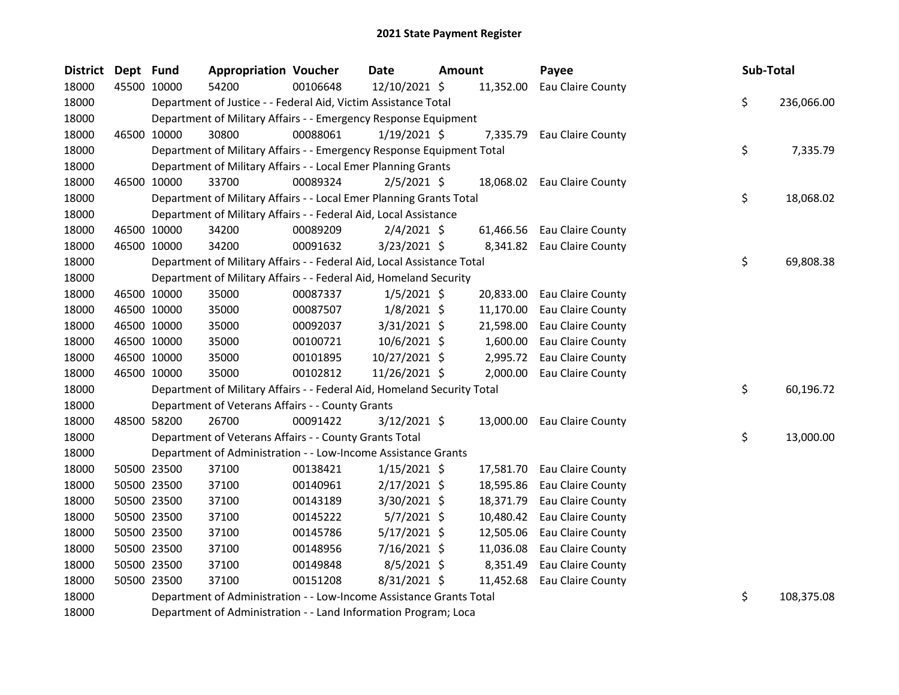# 2021 State Payment Register

| District | Dept | Fund | Appropriation | Voucher | Date | Amount | Payee | Sub-Total |
|---|---|---|---|---|---|---|---|---|
| 18000 | 45500 | 10000 | 54200 | 00106648 | 12/10/2021 | $ 11,352.00 | Eau Claire County | |
| 18000 | | Department of Justice - - Federal Aid, Victim Assistance Total | | | | | | $ 236,066.00 |
| 18000 | | Department of Military Affairs - - Emergency Response Equipment | | | | | | |
| 18000 | 46500 | 10000 | 30800 | 00088061 | 1/19/2021 | $ 7,335.79 | Eau Claire County | |
| 18000 | | Department of Military Affairs - - Emergency Response Equipment Total | | | | | | $ 7,335.79 |
| 18000 | | Department of Military Affairs - - Local Emer Planning Grants | | | | | | |
| 18000 | 46500 | 10000 | 33700 | 00089324 | 2/5/2021 | $ 18,068.02 | Eau Claire County | |
| 18000 | | Department of Military Affairs - - Local Emer Planning Grants Total | | | | | | $ 18,068.02 |
| 18000 | | Department of Military Affairs - - Federal Aid, Local Assistance | | | | | | |
| 18000 | 46500 | 10000 | 34200 | 00089209 | 2/4/2021 | $ 61,466.56 | Eau Claire County | |
| 18000 | 46500 | 10000 | 34200 | 00091632 | 3/23/2021 | $ 8,341.82 | Eau Claire County | |
| 18000 | | Department of Military Affairs - - Federal Aid, Local Assistance Total | | | | | | $ 69,808.38 |
| 18000 | | Department of Military Affairs - - Federal Aid, Homeland Security | | | | | | |
| 18000 | 46500 | 10000 | 35000 | 00087337 | 1/5/2021 | $ 20,833.00 | Eau Claire County | |
| 18000 | 46500 | 10000 | 35000 | 00087507 | 1/8/2021 | $ 11,170.00 | Eau Claire County | |
| 18000 | 46500 | 10000 | 35000 | 00092037 | 3/31/2021 | $ 21,598.00 | Eau Claire County | |
| 18000 | 46500 | 10000 | 35000 | 00100721 | 10/6/2021 | $ 1,600.00 | Eau Claire County | |
| 18000 | 46500 | 10000 | 35000 | 00101895 | 10/27/2021 | $ 2,995.72 | Eau Claire County | |
| 18000 | 46500 | 10000 | 35000 | 00102812 | 11/26/2021 | $ 2,000.00 | Eau Claire County | |
| 18000 | | Department of Military Affairs - - Federal Aid, Homeland Security Total | | | | | | $ 60,196.72 |
| 18000 | | Department of Veterans Affairs - - County Grants | | | | | | |
| 18000 | 48500 | 58200 | 26700 | 00091422 | 3/12/2021 | $ 13,000.00 | Eau Claire County | |
| 18000 | | Department of Veterans Affairs - - County Grants Total | | | | | | $ 13,000.00 |
| 18000 | | Department of Administration - - Low-Income Assistance Grants | | | | | | |
| 18000 | 50500 | 23500 | 37100 | 00138421 | 1/15/2021 | $ 17,581.70 | Eau Claire County | |
| 18000 | 50500 | 23500 | 37100 | 00140961 | 2/17/2021 | $ 18,595.86 | Eau Claire County | |
| 18000 | 50500 | 23500 | 37100 | 00143189 | 3/30/2021 | $ 18,371.79 | Eau Claire County | |
| 18000 | 50500 | 23500 | 37100 | 00145222 | 5/7/2021 | $ 10,480.42 | Eau Claire County | |
| 18000 | 50500 | 23500 | 37100 | 00145786 | 5/17/2021 | $ 12,505.06 | Eau Claire County | |
| 18000 | 50500 | 23500 | 37100 | 00148956 | 7/16/2021 | $ 11,036.08 | Eau Claire County | |
| 18000 | 50500 | 23500 | 37100 | 00149848 | 8/5/2021 | $ 8,351.49 | Eau Claire County | |
| 18000 | 50500 | 23500 | 37100 | 00151208 | 8/31/2021 | $ 11,452.68 | Eau Claire County | |
| 18000 | | Department of Administration - - Low-Income Assistance Grants Total | | | | | | $ 108,375.08 |
| 18000 | | Department of Administration - - Land Information Program; Loca | | | | | | |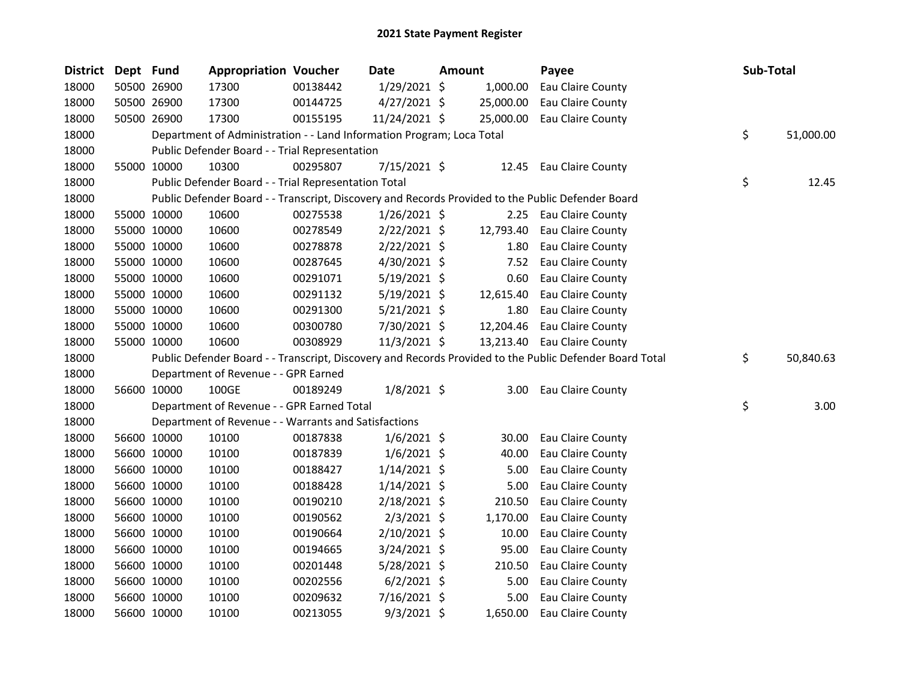# 2021 State Payment Register

| District | Dept | Fund | Appropriation | Voucher | Date | Amount | Payee | Sub-Total |
|---|---|---|---|---|---|---|---|---|
| 18000 | 50500 | 26900 | 17300 | 00138442 | 1/29/2021 | $ 1,000.00 | Eau Claire County | |
| 18000 | 50500 | 26900 | 17300 | 00144725 | 4/27/2021 | $ 25,000.00 | Eau Claire County | |
| 18000 | 50500 | 26900 | 17300 | 00155195 | 11/24/2021 | $ 25,000.00 | Eau Claire County | |
| 18000 | | | Department of Administration - - Land Information Program; Loca Total | | | | | $ 51,000.00 |
| 18000 | | | Public Defender Board - - Trial Representation | | | | | |
| 18000 | 55000 | 10000 | 10300 | 00295807 | 7/15/2021 | $ 12.45 | Eau Claire County | |
| 18000 | | | Public Defender Board - - Trial Representation Total | | | | | $ 12.45 |
| 18000 | | | Public Defender Board - - Transcript, Discovery and Records Provided to the Public Defender Board | | | | | |
| 18000 | 55000 | 10000 | 10600 | 00275538 | 1/26/2021 | $ 2.25 | Eau Claire County | |
| 18000 | 55000 | 10000 | 10600 | 00278549 | 2/22/2021 | $ 12,793.40 | Eau Claire County | |
| 18000 | 55000 | 10000 | 10600 | 00278878 | 2/22/2021 | $ 1.80 | Eau Claire County | |
| 18000 | 55000 | 10000 | 10600 | 00287645 | 4/30/2021 | $ 7.52 | Eau Claire County | |
| 18000 | 55000 | 10000 | 10600 | 00291071 | 5/19/2021 | $ 0.60 | Eau Claire County | |
| 18000 | 55000 | 10000 | 10600 | 00291132 | 5/19/2021 | $ 12,615.40 | Eau Claire County | |
| 18000 | 55000 | 10000 | 10600 | 00291300 | 5/21/2021 | $ 1.80 | Eau Claire County | |
| 18000 | 55000 | 10000 | 10600 | 00300780 | 7/30/2021 | $ 12,204.46 | Eau Claire County | |
| 18000 | 55000 | 10000 | 10600 | 00308929 | 11/3/2021 | $ 13,213.40 | Eau Claire County | |
| 18000 | | | Public Defender Board - - Transcript, Discovery and Records Provided to the Public Defender Board Total | | | | | $ 50,840.63 |
| 18000 | | | Department of Revenue - - GPR Earned | | | | | |
| 18000 | 56600 | 10000 | 100GE | 00189249 | 1/8/2021 | $ 3.00 | Eau Claire County | |
| 18000 | | | Department of Revenue - - GPR Earned Total | | | | | $ 3.00 |
| 18000 | | | Department of Revenue - - Warrants and Satisfactions | | | | | |
| 18000 | 56600 | 10000 | 10100 | 00187838 | 1/6/2021 | $ 30.00 | Eau Claire County | |
| 18000 | 56600 | 10000 | 10100 | 00187839 | 1/6/2021 | $ 40.00 | Eau Claire County | |
| 18000 | 56600 | 10000 | 10100 | 00188427 | 1/14/2021 | $ 5.00 | Eau Claire County | |
| 18000 | 56600 | 10000 | 10100 | 00188428 | 1/14/2021 | $ 5.00 | Eau Claire County | |
| 18000 | 56600 | 10000 | 10100 | 00190210 | 2/18/2021 | $ 210.50 | Eau Claire County | |
| 18000 | 56600 | 10000 | 10100 | 00190562 | 2/3/2021 | $ 1,170.00 | Eau Claire County | |
| 18000 | 56600 | 10000 | 10100 | 00190664 | 2/10/2021 | $ 10.00 | Eau Claire County | |
| 18000 | 56600 | 10000 | 10100 | 00194665 | 3/24/2021 | $ 95.00 | Eau Claire County | |
| 18000 | 56600 | 10000 | 10100 | 00201448 | 5/28/2021 | $ 210.50 | Eau Claire County | |
| 18000 | 56600 | 10000 | 10100 | 00202556 | 6/2/2021 | $ 5.00 | Eau Claire County | |
| 18000 | 56600 | 10000 | 10100 | 00209632 | 7/16/2021 | $ 5.00 | Eau Claire County | |
| 18000 | 56600 | 10000 | 10100 | 00213055 | 9/3/2021 | $ 1,650.00 | Eau Claire County | |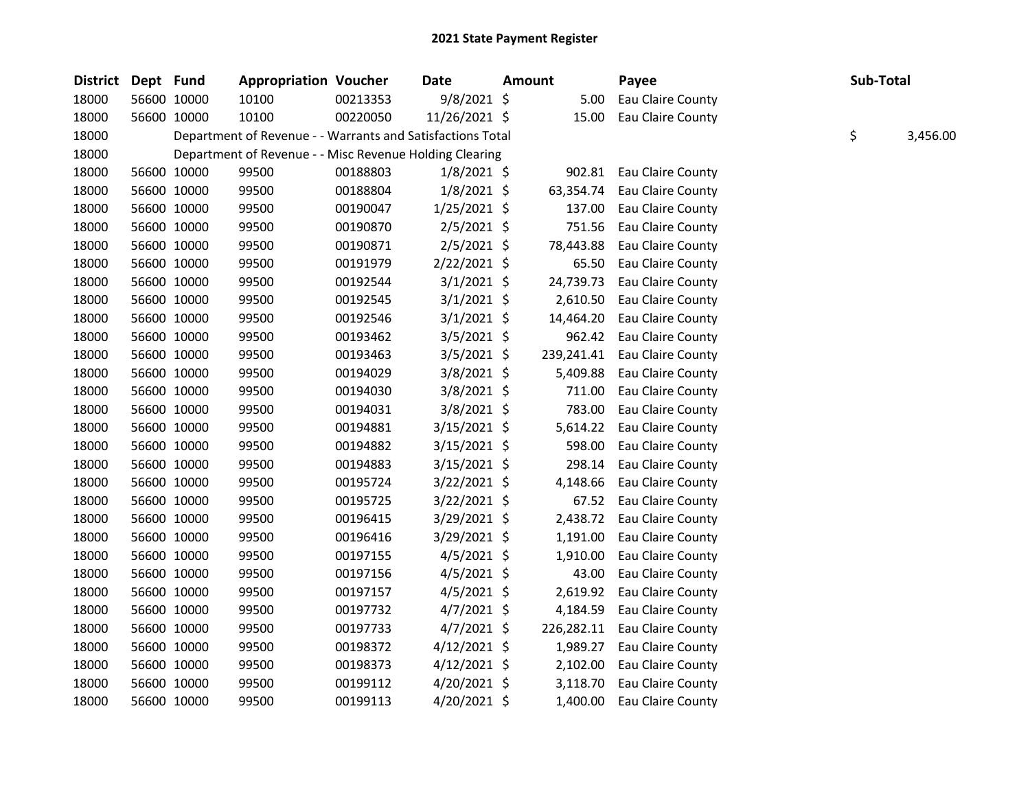# 2021 State Payment Register

| District | Dept | Fund | Appropriation | Voucher | Date | Amount | Payee | Sub-Total |
|---|---|---|---|---|---|---|---|---|
| 18000 | 56600 | 10000 | 10100 | 00213353 | 9/8/2021 | $ 5.00 | Eau Claire County | |
| 18000 | 56600 | 10000 | 10100 | 00220050 | 11/26/2021 | $ 15.00 | Eau Claire County | |
| 18000 | | Department of Revenue - - Warrants and Satisfactions Total | | | | | | $ 3,456.00 |
| 18000 | | Department of Revenue - - Misc Revenue Holding Clearing | | | | | | |
| 18000 | 56600 | 10000 | 99500 | 00188803 | 1/8/2021 | $ 902.81 | Eau Claire County | |
| 18000 | 56600 | 10000 | 99500 | 00188804 | 1/8/2021 | $ 63,354.74 | Eau Claire County | |
| 18000 | 56600 | 10000 | 99500 | 00190047 | 1/25/2021 | $ 137.00 | Eau Claire County | |
| 18000 | 56600 | 10000 | 99500 | 00190870 | 2/5/2021 | $ 751.56 | Eau Claire County | |
| 18000 | 56600 | 10000 | 99500 | 00190871 | 2/5/2021 | $ 78,443.88 | Eau Claire County | |
| 18000 | 56600 | 10000 | 99500 | 00191979 | 2/22/2021 | $ 65.50 | Eau Claire County | |
| 18000 | 56600 | 10000 | 99500 | 00192544 | 3/1/2021 | $ 24,739.73 | Eau Claire County | |
| 18000 | 56600 | 10000 | 99500 | 00192545 | 3/1/2021 | $ 2,610.50 | Eau Claire County | |
| 18000 | 56600 | 10000 | 99500 | 00192546 | 3/1/2021 | $ 14,464.20 | Eau Claire County | |
| 18000 | 56600 | 10000 | 99500 | 00193462 | 3/5/2021 | $ 962.42 | Eau Claire County | |
| 18000 | 56600 | 10000 | 99500 | 00193463 | 3/5/2021 | $ 239,241.41 | Eau Claire County | |
| 18000 | 56600 | 10000 | 99500 | 00194029 | 3/8/2021 | $ 5,409.88 | Eau Claire County | |
| 18000 | 56600 | 10000 | 99500 | 00194030 | 3/8/2021 | $ 711.00 | Eau Claire County | |
| 18000 | 56600 | 10000 | 99500 | 00194031 | 3/8/2021 | $ 783.00 | Eau Claire County | |
| 18000 | 56600 | 10000 | 99500 | 00194881 | 3/15/2021 | $ 5,614.22 | Eau Claire County | |
| 18000 | 56600 | 10000 | 99500 | 00194882 | 3/15/2021 | $ 598.00 | Eau Claire County | |
| 18000 | 56600 | 10000 | 99500 | 00194883 | 3/15/2021 | $ 298.14 | Eau Claire County | |
| 18000 | 56600 | 10000 | 99500 | 00195724 | 3/22/2021 | $ 4,148.66 | Eau Claire County | |
| 18000 | 56600 | 10000 | 99500 | 00195725 | 3/22/2021 | $ 67.52 | Eau Claire County | |
| 18000 | 56600 | 10000 | 99500 | 00196415 | 3/29/2021 | $ 2,438.72 | Eau Claire County | |
| 18000 | 56600 | 10000 | 99500 | 00196416 | 3/29/2021 | $ 1,191.00 | Eau Claire County | |
| 18000 | 56600 | 10000 | 99500 | 00197155 | 4/5/2021 | $ 1,910.00 | Eau Claire County | |
| 18000 | 56600 | 10000 | 99500 | 00197156 | 4/5/2021 | $ 43.00 | Eau Claire County | |
| 18000 | 56600 | 10000 | 99500 | 00197157 | 4/5/2021 | $ 2,619.92 | Eau Claire County | |
| 18000 | 56600 | 10000 | 99500 | 00197732 | 4/7/2021 | $ 4,184.59 | Eau Claire County | |
| 18000 | 56600 | 10000 | 99500 | 00197733 | 4/7/2021 | $ 226,282.11 | Eau Claire County | |
| 18000 | 56600 | 10000 | 99500 | 00198372 | 4/12/2021 | $ 1,989.27 | Eau Claire County | |
| 18000 | 56600 | 10000 | 99500 | 00198373 | 4/12/2021 | $ 2,102.00 | Eau Claire County | |
| 18000 | 56600 | 10000 | 99500 | 00199112 | 4/20/2021 | $ 3,118.70 | Eau Claire County | |
| 18000 | 56600 | 10000 | 99500 | 00199113 | 4/20/2021 | $ 1,400.00 | Eau Claire County | |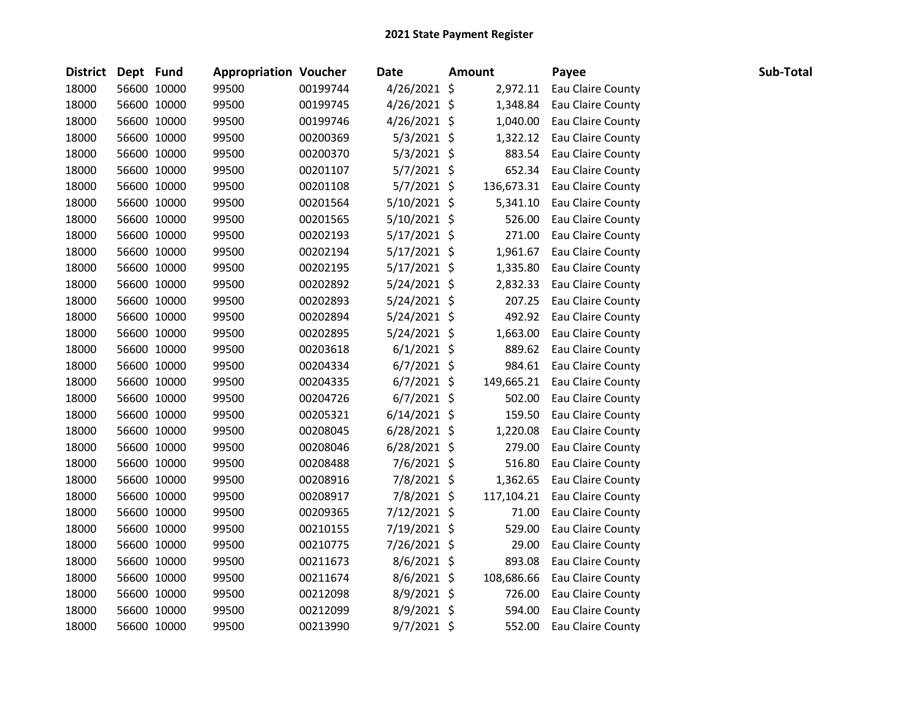# 2021 State Payment Register

| District | Dept | Fund | Appropriation | Voucher | Date | Amount | Payee | Sub-Total |
|---|---|---|---|---|---|---|---|---|
| 18000 | 56600 | 10000 | 99500 | 00199744 | 4/26/2021 | $ 2,972.11 | Eau Claire County | |
| 18000 | 56600 | 10000 | 99500 | 00199745 | 4/26/2021 | $ 1,348.84 | Eau Claire County | |
| 18000 | 56600 | 10000 | 99500 | 00199746 | 4/26/2021 | $ 1,040.00 | Eau Claire County | |
| 18000 | 56600 | 10000 | 99500 | 00200369 | 5/3/2021 | $ 1,322.12 | Eau Claire County | |
| 18000 | 56600 | 10000 | 99500 | 00200370 | 5/3/2021 | $ 883.54 | Eau Claire County | |
| 18000 | 56600 | 10000 | 99500 | 00201107 | 5/7/2021 | $ 652.34 | Eau Claire County | |
| 18000 | 56600 | 10000 | 99500 | 00201108 | 5/7/2021 | $ 136,673.31 | Eau Claire County | |
| 18000 | 56600 | 10000 | 99500 | 00201564 | 5/10/2021 | $ 5,341.10 | Eau Claire County | |
| 18000 | 56600 | 10000 | 99500 | 00201565 | 5/10/2021 | $ 526.00 | Eau Claire County | |
| 18000 | 56600 | 10000 | 99500 | 00202193 | 5/17/2021 | $ 271.00 | Eau Claire County | |
| 18000 | 56600 | 10000 | 99500 | 00202194 | 5/17/2021 | $ 1,961.67 | Eau Claire County | |
| 18000 | 56600 | 10000 | 99500 | 00202195 | 5/17/2021 | $ 1,335.80 | Eau Claire County | |
| 18000 | 56600 | 10000 | 99500 | 00202892 | 5/24/2021 | $ 2,832.33 | Eau Claire County | |
| 18000 | 56600 | 10000 | 99500 | 00202893 | 5/24/2021 | $ 207.25 | Eau Claire County | |
| 18000 | 56600 | 10000 | 99500 | 00202894 | 5/24/2021 | $ 492.92 | Eau Claire County | |
| 18000 | 56600 | 10000 | 99500 | 00202895 | 5/24/2021 | $ 1,663.00 | Eau Claire County | |
| 18000 | 56600 | 10000 | 99500 | 00203618 | 6/1/2021 | $ 889.62 | Eau Claire County | |
| 18000 | 56600 | 10000 | 99500 | 00204334 | 6/7/2021 | $ 984.61 | Eau Claire County | |
| 18000 | 56600 | 10000 | 99500 | 00204335 | 6/7/2021 | $ 149,665.21 | Eau Claire County | |
| 18000 | 56600 | 10000 | 99500 | 00204726 | 6/7/2021 | $ 502.00 | Eau Claire County | |
| 18000 | 56600 | 10000 | 99500 | 00205321 | 6/14/2021 | $ 159.50 | Eau Claire County | |
| 18000 | 56600 | 10000 | 99500 | 00208045 | 6/28/2021 | $ 1,220.08 | Eau Claire County | |
| 18000 | 56600 | 10000 | 99500 | 00208046 | 6/28/2021 | $ 279.00 | Eau Claire County | |
| 18000 | 56600 | 10000 | 99500 | 00208488 | 7/6/2021 | $ 516.80 | Eau Claire County | |
| 18000 | 56600 | 10000 | 99500 | 00208916 | 7/8/2021 | $ 1,362.65 | Eau Claire County | |
| 18000 | 56600 | 10000 | 99500 | 00208917 | 7/8/2021 | $ 117,104.21 | Eau Claire County | |
| 18000 | 56600 | 10000 | 99500 | 00209365 | 7/12/2021 | $ 71.00 | Eau Claire County | |
| 18000 | 56600 | 10000 | 99500 | 00210155 | 7/19/2021 | $ 529.00 | Eau Claire County | |
| 18000 | 56600 | 10000 | 99500 | 00210775 | 7/26/2021 | $ 29.00 | Eau Claire County | |
| 18000 | 56600 | 10000 | 99500 | 00211673 | 8/6/2021 | $ 893.08 | Eau Claire County | |
| 18000 | 56600 | 10000 | 99500 | 00211674 | 8/6/2021 | $ 108,686.66 | Eau Claire County | |
| 18000 | 56600 | 10000 | 99500 | 00212098 | 8/9/2021 | $ 726.00 | Eau Claire County | |
| 18000 | 56600 | 10000 | 99500 | 00212099 | 8/9/2021 | $ 594.00 | Eau Claire County | |
| 18000 | 56600 | 10000 | 99500 | 00213990 | 9/7/2021 | $ 552.00 | Eau Claire County | |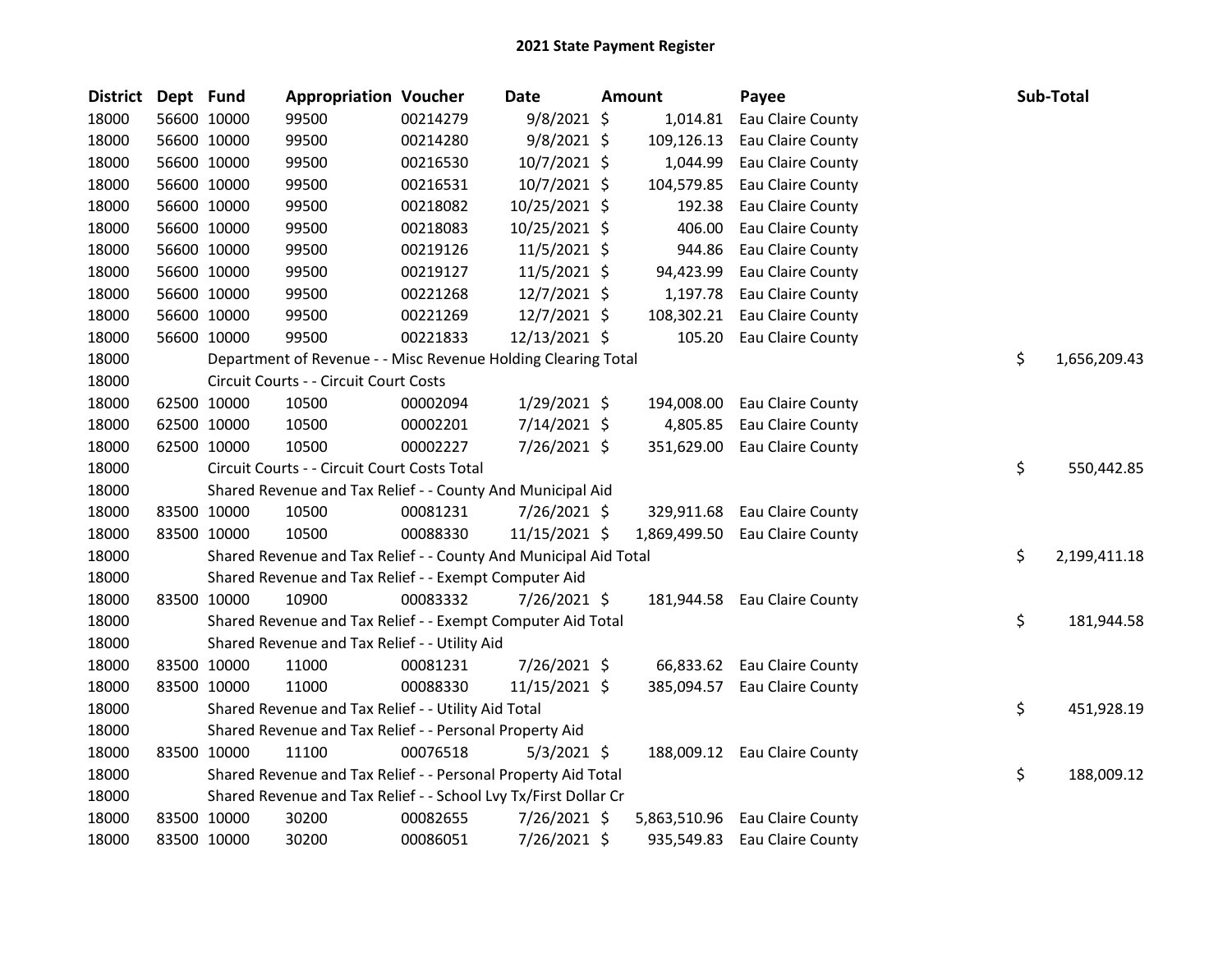# 2021 State Payment Register

| District | Dept | Fund | Appropriation | Voucher | Date | Amount | Payee | Sub-Total |
|---|---|---|---|---|---|---|---|---|
| 18000 | 56600 | 10000 | 99500 | 00214279 | 9/8/2021 | $ 1,014.81 | Eau Claire County | |
| 18000 | 56600 | 10000 | 99500 | 00214280 | 9/8/2021 | $ 109,126.13 | Eau Claire County | |
| 18000 | 56600 | 10000 | 99500 | 00216530 | 10/7/2021 | $ 1,044.99 | Eau Claire County | |
| 18000 | 56600 | 10000 | 99500 | 00216531 | 10/7/2021 | $ 104,579.85 | Eau Claire County | |
| 18000 | 56600 | 10000 | 99500 | 00218082 | 10/25/2021 | $ 192.38 | Eau Claire County | |
| 18000 | 56600 | 10000 | 99500 | 00218083 | 10/25/2021 | $ 406.00 | Eau Claire County | |
| 18000 | 56600 | 10000 | 99500 | 00219126 | 11/5/2021 | $ 944.86 | Eau Claire County | |
| 18000 | 56600 | 10000 | 99500 | 00219127 | 11/5/2021 | $ 94,423.99 | Eau Claire County | |
| 18000 | 56600 | 10000 | 99500 | 00221268 | 12/7/2021 | $ 1,197.78 | Eau Claire County | |
| 18000 | 56600 | 10000 | 99500 | 00221269 | 12/7/2021 | $ 108,302.21 | Eau Claire County | |
| 18000 | 56600 | 10000 | 99500 | 00221833 | 12/13/2021 | $ 105.20 | Eau Claire County | |
| 18000 | | Department of Revenue - - Misc Revenue Holding Clearing Total | | | | | | $ 1,656,209.43 |
| 18000 | | Circuit Courts - - Circuit Court Costs | | | | | | |
| 18000 | 62500 | 10000 | 10500 | 00002094 | 1/29/2021 | $ 194,008.00 | Eau Claire County | |
| 18000 | 62500 | 10000 | 10500 | 00002201 | 7/14/2021 | $ 4,805.85 | Eau Claire County | |
| 18000 | 62500 | 10000 | 10500 | 00002227 | 7/26/2021 | $ 351,629.00 | Eau Claire County | |
| 18000 | | Circuit Courts - - Circuit Court Costs Total | | | | | | $ 550,442.85 |
| 18000 | | Shared Revenue and Tax Relief - - County And Municipal Aid | | | | | | |
| 18000 | 83500 | 10000 | 10500 | 00081231 | 7/26/2021 | $ 329,911.68 | Eau Claire County | |
| 18000 | 83500 | 10000 | 10500 | 00088330 | 11/15/2021 | $ 1,869,499.50 | Eau Claire County | |
| 18000 | | Shared Revenue and Tax Relief - - County And Municipal Aid Total | | | | | | $ 2,199,411.18 |
| 18000 | | Shared Revenue and Tax Relief - - Exempt Computer Aid | | | | | | |
| 18000 | 83500 | 10000 | 10900 | 00083332 | 7/26/2021 | $ 181,944.58 | Eau Claire County | |
| 18000 | | Shared Revenue and Tax Relief - - Exempt Computer Aid Total | | | | | | $ 181,944.58 |
| 18000 | | Shared Revenue and Tax Relief - - Utility Aid | | | | | | |
| 18000 | 83500 | 10000 | 11000 | 00081231 | 7/26/2021 | $ 66,833.62 | Eau Claire County | |
| 18000 | 83500 | 10000 | 11000 | 00088330 | 11/15/2021 | $ 385,094.57 | Eau Claire County | |
| 18000 | | Shared Revenue and Tax Relief - - Utility Aid Total | | | | | | $ 451,928.19 |
| 18000 | | Shared Revenue and Tax Relief - - Personal Property Aid | | | | | | |
| 18000 | 83500 | 10000 | 11100 | 00076518 | 5/3/2021 | $ 188,009.12 | Eau Claire County | |
| 18000 | | Shared Revenue and Tax Relief - - Personal Property Aid Total | | | | | | $ 188,009.12 |
| 18000 | | Shared Revenue and Tax Relief - - School Lvy Tx/First Dollar Cr | | | | | | |
| 18000 | 83500 | 10000 | 30200 | 00082655 | 7/26/2021 | $ 5,863,510.96 | Eau Claire County | |
| 18000 | 83500 | 10000 | 30200 | 00086051 | 7/26/2021 | $ 935,549.83 | Eau Claire County | |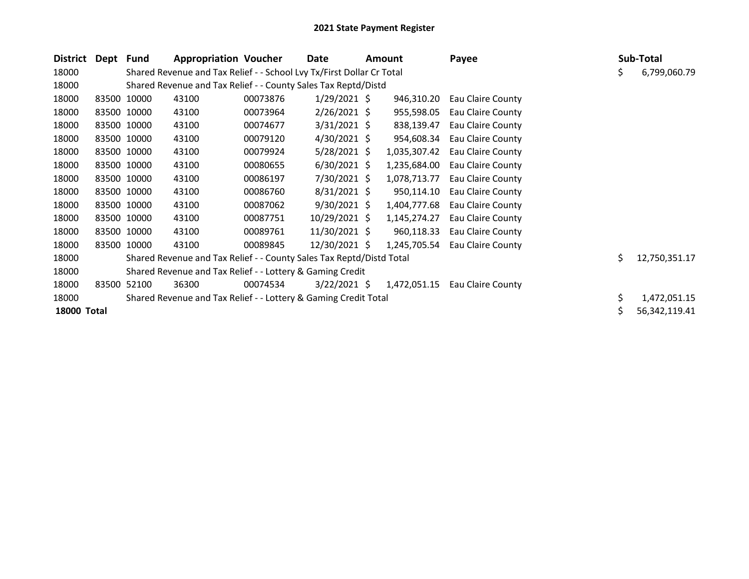# 2021 State Payment Register

| District | Dept | Fund | Appropriation | Voucher | Date | Amount | Payee | Sub-Total |
|---|---|---|---|---|---|---|---|---|
| 18000 | | Shared Revenue and Tax Relief - - School Lvy Tx/First Dollar Cr Total | | | | | | $ 6,799,060.79 |
| 18000 | | Shared Revenue and Tax Relief - - County Sales Tax Reptd/Distd | | | | | | |
| 18000 | 83500 | 10000 | 43100 | 00073876 | 1/29/2021 | $ 946,310.20 | Eau Claire County | |
| 18000 | 83500 | 10000 | 43100 | 00073964 | 2/26/2021 | $ 955,598.05 | Eau Claire County | |
| 18000 | 83500 | 10000 | 43100 | 00074677 | 3/31/2021 | $ 838,139.47 | Eau Claire County | |
| 18000 | 83500 | 10000 | 43100 | 00079120 | 4/30/2021 | $ 954,608.34 | Eau Claire County | |
| 18000 | 83500 | 10000 | 43100 | 00079924 | 5/28/2021 | $ 1,035,307.42 | Eau Claire County | |
| 18000 | 83500 | 10000 | 43100 | 00080655 | 6/30/2021 | $ 1,235,684.00 | Eau Claire County | |
| 18000 | 83500 | 10000 | 43100 | 00086197 | 7/30/2021 | $ 1,078,713.77 | Eau Claire County | |
| 18000 | 83500 | 10000 | 43100 | 00086760 | 8/31/2021 | $ 950,114.10 | Eau Claire County | |
| 18000 | 83500 | 10000 | 43100 | 00087062 | 9/30/2021 | $ 1,404,777.68 | Eau Claire County | |
| 18000 | 83500 | 10000 | 43100 | 00087751 | 10/29/2021 | $ 1,145,274.27 | Eau Claire County | |
| 18000 | 83500 | 10000 | 43100 | 00089761 | 11/30/2021 | $ 960,118.33 | Eau Claire County | |
| 18000 | 83500 | 10000 | 43100 | 00089845 | 12/30/2021 | $ 1,245,705.54 | Eau Claire County | |
| 18000 | | Shared Revenue and Tax Relief - - County Sales Tax Reptd/Distd Total | | | | | | $ 12,750,351.17 |
| 18000 | | Shared Revenue and Tax Relief - - Lottery & Gaming Credit | | | | | | |
| 18000 | 83500 | 52100 | 36300 | 00074534 | 3/22/2021 | $ 1,472,051.15 | Eau Claire County | |
| 18000 | | Shared Revenue and Tax Relief - - Lottery & Gaming Credit Total | | | | | | $ 1,472,051.15 |
| **18000 Total** | | | | | | | | $ 56,342,119.41 |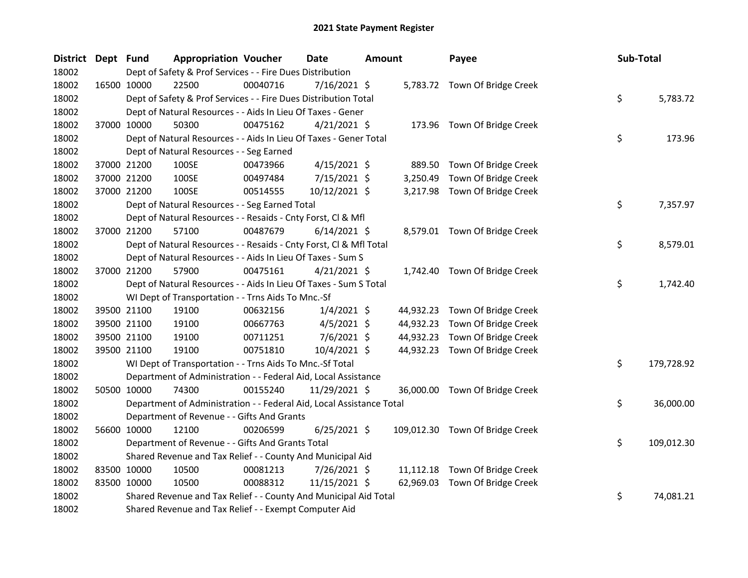# 2021 State Payment Register

| District | Dept | Fund | Appropriation | Voucher | Date | Amount | Payee | Sub-Total |
|---|---|---|---|---|---|---|---|---|
| 18002 | | Dept of Safety & Prof Services - - Fire Dues Distribution | | | | | | |
| 18002 | 16500 | 10000 | 22500 | 00040716 | 7/16/2021 | $ 5,783.72 | Town Of Bridge Creek | |
| 18002 | | Dept of Safety & Prof Services - - Fire Dues Distribution Total | | | | | | $ 5,783.72 |
| 18002 | | Dept of Natural Resources - - Aids In Lieu Of Taxes - Gener | | | | | | |
| 18002 | 37000 | 10000 | 50300 | 00475162 | 4/21/2021 | $ 173.96 | Town Of Bridge Creek | |
| 18002 | | Dept of Natural Resources - - Aids In Lieu Of Taxes - Gener Total | | | | | | $ 173.96 |
| 18002 | | Dept of Natural Resources - - Seg Earned | | | | | | |
| 18002 | 37000 | 21200 | 100SE | 00473966 | 4/15/2021 | $ 889.50 | Town Of Bridge Creek | |
| 18002 | 37000 | 21200 | 100SE | 00497484 | 7/15/2021 | $ 3,250.49 | Town Of Bridge Creek | |
| 18002 | 37000 | 21200 | 100SE | 00514555 | 10/12/2021 | $ 3,217.98 | Town Of Bridge Creek | |
| 18002 | | Dept of Natural Resources - - Seg Earned Total | | | | | | $ 7,357.97 |
| 18002 | | Dept of Natural Resources - - Resaids - Cnty Forst, Cl & Mfl | | | | | | |
| 18002 | 37000 | 21200 | 57100 | 00487679 | 6/14/2021 | $ 8,579.01 | Town Of Bridge Creek | |
| 18002 | | Dept of Natural Resources - - Resaids - Cnty Forst, Cl & Mfl Total | | | | | | $ 8,579.01 |
| 18002 | | Dept of Natural Resources - - Aids In Lieu Of Taxes - Sum S | | | | | | |
| 18002 | 37000 | 21200 | 57900 | 00475161 | 4/21/2021 | $ 1,742.40 | Town Of Bridge Creek | |
| 18002 | | Dept of Natural Resources - - Aids In Lieu Of Taxes - Sum S Total | | | | | | $ 1,742.40 |
| 18002 | | WI Dept of Transportation - - Trns Aids To Mnc.-Sf | | | | | | |
| 18002 | 39500 | 21100 | 19100 | 00632156 | 1/4/2021 | $ 44,932.23 | Town Of Bridge Creek | |
| 18002 | 39500 | 21100 | 19100 | 00667763 | 4/5/2021 | $ 44,932.23 | Town Of Bridge Creek | |
| 18002 | 39500 | 21100 | 19100 | 00711251 | 7/6/2021 | $ 44,932.23 | Town Of Bridge Creek | |
| 18002 | 39500 | 21100 | 19100 | 00751810 | 10/4/2021 | $ 44,932.23 | Town Of Bridge Creek | |
| 18002 | | WI Dept of Transportation - - Trns Aids To Mnc.-Sf Total | | | | | | $ 179,728.92 |
| 18002 | | Department of Administration - - Federal Aid, Local Assistance | | | | | | |
| 18002 | 50500 | 10000 | 74300 | 00155240 | 11/29/2021 | $ 36,000.00 | Town Of Bridge Creek | |
| 18002 | | Department of Administration - - Federal Aid, Local Assistance Total | | | | | | $ 36,000.00 |
| 18002 | | Department of Revenue - - Gifts And Grants | | | | | | |
| 18002 | 56600 | 10000 | 12100 | 00206599 | 6/25/2021 | $ 109,012.30 | Town Of Bridge Creek | |
| 18002 | | Department of Revenue - - Gifts And Grants Total | | | | | | $ 109,012.30 |
| 18002 | | Shared Revenue and Tax Relief - - County And Municipal Aid | | | | | | |
| 18002 | 83500 | 10000 | 10500 | 00081213 | 7/26/2021 | $ 11,112.18 | Town Of Bridge Creek | |
| 18002 | 83500 | 10000 | 10500 | 00088312 | 11/15/2021 | $ 62,969.03 | Town Of Bridge Creek | |
| 18002 | | Shared Revenue and Tax Relief - - County And Municipal Aid Total | | | | | | $ 74,081.21 |
| 18002 | | Shared Revenue and Tax Relief - - Exempt Computer Aid | | | | | | |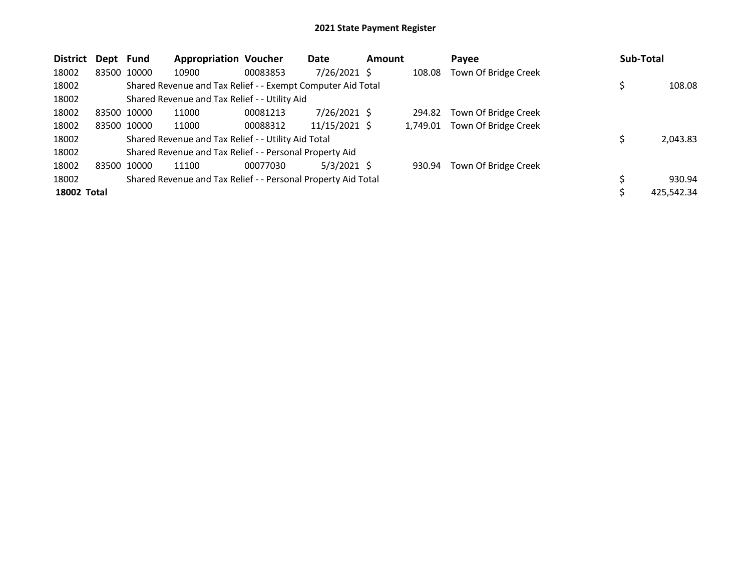## 2021 State Payment Register

| District | Dept | Fund | Appropriation | Voucher | Date | Amount | Payee | Sub-Total |
|---|---|---|---|---|---|---|---|---|
| 18002 | 83500 | 10000 | 10900 | 00083853 | 7/26/2021 | $ 108.08 | Town Of Bridge Creek | |
| 18002 | | Shared Revenue and Tax Relief - - Exempt Computer Aid Total | | | | | | $ 108.08 |
| 18002 | | Shared Revenue and Tax Relief - - Utility Aid | | | | | | |
| 18002 | 83500 | 10000 | 11000 | 00081213 | 7/26/2021 | $ 294.82 | Town Of Bridge Creek | |
| 18002 | 83500 | 10000 | 11000 | 00088312 | 11/15/2021 | $ 1,749.01 | Town Of Bridge Creek | |
| 18002 | | Shared Revenue and Tax Relief - - Utility Aid Total | | | | | | $ 2,043.83 |
| 18002 | | Shared Revenue and Tax Relief - - Personal Property Aid | | | | | | |
| 18002 | 83500 | 10000 | 11100 | 00077030 | 5/3/2021 | $ 930.94 | Town Of Bridge Creek | |
| 18002 | | Shared Revenue and Tax Relief - - Personal Property Aid Total | | | | | | $ 930.94 |
| **18002 Total** | | | | | | | | $ 425,542.34 |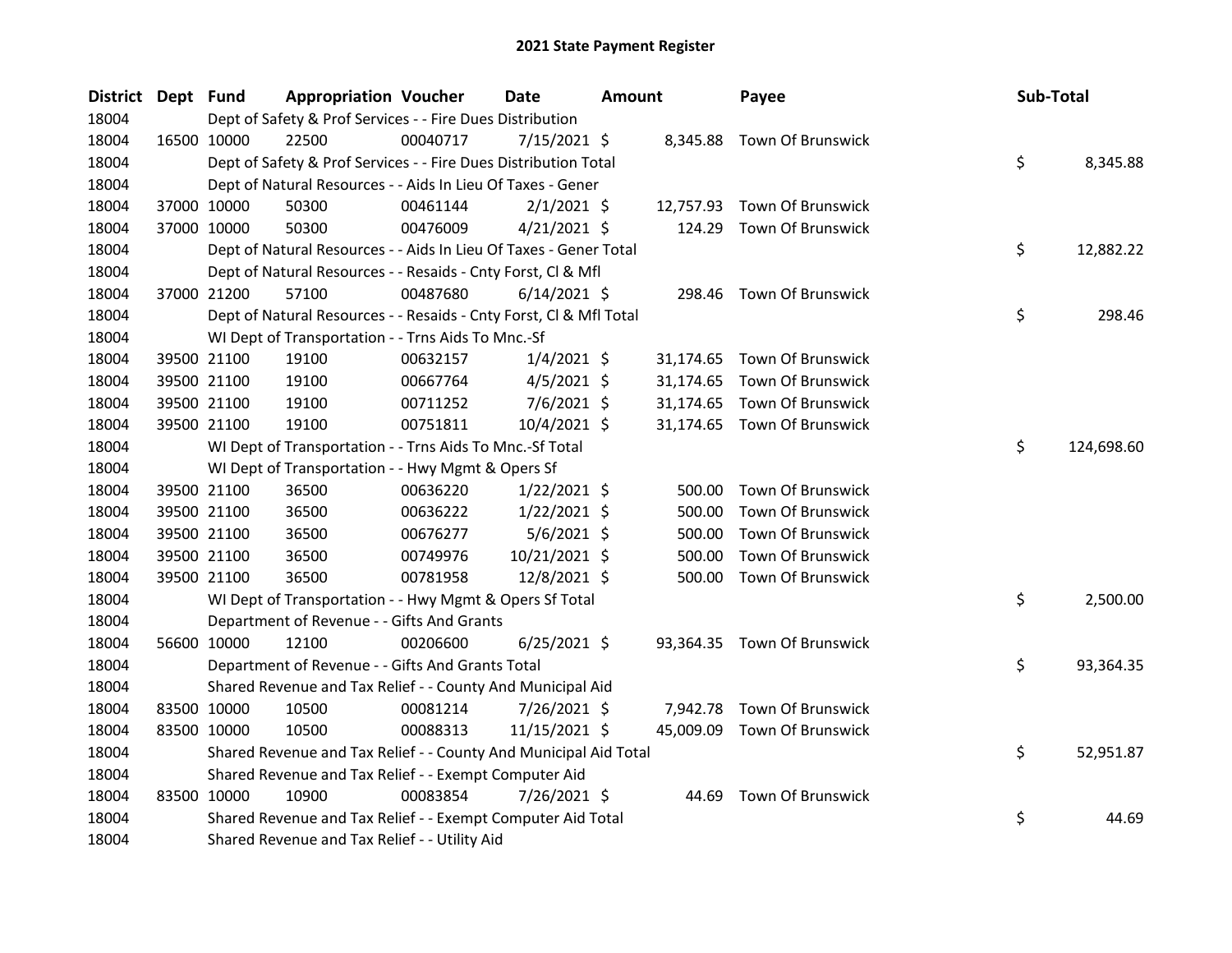# 2021 State Payment Register

| District | Dept | Fund | Appropriation | Voucher | Date | Amount | Payee | Sub-Total |
|---|---|---|---|---|---|---|---|---|
| 18004 | | Dept of Safety & Prof Services - - Fire Dues Distribution | | | | | | |
| 18004 | 16500 | 10000 | 22500 | 00040717 | 7/15/2021 | $ 8,345.88 | Town Of Brunswick | |
| 18004 | | Dept of Safety & Prof Services - - Fire Dues Distribution Total | | | | | | $ 8,345.88 |
| 18004 | | Dept of Natural Resources - - Aids In Lieu Of Taxes - Gener | | | | | | |
| 18004 | 37000 | 10000 | 50300 | 00461144 | 2/1/2021 | $ 12,757.93 | Town Of Brunswick | |
| 18004 | 37000 | 10000 | 50300 | 00476009 | 4/21/2021 | $ 124.29 | Town Of Brunswick | |
| 18004 | | Dept of Natural Resources - - Aids In Lieu Of Taxes - Gener Total | | | | | | $ 12,882.22 |
| 18004 | | Dept of Natural Resources - - Resaids - Cnty Forst, Cl & Mfl | | | | | | |
| 18004 | 37000 | 21200 | 57100 | 00487680 | 6/14/2021 | $ 298.46 | Town Of Brunswick | |
| 18004 | | Dept of Natural Resources - - Resaids - Cnty Forst, Cl & Mfl Total | | | | | | $ 298.46 |
| 18004 | | WI Dept of Transportation - - Trns Aids To Mnc.-Sf | | | | | | |
| 18004 | 39500 | 21100 | 19100 | 00632157 | 1/4/2021 | $ 31,174.65 | Town Of Brunswick | |
| 18004 | 39500 | 21100 | 19100 | 00667764 | 4/5/2021 | $ 31,174.65 | Town Of Brunswick | |
| 18004 | 39500 | 21100 | 19100 | 00711252 | 7/6/2021 | $ 31,174.65 | Town Of Brunswick | |
| 18004 | 39500 | 21100 | 19100 | 00751811 | 10/4/2021 | $ 31,174.65 | Town Of Brunswick | |
| 18004 | | WI Dept of Transportation - - Trns Aids To Mnc.-Sf Total | | | | | | $ 124,698.60 |
| 18004 | | WI Dept of Transportation - - Hwy Mgmt & Opers Sf | | | | | | |
| 18004 | 39500 | 21100 | 36500 | 00636220 | 1/22/2021 | $ 500.00 | Town Of Brunswick | |
| 18004 | 39500 | 21100 | 36500 | 00636222 | 1/22/2021 | $ 500.00 | Town Of Brunswick | |
| 18004 | 39500 | 21100 | 36500 | 00676277 | 5/6/2021 | $ 500.00 | Town Of Brunswick | |
| 18004 | 39500 | 21100 | 36500 | 00749976 | 10/21/2021 | $ 500.00 | Town Of Brunswick | |
| 18004 | 39500 | 21100 | 36500 | 00781958 | 12/8/2021 | $ 500.00 | Town Of Brunswick | |
| 18004 | | WI Dept of Transportation - - Hwy Mgmt & Opers Sf Total | | | | | | $ 2,500.00 |
| 18004 | | Department of Revenue - - Gifts And Grants | | | | | | |
| 18004 | 56600 | 10000 | 12100 | 00206600 | 6/25/2021 | $ 93,364.35 | Town Of Brunswick | |
| 18004 | | Department of Revenue - - Gifts And Grants Total | | | | | | $ 93,364.35 |
| 18004 | | Shared Revenue and Tax Relief - - County And Municipal Aid | | | | | | |
| 18004 | 83500 | 10000 | 10500 | 00081214 | 7/26/2021 | $ 7,942.78 | Town Of Brunswick | |
| 18004 | 83500 | 10000 | 10500 | 00088313 | 11/15/2021 | $ 45,009.09 | Town Of Brunswick | |
| 18004 | | Shared Revenue and Tax Relief - - County And Municipal Aid Total | | | | | | $ 52,951.87 |
| 18004 | | Shared Revenue and Tax Relief - - Exempt Computer Aid | | | | | | |
| 18004 | 83500 | 10000 | 10900 | 00083854 | 7/26/2021 | $ 44.69 | Town Of Brunswick | |
| 18004 | | Shared Revenue and Tax Relief - - Exempt Computer Aid Total | | | | | | $ 44.69 |
| 18004 | | Shared Revenue and Tax Relief - - Utility Aid | | | | | | |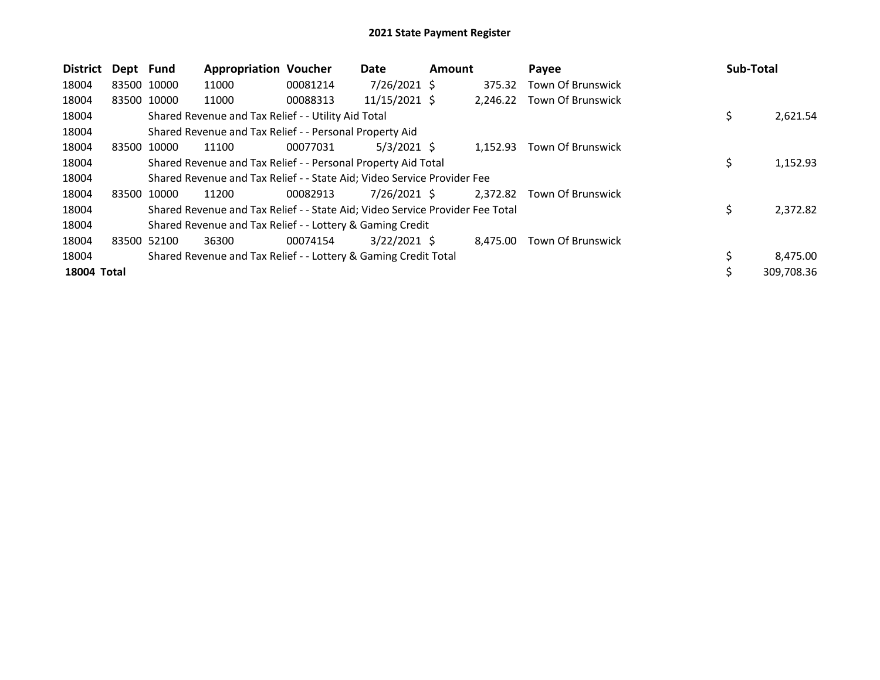## 2021 State Payment Register

| District | Dept | Fund | Appropriation | Voucher | Date | Amount | Payee | Sub-Total |
|---|---|---|---|---|---|---|---|---|
| 18004 | 83500 | 10000 | 11000 | 00081214 | 7/26/2021 | $ 375.32 | Town Of Brunswick | |
| 18004 | 83500 | 10000 | 11000 | 00088313 | 11/15/2021 | $ 2,246.22 | Town Of Brunswick | |
| 18004 | | Shared Revenue and Tax Relief - - Utility Aid Total | | | | | | $ 2,621.54 |
| 18004 | | Shared Revenue and Tax Relief - - Personal Property Aid | | | | | | |
| 18004 | 83500 | 10000 | 11100 | 00077031 | 5/3/2021 | $ 1,152.93 | Town Of Brunswick | |
| 18004 | | Shared Revenue and Tax Relief - - Personal Property Aid Total | | | | | | $ 1,152.93 |
| 18004 | | Shared Revenue and Tax Relief - - State Aid; Video Service Provider Fee | | | | | | |
| 18004 | 83500 | 10000 | 11200 | 00082913 | 7/26/2021 | $ 2,372.82 | Town Of Brunswick | |
| 18004 | | Shared Revenue and Tax Relief - - State Aid; Video Service Provider Fee Total | | | | | | $ 2,372.82 |
| 18004 | | Shared Revenue and Tax Relief - - Lottery & Gaming Credit | | | | | | |
| 18004 | 83500 | 52100 | 36300 | 00074154 | 3/22/2021 | $ 8,475.00 | Town Of Brunswick | |
| 18004 | | Shared Revenue and Tax Relief - - Lottery & Gaming Credit Total | | | | | | $ 8,475.00 |
| **18004 Total** | | | | | | | | $ 309,708.36 |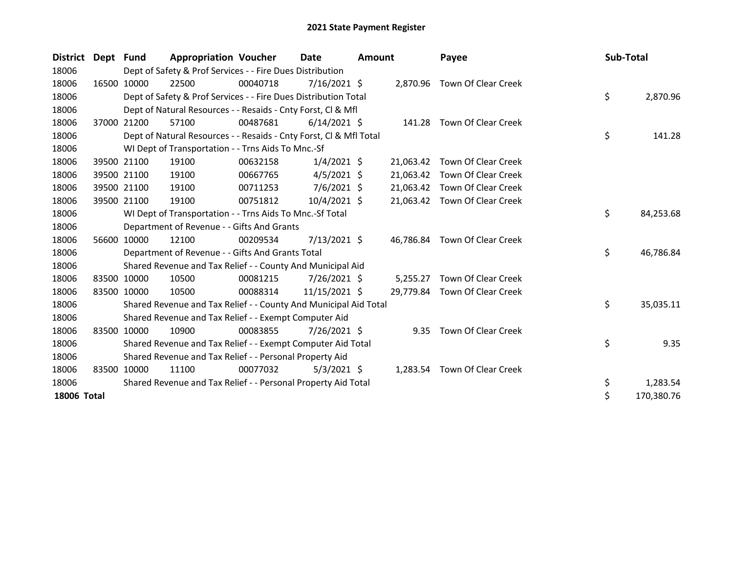# 2021 State Payment Register

| District | Dept | Fund | Appropriation | Voucher | Date | Amount | Payee | Sub-Total |
|---|---|---|---|---|---|---|---|---|
| 18006 | Dept of Safety & Prof Services - - Fire Dues Distribution | | | | | | | |
| 18006 | 16500 | 10000 | 22500 | 00040718 | 7/16/2021 | $ 2,870.96 | Town Of Clear Creek | |
| 18006 | Dept of Safety & Prof Services - - Fire Dues Distribution Total | | | | | | | $ 2,870.96 |
| 18006 | Dept of Natural Resources - - Resaids - Cnty Forst, Cl & Mfl | | | | | | | |
| 18006 | 37000 | 21200 | 57100 | 00487681 | 6/14/2021 | $ 141.28 | Town Of Clear Creek | |
| 18006 | Dept of Natural Resources - - Resaids - Cnty Forst, Cl & Mfl Total | | | | | | | $ 141.28 |
| 18006 | WI Dept of Transportation - - Trns Aids To Mnc.-Sf | | | | | | | |
| 18006 | 39500 | 21100 | 19100 | 00632158 | 1/4/2021 | $ 21,063.42 | Town Of Clear Creek | |
| 18006 | 39500 | 21100 | 19100 | 00667765 | 4/5/2021 | $ 21,063.42 | Town Of Clear Creek | |
| 18006 | 39500 | 21100 | 19100 | 00711253 | 7/6/2021 | $ 21,063.42 | Town Of Clear Creek | |
| 18006 | 39500 | 21100 | 19100 | 00751812 | 10/4/2021 | $ 21,063.42 | Town Of Clear Creek | |
| 18006 | WI Dept of Transportation - - Trns Aids To Mnc.-Sf Total | | | | | | | $ 84,253.68 |
| 18006 | Department of Revenue - - Gifts And Grants | | | | | | | |
| 18006 | 56600 | 10000 | 12100 | 00209534 | 7/13/2021 | $ 46,786.84 | Town Of Clear Creek | |
| 18006 | Department of Revenue - - Gifts And Grants Total | | | | | | | $ 46,786.84 |
| 18006 | Shared Revenue and Tax Relief - - County And Municipal Aid | | | | | | | |
| 18006 | 83500 | 10000 | 10500 | 00081215 | 7/26/2021 | $ 5,255.27 | Town Of Clear Creek | |
| 18006 | 83500 | 10000 | 10500 | 00088314 | 11/15/2021 | $ 29,779.84 | Town Of Clear Creek | |
| 18006 | Shared Revenue and Tax Relief - - County And Municipal Aid Total | | | | | | | $ 35,035.11 |
| 18006 | Shared Revenue and Tax Relief - - Exempt Computer Aid | | | | | | | |
| 18006 | 83500 | 10000 | 10900 | 00083855 | 7/26/2021 | $ 9.35 | Town Of Clear Creek | |
| 18006 | Shared Revenue and Tax Relief - - Exempt Computer Aid Total | | | | | | | $ 9.35 |
| 18006 | Shared Revenue and Tax Relief - - Personal Property Aid | | | | | | | |
| 18006 | 83500 | 10000 | 11100 | 00077032 | 5/3/2021 | $ 1,283.54 | Town Of Clear Creek | |
| 18006 | Shared Revenue and Tax Relief - - Personal Property Aid Total | | | | | | | $ 1,283.54 |
| **18006 Total** | | | | | | | | $ 170,380.76 |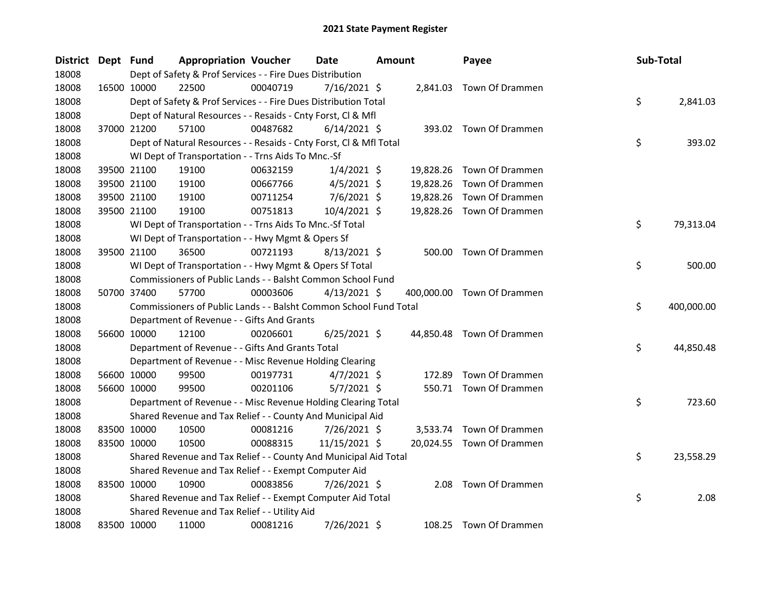# 2021 State Payment Register

| District | Dept | Fund | Appropriation | Voucher | Date | Amount | Payee | Sub-Total |
|---|---|---|---|---|---|---|---|---|
| 18008 | | Dept of Safety & Prof Services - - Fire Dues Distribution | | | | | | |
| 18008 | 16500 | 10000 | 22500 | 00040719 | 7/16/2021 | $ 2,841.03 | Town Of Drammen | |
| 18008 | | Dept of Safety & Prof Services - - Fire Dues Distribution Total | | | | | | $ 2,841.03 |
| 18008 | | Dept of Natural Resources - - Resaids - Cnty Forst, Cl & Mfl | | | | | | |
| 18008 | 37000 | 21200 | 57100 | 00487682 | 6/14/2021 | $ 393.02 | Town Of Drammen | |
| 18008 | | Dept of Natural Resources - - Resaids - Cnty Forst, Cl & Mfl Total | | | | | | $ 393.02 |
| 18008 | | WI Dept of Transportation - - Trns Aids To Mnc.-Sf | | | | | | |
| 18008 | 39500 | 21100 | 19100 | 00632159 | 1/4/2021 | $ 19,828.26 | Town Of Drammen | |
| 18008 | 39500 | 21100 | 19100 | 00667766 | 4/5/2021 | $ 19,828.26 | Town Of Drammen | |
| 18008 | 39500 | 21100 | 19100 | 00711254 | 7/6/2021 | $ 19,828.26 | Town Of Drammen | |
| 18008 | 39500 | 21100 | 19100 | 00751813 | 10/4/2021 | $ 19,828.26 | Town Of Drammen | |
| 18008 | | WI Dept of Transportation - - Trns Aids To Mnc.-Sf Total | | | | | | $ 79,313.04 |
| 18008 | | WI Dept of Transportation - - Hwy Mgmt & Opers Sf | | | | | | |
| 18008 | 39500 | 21100 | 36500 | 00721193 | 8/13/2021 | $ 500.00 | Town Of Drammen | |
| 18008 | | WI Dept of Transportation - - Hwy Mgmt & Opers Sf Total | | | | | | $ 500.00 |
| 18008 | | Commissioners of Public Lands - - Balsht Common School Fund | | | | | | |
| 18008 | 50700 | 37400 | 57700 | 00003606 | 4/13/2021 | $ 400,000.00 | Town Of Drammen | |
| 18008 | | Commissioners of Public Lands - - Balsht Common School Fund Total | | | | | | $ 400,000.00 |
| 18008 | | Department of Revenue - - Gifts And Grants | | | | | | |
| 18008 | 56600 | 10000 | 12100 | 00206601 | 6/25/2021 | $ 44,850.48 | Town Of Drammen | |
| 18008 | | Department of Revenue - - Gifts And Grants Total | | | | | | $ 44,850.48 |
| 18008 | | Department of Revenue - - Misc Revenue Holding Clearing | | | | | | |
| 18008 | 56600 | 10000 | 99500 | 00197731 | 4/7/2021 | $ 172.89 | Town Of Drammen | |
| 18008 | 56600 | 10000 | 99500 | 00201106 | 5/7/2021 | $ 550.71 | Town Of Drammen | |
| 18008 | | Department of Revenue - - Misc Revenue Holding Clearing Total | | | | | | $ 723.60 |
| 18008 | | Shared Revenue and Tax Relief - - County And Municipal Aid | | | | | | |
| 18008 | 83500 | 10000 | 10500 | 00081216 | 7/26/2021 | $ 3,533.74 | Town Of Drammen | |
| 18008 | 83500 | 10000 | 10500 | 00088315 | 11/15/2021 | $ 20,024.55 | Town Of Drammen | |
| 18008 | | Shared Revenue and Tax Relief - - County And Municipal Aid Total | | | | | | $ 23,558.29 |
| 18008 | | Shared Revenue and Tax Relief - - Exempt Computer Aid | | | | | | |
| 18008 | 83500 | 10000 | 10900 | 00083856 | 7/26/2021 | $ 2.08 | Town Of Drammen | |
| 18008 | | Shared Revenue and Tax Relief - - Exempt Computer Aid Total | | | | | | $ 2.08 |
| 18008 | | Shared Revenue and Tax Relief - - Utility Aid | | | | | | |
| 18008 | 83500 | 10000 | 11000 | 00081216 | 7/26/2021 | $ 108.25 | Town Of Drammen | |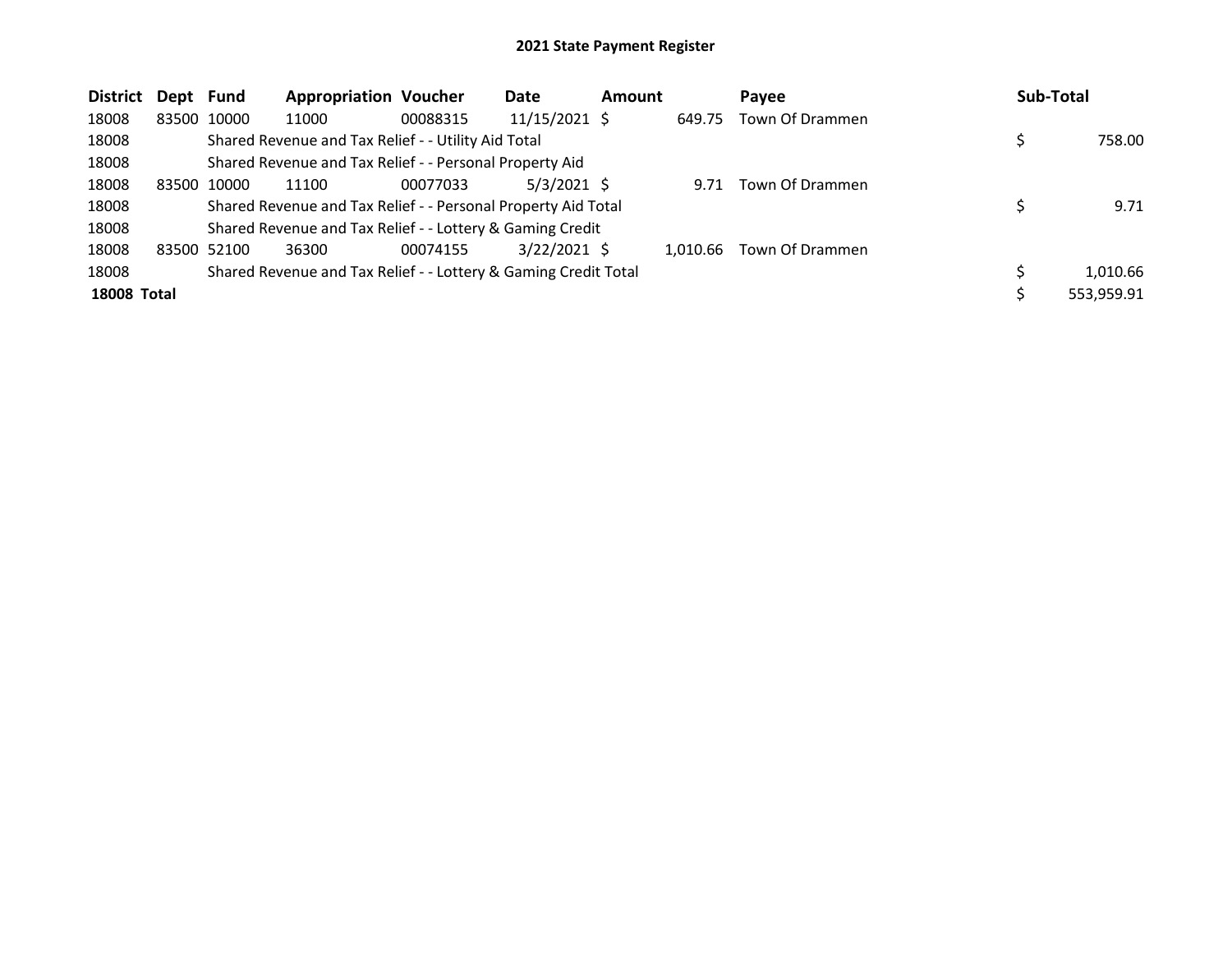## 2021 State Payment Register

| District | Dept | Fund | Appropriation | Voucher | Date | Amount | Payee | Sub-Total |
|---|---|---|---|---|---|---|---|---|
| 18008 | 83500 | 10000 | 11000 | 00088315 | 11/15/2021 | $ 649.75 | Town Of Drammen | |
| 18008 | | Shared Revenue and Tax Relief - - Utility Aid Total | | | | | | $ 758.00 |
| 18008 | | Shared Revenue and Tax Relief - - Personal Property Aid | | | | | | |
| 18008 | 83500 | 10000 | 11100 | 00077033 | 5/3/2021 | $ 9.71 | Town Of Drammen | |
| 18008 | | Shared Revenue and Tax Relief - - Personal Property Aid Total | | | | | | $ 9.71 |
| 18008 | | Shared Revenue and Tax Relief - - Lottery & Gaming Credit | | | | | | |
| 18008 | 83500 | 52100 | 36300 | 00074155 | 3/22/2021 | $ 1,010.66 | Town Of Drammen | |
| 18008 | | Shared Revenue and Tax Relief - - Lottery & Gaming Credit Total | | | | | | $ 1,010.66 |
| **18008 Total** | | | | | | | | $ 553,959.91 |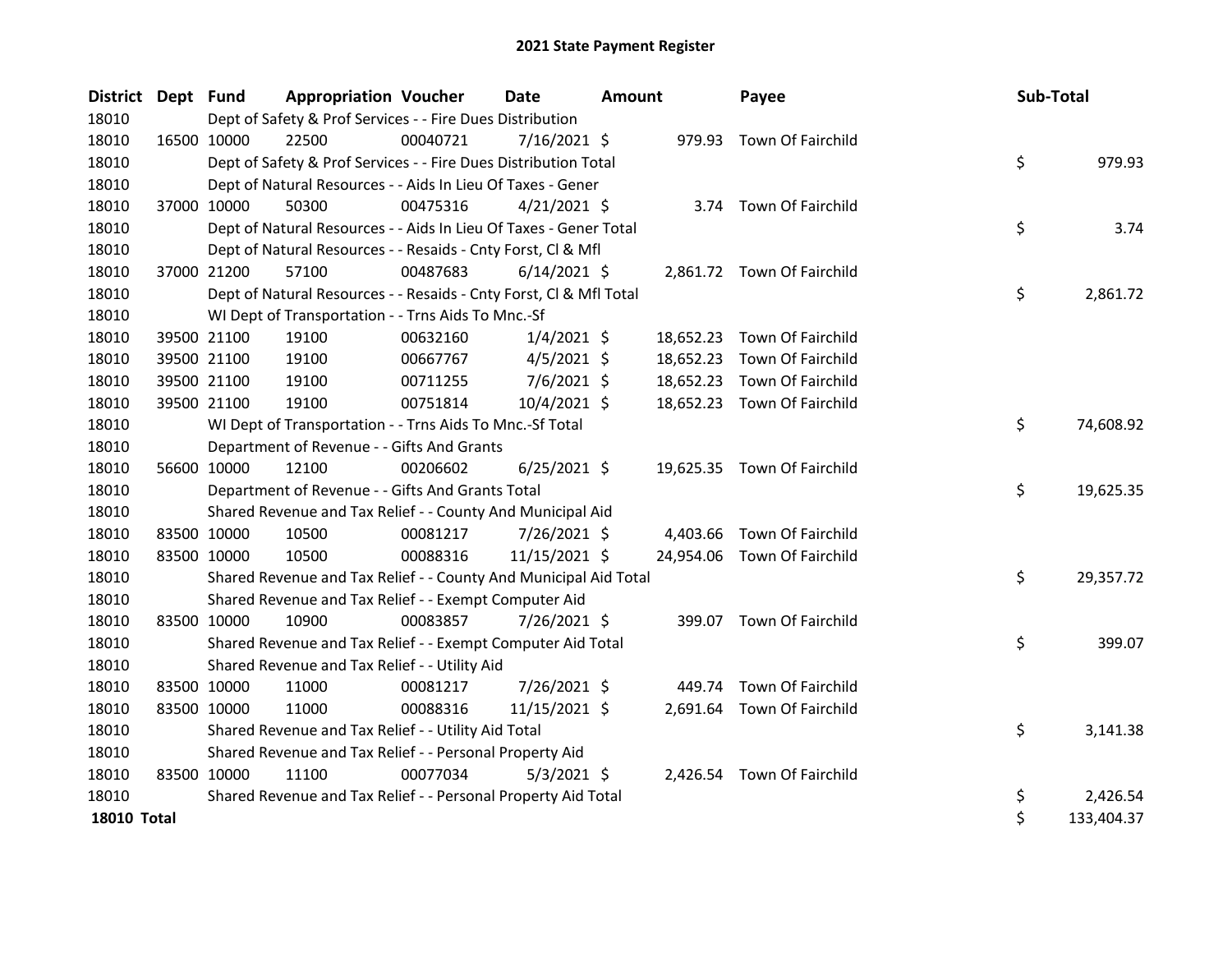# 2021 State Payment Register

| District | Dept | Fund | Appropriation | Voucher | Date | Amount | Payee | Sub-Total |
|---|---|---|---|---|---|---|---|---|
| 18010 | | Dept of Safety & Prof Services - - Fire Dues Distribution | | | | | | |
| 18010 | 16500 | 10000 | 22500 | 00040721 | 7/16/2021 | $ 979.93 | Town Of Fairchild | |
| 18010 | | Dept of Safety & Prof Services - - Fire Dues Distribution Total | | | | | | $ 979.93 |
| 18010 | | Dept of Natural Resources - - Aids In Lieu Of Taxes - Gener | | | | | | |
| 18010 | 37000 | 10000 | 50300 | 00475316 | 4/21/2021 | $ 3.74 | Town Of Fairchild | |
| 18010 | | Dept of Natural Resources - - Aids In Lieu Of Taxes - Gener Total | | | | | | $ 3.74 |
| 18010 | | Dept of Natural Resources - - Resaids - Cnty Forst, Cl & Mfl | | | | | | |
| 18010 | 37000 | 21200 | 57100 | 00487683 | 6/14/2021 | $ 2,861.72 | Town Of Fairchild | |
| 18010 | | Dept of Natural Resources - - Resaids - Cnty Forst, Cl & Mfl Total | | | | | | $ 2,861.72 |
| 18010 | | WI Dept of Transportation - - Trns Aids To Mnc.-Sf | | | | | | |
| 18010 | 39500 | 21100 | 19100 | 00632160 | 1/4/2021 | $ 18,652.23 | Town Of Fairchild | |
| 18010 | 39500 | 21100 | 19100 | 00667767 | 4/5/2021 | $ 18,652.23 | Town Of Fairchild | |
| 18010 | 39500 | 21100 | 19100 | 00711255 | 7/6/2021 | $ 18,652.23 | Town Of Fairchild | |
| 18010 | 39500 | 21100 | 19100 | 00751814 | 10/4/2021 | $ 18,652.23 | Town Of Fairchild | |
| 18010 | | WI Dept of Transportation - - Trns Aids To Mnc.-Sf Total | | | | | | $ 74,608.92 |
| 18010 | | Department of Revenue - - Gifts And Grants | | | | | | |
| 18010 | 56600 | 10000 | 12100 | 00206602 | 6/25/2021 | $ 19,625.35 | Town Of Fairchild | |
| 18010 | | Department of Revenue - - Gifts And Grants Total | | | | | | $ 19,625.35 |
| 18010 | | Shared Revenue and Tax Relief - - County And Municipal Aid | | | | | | |
| 18010 | 83500 | 10000 | 10500 | 00081217 | 7/26/2021 | $ 4,403.66 | Town Of Fairchild | |
| 18010 | 83500 | 10000 | 10500 | 00088316 | 11/15/2021 | $ 24,954.06 | Town Of Fairchild | |
| 18010 | | Shared Revenue and Tax Relief - - County And Municipal Aid Total | | | | | | $ 29,357.72 |
| 18010 | | Shared Revenue and Tax Relief - - Exempt Computer Aid | | | | | | |
| 18010 | 83500 | 10000 | 10900 | 00083857 | 7/26/2021 | $ 399.07 | Town Of Fairchild | |
| 18010 | | Shared Revenue and Tax Relief - - Exempt Computer Aid Total | | | | | | $ 399.07 |
| 18010 | | Shared Revenue and Tax Relief - - Utility Aid | | | | | | |
| 18010 | 83500 | 10000 | 11000 | 00081217 | 7/26/2021 | $ 449.74 | Town Of Fairchild | |
| 18010 | 83500 | 10000 | 11000 | 00088316 | 11/15/2021 | $ 2,691.64 | Town Of Fairchild | |
| 18010 | | Shared Revenue and Tax Relief - - Utility Aid Total | | | | | | $ 3,141.38 |
| 18010 | | Shared Revenue and Tax Relief - - Personal Property Aid | | | | | | |
| 18010 | 83500 | 10000 | 11100 | 00077034 | 5/3/2021 | $ 2,426.54 | Town Of Fairchild | |
| 18010 | | Shared Revenue and Tax Relief - - Personal Property Aid Total | | | | | | $ 2,426.54 |
| **18010 Total** | | | | | | | | $ 133,404.37 |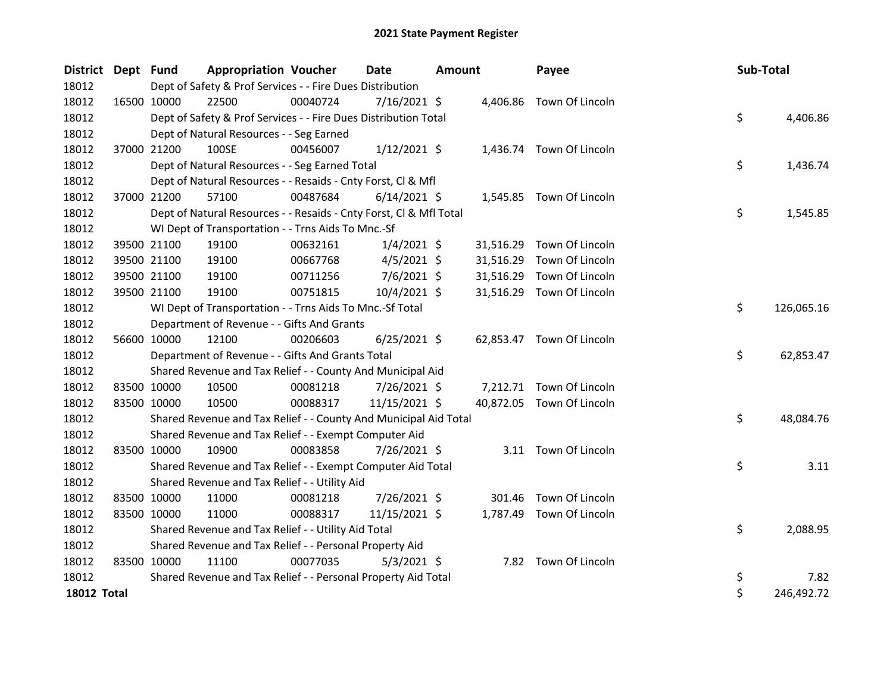# 2021 State Payment Register

| District | Dept | Fund | Appropriation | Voucher | Date | Amount | Payee | Sub-Total |
|---|---|---|---|---|---|---|---|---|
| 18012 | | Dept of Safety & Prof Services - - Fire Dues Distribution | | | | | | |
| 18012 | 16500 | 10000 | 22500 | 00040724 | 7/16/2021 | $ 4,406.86 | Town Of Lincoln | |
| 18012 | | Dept of Safety & Prof Services - - Fire Dues Distribution Total | | | | | | $ 4,406.86 |
| 18012 | | Dept of Natural Resources - - Seg Earned | | | | | | |
| 18012 | 37000 | 21200 | 100SE | 00456007 | 1/12/2021 | $ 1,436.74 | Town Of Lincoln | |
| 18012 | | Dept of Natural Resources - - Seg Earned Total | | | | | | $ 1,436.74 |
| 18012 | | Dept of Natural Resources - - Resaids - Cnty Forst, Cl & Mfl | | | | | | |
| 18012 | 37000 | 21200 | 57100 | 00487684 | 6/14/2021 | $ 1,545.85 | Town Of Lincoln | |
| 18012 | | Dept of Natural Resources - - Resaids - Cnty Forst, Cl & Mfl Total | | | | | | $ 1,545.85 |
| 18012 | | WI Dept of Transportation - - Trns Aids To Mnc.-Sf | | | | | | |
| 18012 | 39500 | 21100 | 19100 | 00632161 | 1/4/2021 | $ 31,516.29 | Town Of Lincoln | |
| 18012 | 39500 | 21100 | 19100 | 00667768 | 4/5/2021 | $ 31,516.29 | Town Of Lincoln | |
| 18012 | 39500 | 21100 | 19100 | 00711256 | 7/6/2021 | $ 31,516.29 | Town Of Lincoln | |
| 18012 | 39500 | 21100 | 19100 | 00751815 | 10/4/2021 | $ 31,516.29 | Town Of Lincoln | |
| 18012 | | WI Dept of Transportation - - Trns Aids To Mnc.-Sf Total | | | | | | $ 126,065.16 |
| 18012 | | Department of Revenue - - Gifts And Grants | | | | | | |
| 18012 | 56600 | 10000 | 12100 | 00206603 | 6/25/2021 | $ 62,853.47 | Town Of Lincoln | |
| 18012 | | Department of Revenue - - Gifts And Grants Total | | | | | | $ 62,853.47 |
| 18012 | | Shared Revenue and Tax Relief - - County And Municipal Aid | | | | | | |
| 18012 | 83500 | 10000 | 10500 | 00081218 | 7/26/2021 | $ 7,212.71 | Town Of Lincoln | |
| 18012 | 83500 | 10000 | 10500 | 00088317 | 11/15/2021 | $ 40,872.05 | Town Of Lincoln | |
| 18012 | | Shared Revenue and Tax Relief - - County And Municipal Aid Total | | | | | | $ 48,084.76 |
| 18012 | | Shared Revenue and Tax Relief - - Exempt Computer Aid | | | | | | |
| 18012 | 83500 | 10000 | 10900 | 00083858 | 7/26/2021 | $ 3.11 | Town Of Lincoln | |
| 18012 | | Shared Revenue and Tax Relief - - Exempt Computer Aid Total | | | | | | $ 3.11 |
| 18012 | | Shared Revenue and Tax Relief - - Utility Aid | | | | | | |
| 18012 | 83500 | 10000 | 11000 | 00081218 | 7/26/2021 | $ 301.46 | Town Of Lincoln | |
| 18012 | 83500 | 10000 | 11000 | 00088317 | 11/15/2021 | $ 1,787.49 | Town Of Lincoln | |
| 18012 | | Shared Revenue and Tax Relief - - Utility Aid Total | | | | | | $ 2,088.95 |
| 18012 | | Shared Revenue and Tax Relief - - Personal Property Aid | | | | | | |
| 18012 | 83500 | 10000 | 11100 | 00077035 | 5/3/2021 | $ 7.82 | Town Of Lincoln | |
| 18012 | | Shared Revenue and Tax Relief - - Personal Property Aid Total | | | | | | $ 7.82 |
| **18012 Total** | | | | | | | | $ 246,492.72 |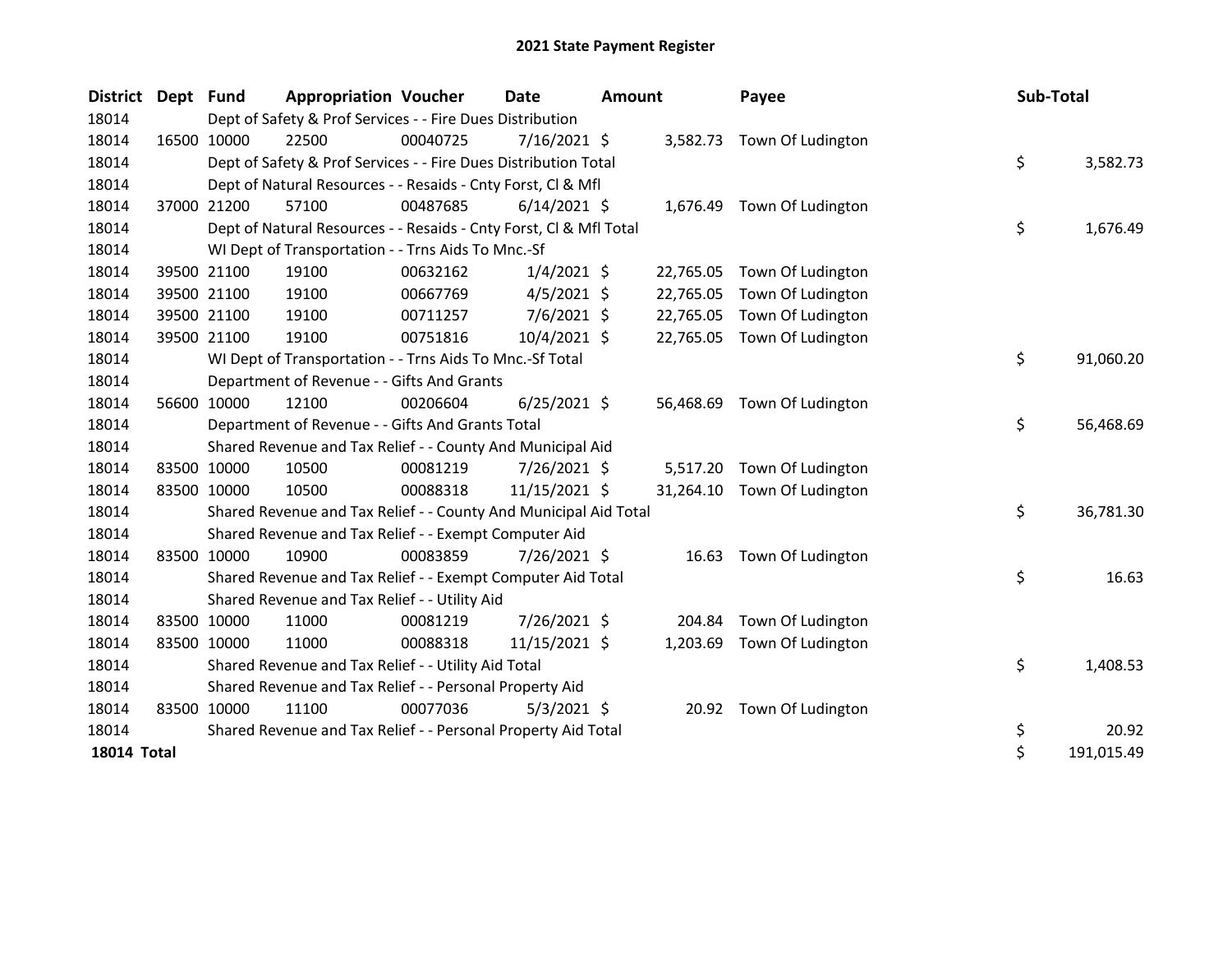# 2021 State Payment Register

| District | Dept | Fund | Appropriation | Voucher | Date | Amount | Payee | Sub-Total |
|---|---|---|---|---|---|---|---|---|
| 18014 | | Dept of Safety & Prof Services - - Fire Dues Distribution | | | | | | |
| 18014 | 16500 | 10000 | 22500 | 00040725 | 7/16/2021 | $ 3,582.73 | Town Of Ludington | |
| 18014 | | Dept of Safety & Prof Services - - Fire Dues Distribution Total | | | | | | $ 3,582.73 |
| 18014 | | Dept of Natural Resources - - Resaids - Cnty Forst, Cl & Mfl | | | | | | |
| 18014 | 37000 | 21200 | 57100 | 00487685 | 6/14/2021 | $ 1,676.49 | Town Of Ludington | |
| 18014 | | Dept of Natural Resources - - Resaids - Cnty Forst, Cl & Mfl Total | | | | | | $ 1,676.49 |
| 18014 | | WI Dept of Transportation - - Trns Aids To Mnc.-Sf | | | | | | |
| 18014 | 39500 | 21100 | 19100 | 00632162 | 1/4/2021 | $ 22,765.05 | Town Of Ludington | |
| 18014 | 39500 | 21100 | 19100 | 00667769 | 4/5/2021 | $ 22,765.05 | Town Of Ludington | |
| 18014 | 39500 | 21100 | 19100 | 00711257 | 7/6/2021 | $ 22,765.05 | Town Of Ludington | |
| 18014 | 39500 | 21100 | 19100 | 00751816 | 10/4/2021 | $ 22,765.05 | Town Of Ludington | |
| 18014 | | WI Dept of Transportation - - Trns Aids To Mnc.-Sf Total | | | | | | $ 91,060.20 |
| 18014 | | Department of Revenue - - Gifts And Grants | | | | | | |
| 18014 | 56600 | 10000 | 12100 | 00206604 | 6/25/2021 | $ 56,468.69 | Town Of Ludington | |
| 18014 | | Department of Revenue - - Gifts And Grants Total | | | | | | $ 56,468.69 |
| 18014 | | Shared Revenue and Tax Relief - - County And Municipal Aid | | | | | | |
| 18014 | 83500 | 10000 | 10500 | 00081219 | 7/26/2021 | $ 5,517.20 | Town Of Ludington | |
| 18014 | 83500 | 10000 | 10500 | 00088318 | 11/15/2021 | $ 31,264.10 | Town Of Ludington | |
| 18014 | | Shared Revenue and Tax Relief - - County And Municipal Aid Total | | | | | | $ 36,781.30 |
| 18014 | | Shared Revenue and Tax Relief - - Exempt Computer Aid | | | | | | |
| 18014 | 83500 | 10000 | 10900 | 00083859 | 7/26/2021 | $ 16.63 | Town Of Ludington | |
| 18014 | | Shared Revenue and Tax Relief - - Exempt Computer Aid Total | | | | | | $ 16.63 |
| 18014 | | Shared Revenue and Tax Relief - - Utility Aid | | | | | | |
| 18014 | 83500 | 10000 | 11000 | 00081219 | 7/26/2021 | $ 204.84 | Town Of Ludington | |
| 18014 | 83500 | 10000 | 11000 | 00088318 | 11/15/2021 | $ 1,203.69 | Town Of Ludington | |
| 18014 | | Shared Revenue and Tax Relief - - Utility Aid Total | | | | | | $ 1,408.53 |
| 18014 | | Shared Revenue and Tax Relief - - Personal Property Aid | | | | | | |
| 18014 | 83500 | 10000 | 11100 | 00077036 | 5/3/2021 | $ 20.92 | Town Of Ludington | |
| 18014 | | Shared Revenue and Tax Relief - - Personal Property Aid Total | | | | | | $ 20.92 |
| **18014 Total** | | | | | | | | $ 191,015.49 |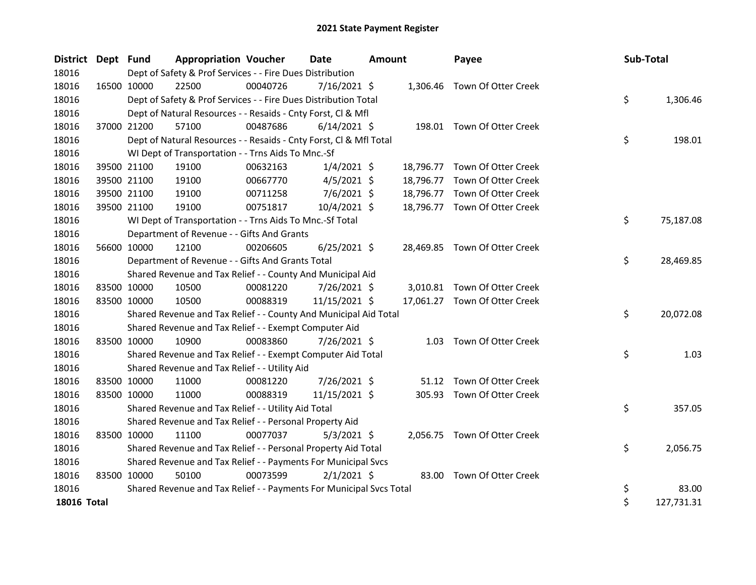# 2021 State Payment Register

| District | Dept | Fund | Appropriation | Voucher | Date | Amount | Payee | Sub-Total |
|---|---|---|---|---|---|---|---|---|
| 18016 | | Dept of Safety & Prof Services - - Fire Dues Distribution | | | | | | |
| 18016 | 16500 | 10000 | 22500 | 00040726 | 7/16/2021 | $ 1,306.46 | Town Of Otter Creek | |
| 18016 | | Dept of Safety & Prof Services - - Fire Dues Distribution Total | | | | | | $ 1,306.46 |
| 18016 | | Dept of Natural Resources - - Resaids - Cnty Forst, Cl & Mfl | | | | | | |
| 18016 | 37000 | 21200 | 57100 | 00487686 | 6/14/2021 | $ 198.01 | Town Of Otter Creek | |
| 18016 | | Dept of Natural Resources - - Resaids - Cnty Forst, Cl & Mfl Total | | | | | | $ 198.01 |
| 18016 | | WI Dept of Transportation - - Trns Aids To Mnc.-Sf | | | | | | |
| 18016 | 39500 | 21100 | 19100 | 00632163 | 1/4/2021 | $ 18,796.77 | Town Of Otter Creek | |
| 18016 | 39500 | 21100 | 19100 | 00667770 | 4/5/2021 | $ 18,796.77 | Town Of Otter Creek | |
| 18016 | 39500 | 21100 | 19100 | 00711258 | 7/6/2021 | $ 18,796.77 | Town Of Otter Creek | |
| 18016 | 39500 | 21100 | 19100 | 00751817 | 10/4/2021 | $ 18,796.77 | Town Of Otter Creek | |
| 18016 | | WI Dept of Transportation - - Trns Aids To Mnc.-Sf Total | | | | | | $ 75,187.08 |
| 18016 | | Department of Revenue - - Gifts And Grants | | | | | | |
| 18016 | 56600 | 10000 | 12100 | 00206605 | 6/25/2021 | $ 28,469.85 | Town Of Otter Creek | |
| 18016 | | Department of Revenue - - Gifts And Grants Total | | | | | | $ 28,469.85 |
| 18016 | | Shared Revenue and Tax Relief - - County And Municipal Aid | | | | | | |
| 18016 | 83500 | 10000 | 10500 | 00081220 | 7/26/2021 | $ 3,010.81 | Town Of Otter Creek | |
| 18016 | 83500 | 10000 | 10500 | 00088319 | 11/15/2021 | $ 17,061.27 | Town Of Otter Creek | |
| 18016 | | Shared Revenue and Tax Relief - - County And Municipal Aid Total | | | | | | $ 20,072.08 |
| 18016 | | Shared Revenue and Tax Relief - - Exempt Computer Aid | | | | | | |
| 18016 | 83500 | 10000 | 10900 | 00083860 | 7/26/2021 | $ 1.03 | Town Of Otter Creek | |
| 18016 | | Shared Revenue and Tax Relief - - Exempt Computer Aid Total | | | | | | $ 1.03 |
| 18016 | | Shared Revenue and Tax Relief - - Utility Aid | | | | | | |
| 18016 | 83500 | 10000 | 11000 | 00081220 | 7/26/2021 | $ 51.12 | Town Of Otter Creek | |
| 18016 | 83500 | 10000 | 11000 | 00088319 | 11/15/2021 | $ 305.93 | Town Of Otter Creek | |
| 18016 | | Shared Revenue and Tax Relief - - Utility Aid Total | | | | | | $ 357.05 |
| 18016 | | Shared Revenue and Tax Relief - - Personal Property Aid | | | | | | |
| 18016 | 83500 | 10000 | 11100 | 00077037 | 5/3/2021 | $ 2,056.75 | Town Of Otter Creek | |
| 18016 | | Shared Revenue and Tax Relief - - Personal Property Aid Total | | | | | | $ 2,056.75 |
| 18016 | | Shared Revenue and Tax Relief - - Payments For Municipal Svcs | | | | | | |
| 18016 | 83500 | 10000 | 50100 | 00073599 | 2/1/2021 | $ 83.00 | Town Of Otter Creek | |
| 18016 | | Shared Revenue and Tax Relief - - Payments For Municipal Svcs Total | | | | | | $ 83.00 |
| **18016 Total** | | | | | | | | $ 127,731.31 |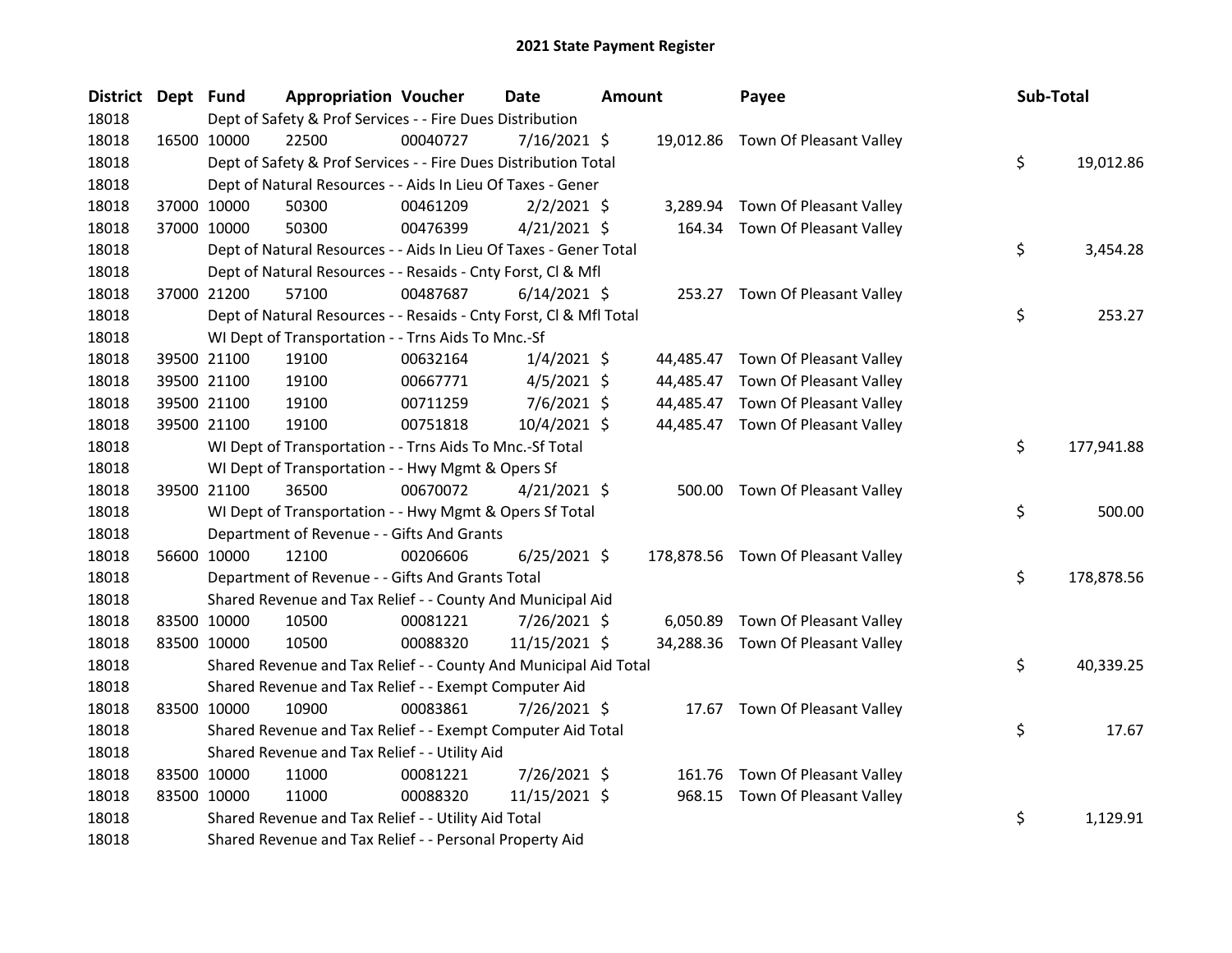# 2021 State Payment Register

| District | Dept | Fund | Appropriation | Voucher | Date | Amount | Payee | Sub-Total |
|---|---|---|---|---|---|---|---|---|
| 18018 | | Dept of Safety & Prof Services - - Fire Dues Distribution | | | | | | |
| 18018 | 16500 | 10000 | 22500 | 00040727 | 7/16/2021 | $ 19,012.86 | Town Of Pleasant Valley | |
| 18018 | | Dept of Safety & Prof Services - - Fire Dues Distribution Total | | | | | | $ 19,012.86 |
| 18018 | | Dept of Natural Resources - - Aids In Lieu Of Taxes - Gener | | | | | | |
| 18018 | 37000 | 10000 | 50300 | 00461209 | 2/2/2021 | $ 3,289.94 | Town Of Pleasant Valley | |
| 18018 | 37000 | 10000 | 50300 | 00476399 | 4/21/2021 | $ 164.34 | Town Of Pleasant Valley | |
| 18018 | | Dept of Natural Resources - - Aids In Lieu Of Taxes - Gener Total | | | | | | $ 3,454.28 |
| 18018 | | Dept of Natural Resources - - Resaids - Cnty Forst, Cl & Mfl | | | | | | |
| 18018 | 37000 | 21200 | 57100 | 00487687 | 6/14/2021 | $ 253.27 | Town Of Pleasant Valley | |
| 18018 | | Dept of Natural Resources - - Resaids - Cnty Forst, Cl & Mfl Total | | | | | | $ 253.27 |
| 18018 | | WI Dept of Transportation - - Trns Aids To Mnc.-Sf | | | | | | |
| 18018 | 39500 | 21100 | 19100 | 00632164 | 1/4/2021 | $ 44,485.47 | Town Of Pleasant Valley | |
| 18018 | 39500 | 21100 | 19100 | 00667771 | 4/5/2021 | $ 44,485.47 | Town Of Pleasant Valley | |
| 18018 | 39500 | 21100 | 19100 | 00711259 | 7/6/2021 | $ 44,485.47 | Town Of Pleasant Valley | |
| 18018 | 39500 | 21100 | 19100 | 00751818 | 10/4/2021 | $ 44,485.47 | Town Of Pleasant Valley | |
| 18018 | | WI Dept of Transportation - - Trns Aids To Mnc.-Sf Total | | | | | | $ 177,941.88 |
| 18018 | | WI Dept of Transportation - - Hwy Mgmt & Opers Sf | | | | | | |
| 18018 | 39500 | 21100 | 36500 | 00670072 | 4/21/2021 | $ 500.00 | Town Of Pleasant Valley | |
| 18018 | | WI Dept of Transportation - - Hwy Mgmt & Opers Sf Total | | | | | | $ 500.00 |
| 18018 | | Department of Revenue - - Gifts And Grants | | | | | | |
| 18018 | 56600 | 10000 | 12100 | 00206606 | 6/25/2021 | $ 178,878.56 | Town Of Pleasant Valley | |
| 18018 | | Department of Revenue - - Gifts And Grants Total | | | | | | $ 178,878.56 |
| 18018 | | Shared Revenue and Tax Relief - - County And Municipal Aid | | | | | | |
| 18018 | 83500 | 10000 | 10500 | 00081221 | 7/26/2021 | $ 6,050.89 | Town Of Pleasant Valley | |
| 18018 | 83500 | 10000 | 10500 | 00088320 | 11/15/2021 | $ 34,288.36 | Town Of Pleasant Valley | |
| 18018 | | Shared Revenue and Tax Relief - - County And Municipal Aid Total | | | | | | $ 40,339.25 |
| 18018 | | Shared Revenue and Tax Relief - - Exempt Computer Aid | | | | | | |
| 18018 | 83500 | 10000 | 10900 | 00083861 | 7/26/2021 | $ 17.67 | Town Of Pleasant Valley | |
| 18018 | | Shared Revenue and Tax Relief - - Exempt Computer Aid Total | | | | | | $ 17.67 |
| 18018 | | Shared Revenue and Tax Relief - - Utility Aid | | | | | | |
| 18018 | 83500 | 10000 | 11000 | 00081221 | 7/26/2021 | $ 161.76 | Town Of Pleasant Valley | |
| 18018 | 83500 | 10000 | 11000 | 00088320 | 11/15/2021 | $ 968.15 | Town Of Pleasant Valley | |
| 18018 | | Shared Revenue and Tax Relief - - Utility Aid Total | | | | | | $ 1,129.91 |
| 18018 | | Shared Revenue and Tax Relief - - Personal Property Aid | | | | | | |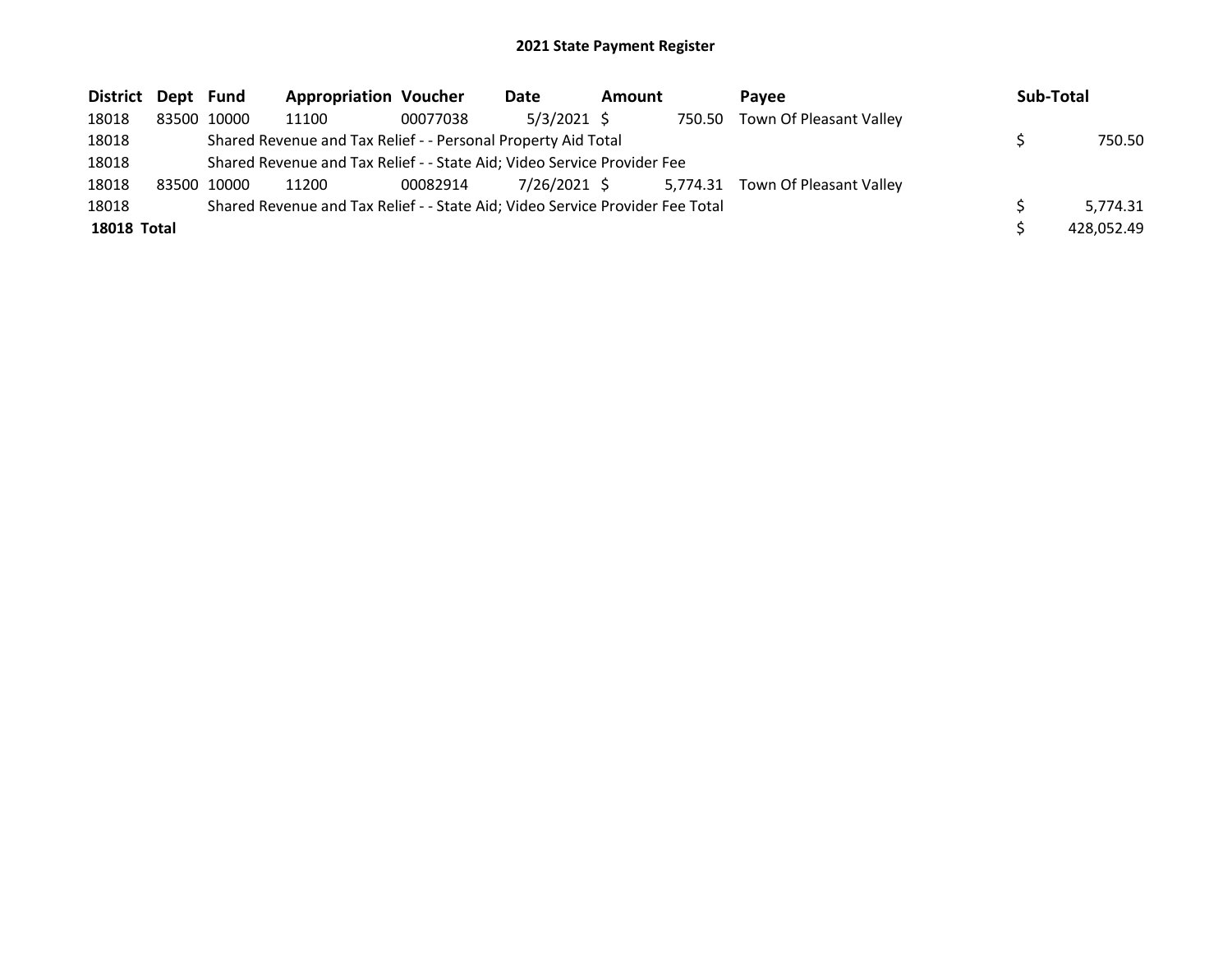# 2021 State Payment Register

| District | Dept | Fund | Appropriation | Voucher | Date | Amount | Payee | Sub-Total |
|---|---|---|---|---|---|---|---|---|
| 18018 | 83500 | 10000 | 11100 | 00077038 | 5/3/2021 | $ 750.50 | Town Of Pleasant Valley | |
| 18018 | | Shared Revenue and Tax Relief - - Personal Property Aid Total | | | | | | $ 750.50 |
| 18018 | | Shared Revenue and Tax Relief - - State Aid; Video Service Provider Fee | | | | | | |
| 18018 | 83500 | 10000 | 11200 | 00082914 | 7/26/2021 | $ 5,774.31 | Town Of Pleasant Valley | |
| 18018 | | Shared Revenue and Tax Relief - - State Aid; Video Service Provider Fee Total | | | | | | $ 5,774.31 |
| **18018 Total** | | | | | | | | $ 428,052.49 |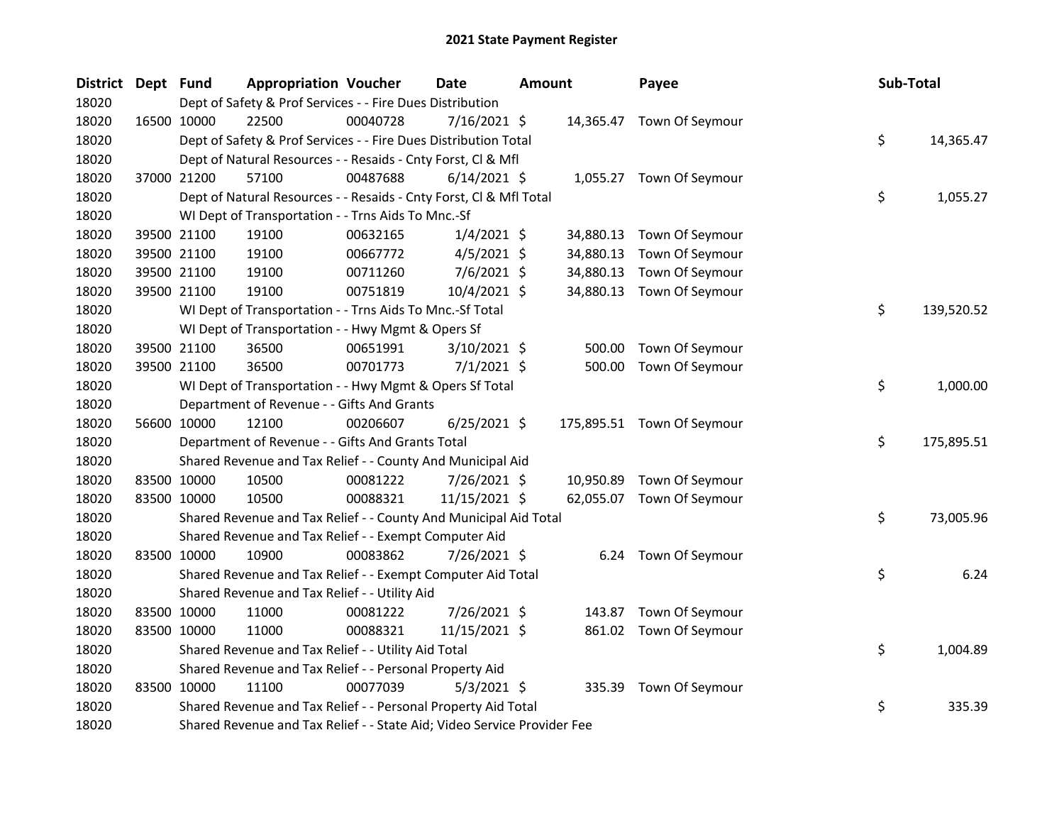# 2021 State Payment Register

| District | Dept | Fund | Appropriation | Voucher | Date | Amount | Payee | Sub-Total |
|---|---|---|---|---|---|---|---|---|
| 18020 | | Dept of Safety & Prof Services - - Fire Dues Distribution | | | | | | |
| 18020 | 16500 | 10000 | 22500 | 00040728 | 7/16/2021 | $ 14,365.47 | Town Of Seymour | |
| 18020 | | Dept of Safety & Prof Services - - Fire Dues Distribution Total | | | | | | $ 14,365.47 |
| 18020 | | Dept of Natural Resources - - Resaids - Cnty Forst, Cl & Mfl | | | | | | |
| 18020 | 37000 | 21200 | 57100 | 00487688 | 6/14/2021 | $ 1,055.27 | Town Of Seymour | |
| 18020 | | Dept of Natural Resources - - Resaids - Cnty Forst, Cl & Mfl Total | | | | | | $ 1,055.27 |
| 18020 | | WI Dept of Transportation - - Trns Aids To Mnc.-Sf | | | | | | |
| 18020 | 39500 | 21100 | 19100 | 00632165 | 1/4/2021 | $ 34,880.13 | Town Of Seymour | |
| 18020 | 39500 | 21100 | 19100 | 00667772 | 4/5/2021 | $ 34,880.13 | Town Of Seymour | |
| 18020 | 39500 | 21100 | 19100 | 00711260 | 7/6/2021 | $ 34,880.13 | Town Of Seymour | |
| 18020 | 39500 | 21100 | 19100 | 00751819 | 10/4/2021 | $ 34,880.13 | Town Of Seymour | |
| 18020 | | WI Dept of Transportation - - Trns Aids To Mnc.-Sf Total | | | | | | $ 139,520.52 |
| 18020 | | WI Dept of Transportation - - Hwy Mgmt & Opers Sf | | | | | | |
| 18020 | 39500 | 21100 | 36500 | 00651991 | 3/10/2021 | $ 500.00 | Town Of Seymour | |
| 18020 | 39500 | 21100 | 36500 | 00701773 | 7/1/2021 | $ 500.00 | Town Of Seymour | |
| 18020 | | WI Dept of Transportation - - Hwy Mgmt & Opers Sf Total | | | | | | $ 1,000.00 |
| 18020 | | Department of Revenue - - Gifts And Grants | | | | | | |
| 18020 | 56600 | 10000 | 12100 | 00206607 | 6/25/2021 | $ 175,895.51 | Town Of Seymour | |
| 18020 | | Department of Revenue - - Gifts And Grants Total | | | | | | $ 175,895.51 |
| 18020 | | Shared Revenue and Tax Relief - - County And Municipal Aid | | | | | | |
| 18020 | 83500 | 10000 | 10500 | 00081222 | 7/26/2021 | $ 10,950.89 | Town Of Seymour | |
| 18020 | 83500 | 10000 | 10500 | 00088321 | 11/15/2021 | $ 62,055.07 | Town Of Seymour | |
| 18020 | | Shared Revenue and Tax Relief - - County And Municipal Aid Total | | | | | | $ 73,005.96 |
| 18020 | | Shared Revenue and Tax Relief - - Exempt Computer Aid | | | | | | |
| 18020 | 83500 | 10000 | 10900 | 00083862 | 7/26/2021 | $ 6.24 | Town Of Seymour | |
| 18020 | | Shared Revenue and Tax Relief - - Exempt Computer Aid Total | | | | | | $ 6.24 |
| 18020 | | Shared Revenue and Tax Relief - - Utility Aid | | | | | | |
| 18020 | 83500 | 10000 | 11000 | 00081222 | 7/26/2021 | $ 143.87 | Town Of Seymour | |
| 18020 | 83500 | 10000 | 11000 | 00088321 | 11/15/2021 | $ 861.02 | Town Of Seymour | |
| 18020 | | Shared Revenue and Tax Relief - - Utility Aid Total | | | | | | $ 1,004.89 |
| 18020 | | Shared Revenue and Tax Relief - - Personal Property Aid | | | | | | |
| 18020 | 83500 | 10000 | 11100 | 00077039 | 5/3/2021 | $ 335.39 | Town Of Seymour | |
| 18020 | | Shared Revenue and Tax Relief - - Personal Property Aid Total | | | | | | $ 335.39 |
| 18020 | | Shared Revenue and Tax Relief - - State Aid; Video Service Provider Fee | | | | | | |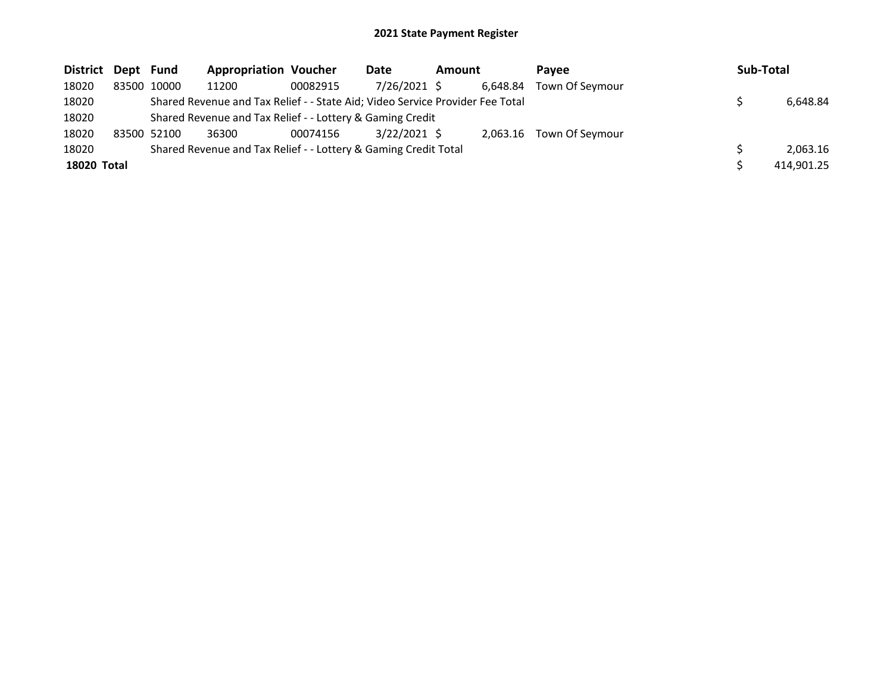## 2021 State Payment Register

| District | Dept | Fund | Appropriation | Voucher | Date | Amount | Payee | Sub-Total |
|---|---|---|---|---|---|---|---|---|
| 18020 | 83500 | 10000 | 11200 | 00082915 | 7/26/2021 | $ 6,648.84 | Town Of Seymour | |
| 18020 | | Shared Revenue and Tax Relief - - State Aid; Video Service Provider Fee Total | | | | | | $ 6,648.84 |
| 18020 | | Shared Revenue and Tax Relief - - Lottery & Gaming Credit | | | | | | |
| 18020 | 83500 | 52100 | 36300 | 00074156 | 3/22/2021 | $ 2,063.16 | Town Of Seymour | |
| 18020 | | Shared Revenue and Tax Relief - - Lottery & Gaming Credit Total | | | | | | $ 2,063.16 |
| **18020 Total** | | | | | | | | $ 414,901.25 |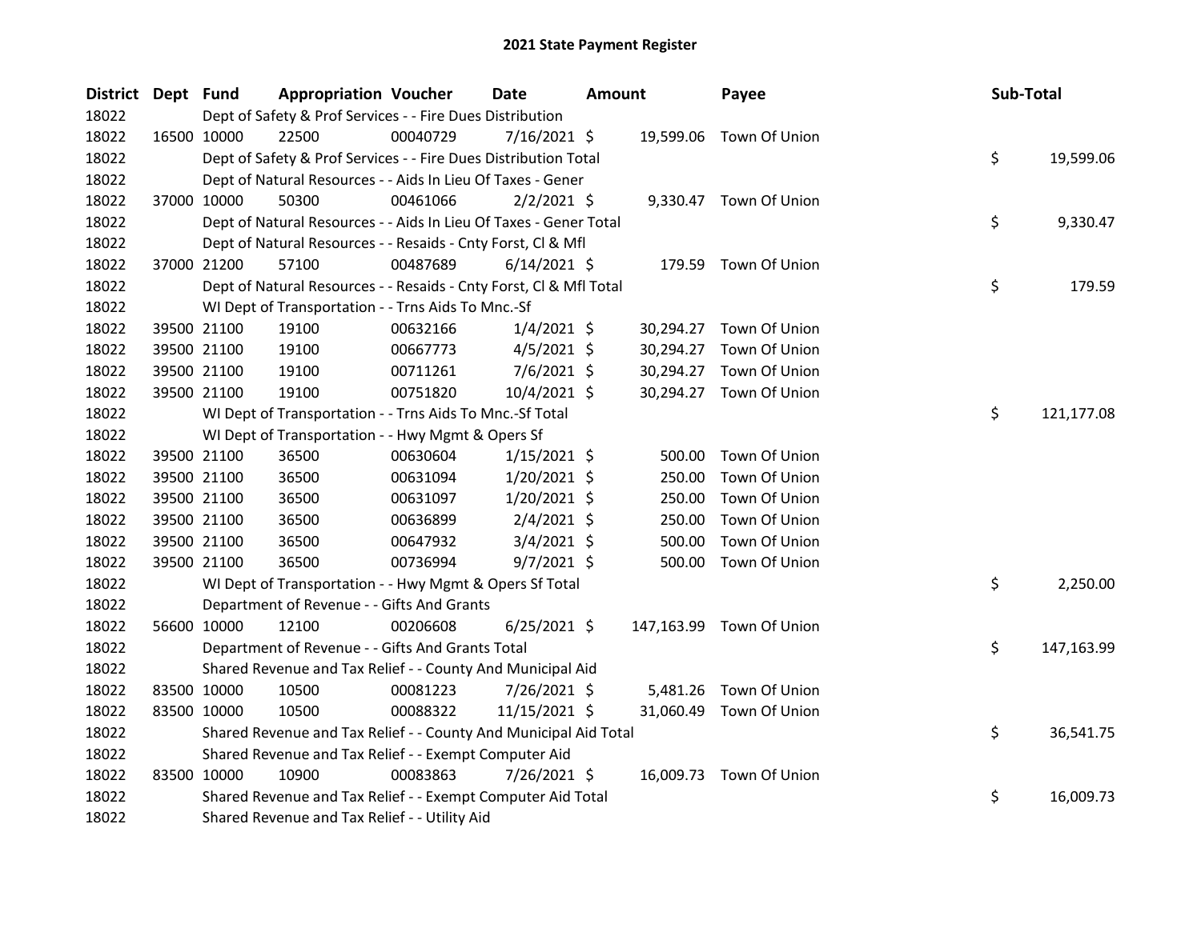# 2021 State Payment Register

| District | Dept | Fund | Appropriation | Voucher | Date | Amount | Payee | Sub-Total |
|---|---|---|---|---|---|---|---|---|
| 18022 | | Dept of Safety & Prof Services - - Fire Dues Distribution | | | | | | |
| 18022 | 16500 | 10000 | 22500 | 00040729 | 7/16/2021 | $ 19,599.06 | Town Of Union | |
| 18022 | | Dept of Safety & Prof Services - - Fire Dues Distribution Total | | | | | | $ 19,599.06 |
| 18022 | | Dept of Natural Resources - - Aids In Lieu Of Taxes - Gener | | | | | | |
| 18022 | 37000 | 10000 | 50300 | 00461066 | 2/2/2021 | $ 9,330.47 | Town Of Union | |
| 18022 | | Dept of Natural Resources - - Aids In Lieu Of Taxes - Gener Total | | | | | | $ 9,330.47 |
| 18022 | | Dept of Natural Resources - - Resaids - Cnty Forst, Cl & Mfl | | | | | | |
| 18022 | 37000 | 21200 | 57100 | 00487689 | 6/14/2021 | $ 179.59 | Town Of Union | |
| 18022 | | Dept of Natural Resources - - Resaids - Cnty Forst, Cl & Mfl Total | | | | | | $ 179.59 |
| 18022 | | WI Dept of Transportation - - Trns Aids To Mnc.-Sf | | | | | | |
| 18022 | 39500 | 21100 | 19100 | 00632166 | 1/4/2021 | $ 30,294.27 | Town Of Union | |
| 18022 | 39500 | 21100 | 19100 | 00667773 | 4/5/2021 | $ 30,294.27 | Town Of Union | |
| 18022 | 39500 | 21100 | 19100 | 00711261 | 7/6/2021 | $ 30,294.27 | Town Of Union | |
| 18022 | 39500 | 21100 | 19100 | 00751820 | 10/4/2021 | $ 30,294.27 | Town Of Union | |
| 18022 | | WI Dept of Transportation - - Trns Aids To Mnc.-Sf Total | | | | | | $ 121,177.08 |
| 18022 | | WI Dept of Transportation - - Hwy Mgmt & Opers Sf | | | | | | |
| 18022 | 39500 | 21100 | 36500 | 00630604 | 1/15/2021 | $ 500.00 | Town Of Union | |
| 18022 | 39500 | 21100 | 36500 | 00631094 | 1/20/2021 | $ 250.00 | Town Of Union | |
| 18022 | 39500 | 21100 | 36500 | 00631097 | 1/20/2021 | $ 250.00 | Town Of Union | |
| 18022 | 39500 | 21100 | 36500 | 00636899 | 2/4/2021 | $ 250.00 | Town Of Union | |
| 18022 | 39500 | 21100 | 36500 | 00647932 | 3/4/2021 | $ 500.00 | Town Of Union | |
| 18022 | 39500 | 21100 | 36500 | 00736994 | 9/7/2021 | $ 500.00 | Town Of Union | |
| 18022 | | WI Dept of Transportation - - Hwy Mgmt & Opers Sf Total | | | | | | $ 2,250.00 |
| 18022 | | Department of Revenue - - Gifts And Grants | | | | | | |
| 18022 | 56600 | 10000 | 12100 | 00206608 | 6/25/2021 | $ 147,163.99 | Town Of Union | |
| 18022 | | Department of Revenue - - Gifts And Grants Total | | | | | | $ 147,163.99 |
| 18022 | | Shared Revenue and Tax Relief - - County And Municipal Aid | | | | | | |
| 18022 | 83500 | 10000 | 10500 | 00081223 | 7/26/2021 | $ 5,481.26 | Town Of Union | |
| 18022 | 83500 | 10000 | 10500 | 00088322 | 11/15/2021 | $ 31,060.49 | Town Of Union | |
| 18022 | | Shared Revenue and Tax Relief - - County And Municipal Aid Total | | | | | | $ 36,541.75 |
| 18022 | | Shared Revenue and Tax Relief - - Exempt Computer Aid | | | | | | |
| 18022 | 83500 | 10000 | 10900 | 00083863 | 7/26/2021 | $ 16,009.73 | Town Of Union | |
| 18022 | | Shared Revenue and Tax Relief - - Exempt Computer Aid Total | | | | | | $ 16,009.73 |
| 18022 | | Shared Revenue and Tax Relief - - Utility Aid | | | | | | |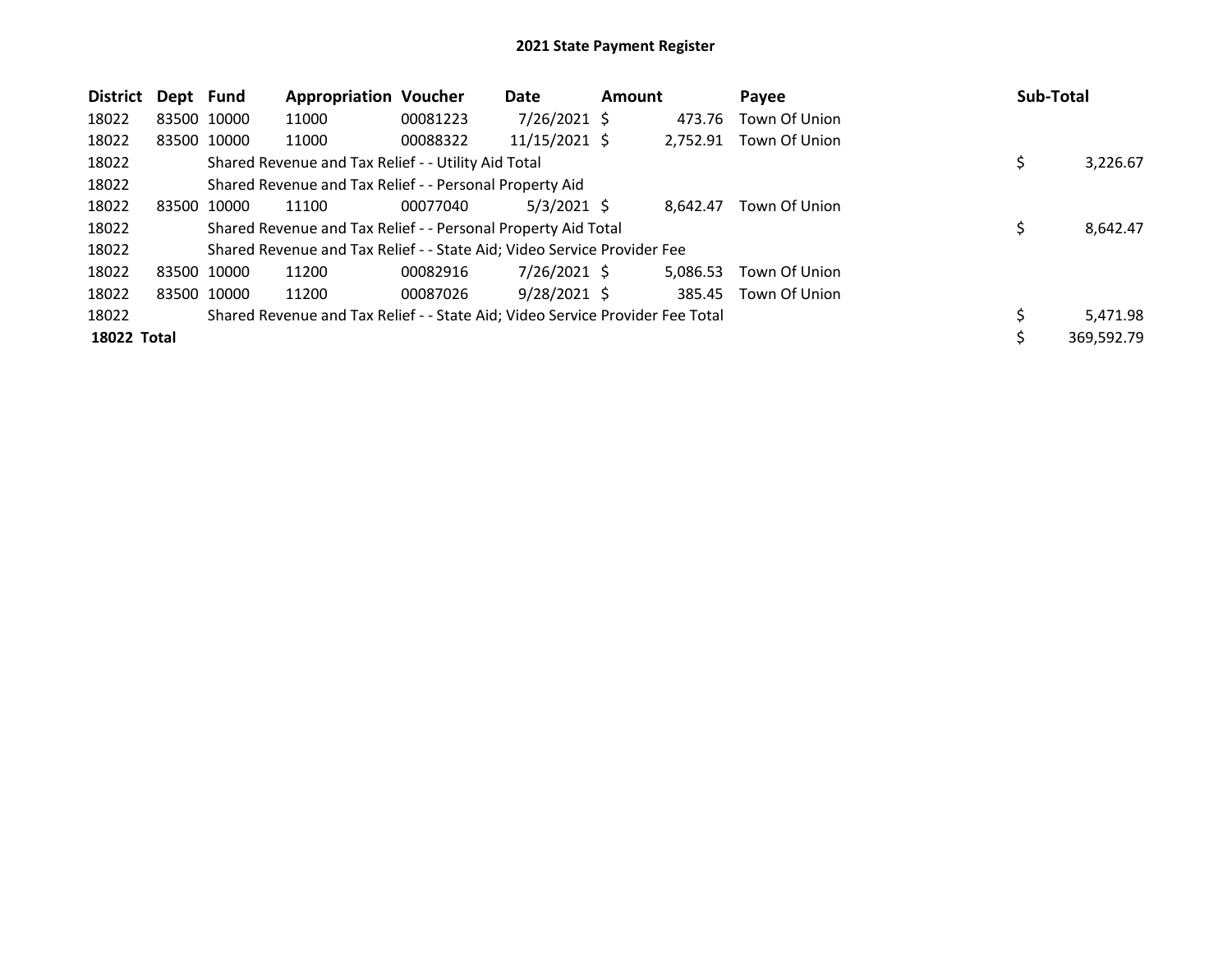# 2021 State Payment Register

| District | Dept | Fund | Appropriation | Voucher | Date | Amount | Payee | Sub-Total |
|---|---|---|---|---|---|---|---|---|
| 18022 | 83500 | 10000 | 11000 | 00081223 | 7/26/2021 | $ 473.76 | Town Of Union | |
| 18022 | 83500 | 10000 | 11000 | 00088322 | 11/15/2021 | $ 2,752.91 | Town Of Union | |
| 18022 | | Shared Revenue and Tax Relief - - Utility Aid Total | | | | | | $ 3,226.67 |
| 18022 | | Shared Revenue and Tax Relief - - Personal Property Aid | | | | | | |
| 18022 | 83500 | 10000 | 11100 | 00077040 | 5/3/2021 | $ 8,642.47 | Town Of Union | |
| 18022 | | Shared Revenue and Tax Relief - - Personal Property Aid Total | | | | | | $ 8,642.47 |
| 18022 | | Shared Revenue and Tax Relief - - State Aid; Video Service Provider Fee | | | | | | |
| 18022 | 83500 | 10000 | 11200 | 00082916 | 7/26/2021 | $ 5,086.53 | Town Of Union | |
| 18022 | 83500 | 10000 | 11200 | 00087026 | 9/28/2021 | $ 385.45 | Town Of Union | |
| 18022 | | Shared Revenue and Tax Relief - - State Aid; Video Service Provider Fee Total | | | | | | $ 5,471.98 |
| **18022 Total** | | | | | | | | $ 369,592.79 |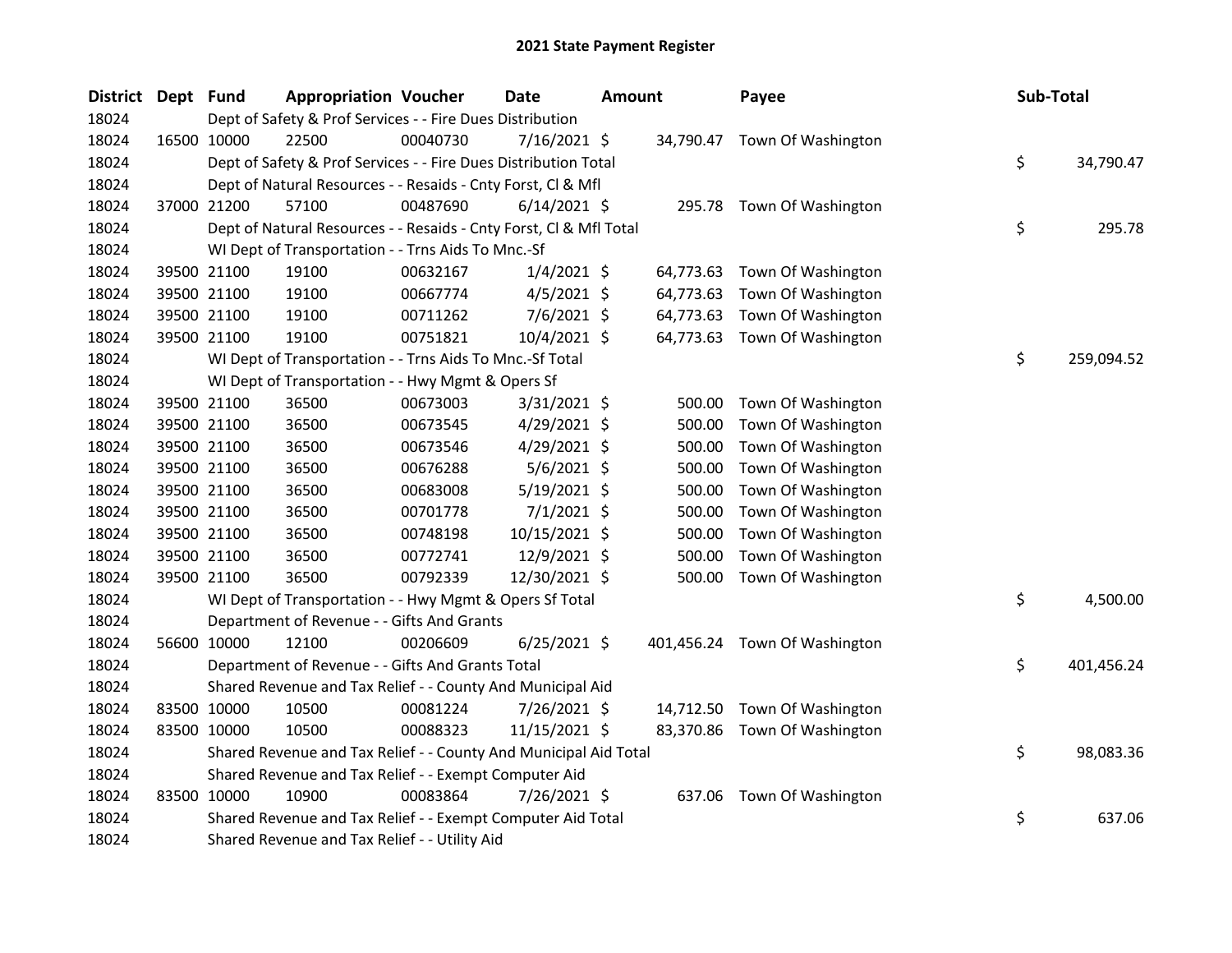# 2021 State Payment Register

| District | Dept | Fund | Appropriation | Voucher | Date | Amount | Payee | Sub-Total |
|---|---|---|---|---|---|---|---|---|
| 18024 | | Dept of Safety & Prof Services - - Fire Dues Distribution | | | | | | |
| 18024 | 16500 | 10000 | 22500 | 00040730 | 7/16/2021 | $ 34,790.47 | Town Of Washington | |
| 18024 | | Dept of Safety & Prof Services - - Fire Dues Distribution Total | | | | | | $ 34,790.47 |
| 18024 | | Dept of Natural Resources - - Resaids - Cnty Forst, Cl & Mfl | | | | | | |
| 18024 | 37000 | 21200 | 57100 | 00487690 | 6/14/2021 | $ 295.78 | Town Of Washington | |
| 18024 | | Dept of Natural Resources - - Resaids - Cnty Forst, Cl & Mfl Total | | | | | | $ 295.78 |
| 18024 | | WI Dept of Transportation - - Trns Aids To Mnc.-Sf | | | | | | |
| 18024 | 39500 | 21100 | 19100 | 00632167 | 1/4/2021 | $ 64,773.63 | Town Of Washington | |
| 18024 | 39500 | 21100 | 19100 | 00667774 | 4/5/2021 | $ 64,773.63 | Town Of Washington | |
| 18024 | 39500 | 21100 | 19100 | 00711262 | 7/6/2021 | $ 64,773.63 | Town Of Washington | |
| 18024 | 39500 | 21100 | 19100 | 00751821 | 10/4/2021 | $ 64,773.63 | Town Of Washington | |
| 18024 | | WI Dept of Transportation - - Trns Aids To Mnc.-Sf Total | | | | | | $ 259,094.52 |
| 18024 | | WI Dept of Transportation - - Hwy Mgmt & Opers Sf | | | | | | |
| 18024 | 39500 | 21100 | 36500 | 00673003 | 3/31/2021 | $ 500.00 | Town Of Washington | |
| 18024 | 39500 | 21100 | 36500 | 00673545 | 4/29/2021 | $ 500.00 | Town Of Washington | |
| 18024 | 39500 | 21100 | 36500 | 00673546 | 4/29/2021 | $ 500.00 | Town Of Washington | |
| 18024 | 39500 | 21100 | 36500 | 00676288 | 5/6/2021 | $ 500.00 | Town Of Washington | |
| 18024 | 39500 | 21100 | 36500 | 00683008 | 5/19/2021 | $ 500.00 | Town Of Washington | |
| 18024 | 39500 | 21100 | 36500 | 00701778 | 7/1/2021 | $ 500.00 | Town Of Washington | |
| 18024 | 39500 | 21100 | 36500 | 00748198 | 10/15/2021 | $ 500.00 | Town Of Washington | |
| 18024 | 39500 | 21100 | 36500 | 00772741 | 12/9/2021 | $ 500.00 | Town Of Washington | |
| 18024 | 39500 | 21100 | 36500 | 00792339 | 12/30/2021 | $ 500.00 | Town Of Washington | |
| 18024 | | WI Dept of Transportation - - Hwy Mgmt & Opers Sf Total | | | | | | $ 4,500.00 |
| 18024 | | Department of Revenue - - Gifts And Grants | | | | | | |
| 18024 | 56600 | 10000 | 12100 | 00206609 | 6/25/2021 | $ 401,456.24 | Town Of Washington | |
| 18024 | | Department of Revenue - - Gifts And Grants Total | | | | | | $ 401,456.24 |
| 18024 | | Shared Revenue and Tax Relief - - County And Municipal Aid | | | | | | |
| 18024 | 83500 | 10000 | 10500 | 00081224 | 7/26/2021 | $ 14,712.50 | Town Of Washington | |
| 18024 | 83500 | 10000 | 10500 | 00088323 | 11/15/2021 | $ 83,370.86 | Town Of Washington | |
| 18024 | | Shared Revenue and Tax Relief - - County And Municipal Aid Total | | | | | | $ 98,083.36 |
| 18024 | | Shared Revenue and Tax Relief - - Exempt Computer Aid | | | | | | |
| 18024 | 83500 | 10000 | 10900 | 00083864 | 7/26/2021 | $ 637.06 | Town Of Washington | |
| 18024 | | Shared Revenue and Tax Relief - - Exempt Computer Aid Total | | | | | | $ 637.06 |
| 18024 | | Shared Revenue and Tax Relief - - Utility Aid | | | | | | |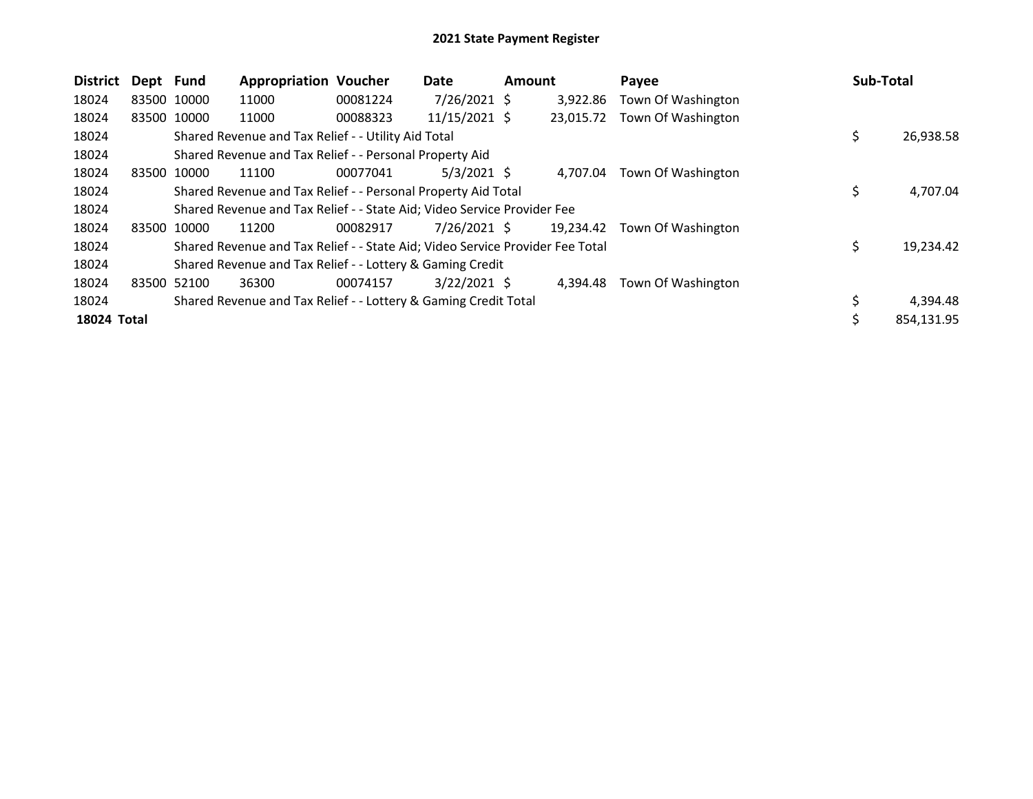**2021 State Payment Register**

| District | Dept | Fund | Appropriation | Voucher | Date | Amount | Payee | Sub-Total |
|---|---|---|---|---|---|---|---|---|
| 18024 | 83500 | 10000 | 11000 | 00081224 | 7/26/2021 | $ 3,922.86 | Town Of Washington | |
| 18024 | 83500 | 10000 | 11000 | 00088323 | 11/15/2021 | $ 23,015.72 | Town Of Washington | |
| 18024 | | Shared Revenue and Tax Relief - - Utility Aid Total | | | | | | $ 26,938.58 |
| 18024 | | Shared Revenue and Tax Relief - - Personal Property Aid | | | | | | |
| 18024 | 83500 | 10000 | 11100 | 00077041 | 5/3/2021 | $ 4,707.04 | Town Of Washington | |
| 18024 | | Shared Revenue and Tax Relief - - Personal Property Aid Total | | | | | | $ 4,707.04 |
| 18024 | | Shared Revenue and Tax Relief - - State Aid; Video Service Provider Fee | | | | | | |
| 18024 | 83500 | 10000 | 11200 | 00082917 | 7/26/2021 | $ 19,234.42 | Town Of Washington | |
| 18024 | | Shared Revenue and Tax Relief - - State Aid; Video Service Provider Fee Total | | | | | | $ 19,234.42 |
| 18024 | | Shared Revenue and Tax Relief - - Lottery & Gaming Credit | | | | | | |
| 18024 | 83500 | 52100 | 36300 | 00074157 | 3/22/2021 | $ 4,394.48 | Town Of Washington | |
| 18024 | | Shared Revenue and Tax Relief - - Lottery & Gaming Credit Total | | | | | | $ 4,394.48 |
| **18024 Total** | | | | | | | | $ 854,131.95 |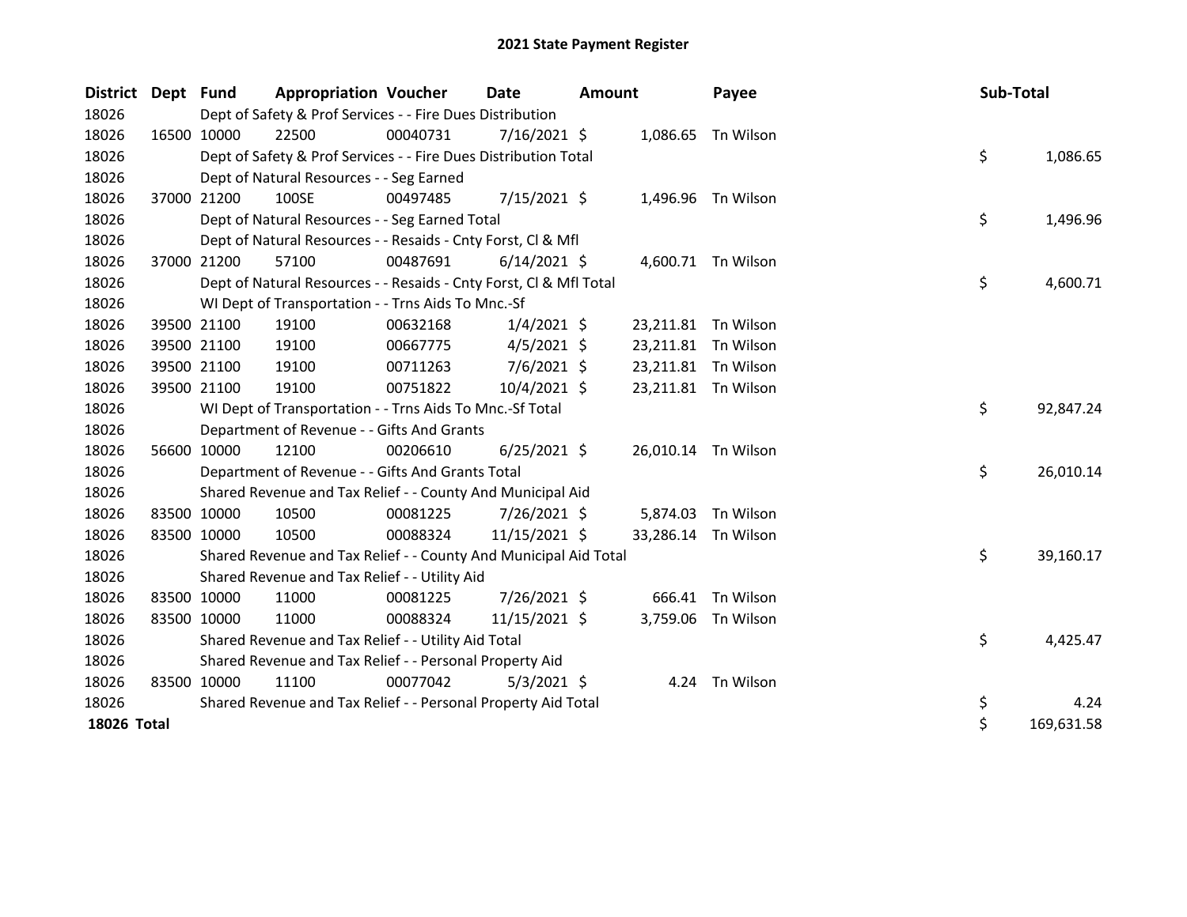# 2021 State Payment Register

| District | Dept | Fund | Appropriation | Voucher | Date | Amount | Payee | Sub-Total |
|---|---|---|---|---|---|---|---|---|
| 18026 | | Dept of Safety & Prof Services - - Fire Dues Distribution | | | | | | |
| 18026 | 16500 | 10000 | 22500 | 00040731 | 7/16/2021 | $ 1,086.65 | Tn Wilson | |
| 18026 | | Dept of Safety & Prof Services - - Fire Dues Distribution Total | | | | | | $ 1,086.65 |
| 18026 | | Dept of Natural Resources - - Seg Earned | | | | | | |
| 18026 | 37000 | 21200 | 100SE | 00497485 | 7/15/2021 | $ 1,496.96 | Tn Wilson | |
| 18026 | | Dept of Natural Resources - - Seg Earned Total | | | | | | $ 1,496.96 |
| 18026 | | Dept of Natural Resources - - Resaids - Cnty Forst, Cl & Mfl | | | | | | |
| 18026 | 37000 | 21200 | 57100 | 00487691 | 6/14/2021 | $ 4,600.71 | Tn Wilson | |
| 18026 | | Dept of Natural Resources - - Resaids - Cnty Forst, Cl & Mfl Total | | | | | | $ 4,600.71 |
| 18026 | | WI Dept of Transportation - - Trns Aids To Mnc.-Sf | | | | | | |
| 18026 | 39500 | 21100 | 19100 | 00632168 | 1/4/2021 | $ 23,211.81 | Tn Wilson | |
| 18026 | 39500 | 21100 | 19100 | 00667775 | 4/5/2021 | $ 23,211.81 | Tn Wilson | |
| 18026 | 39500 | 21100 | 19100 | 00711263 | 7/6/2021 | $ 23,211.81 | Tn Wilson | |
| 18026 | 39500 | 21100 | 19100 | 00751822 | 10/4/2021 | $ 23,211.81 | Tn Wilson | |
| 18026 | | WI Dept of Transportation - - Trns Aids To Mnc.-Sf Total | | | | | | $ 92,847.24 |
| 18026 | | Department of Revenue - - Gifts And Grants | | | | | | |
| 18026 | 56600 | 10000 | 12100 | 00206610 | 6/25/2021 | $ 26,010.14 | Tn Wilson | |
| 18026 | | Department of Revenue - - Gifts And Grants Total | | | | | | $ 26,010.14 |
| 18026 | | Shared Revenue and Tax Relief - - County And Municipal Aid | | | | | | |
| 18026 | 83500 | 10000 | 10500 | 00081225 | 7/26/2021 | $ 5,874.03 | Tn Wilson | |
| 18026 | 83500 | 10000 | 10500 | 00088324 | 11/15/2021 | $ 33,286.14 | Tn Wilson | |
| 18026 | | Shared Revenue and Tax Relief - - County And Municipal Aid Total | | | | | | $ 39,160.17 |
| 18026 | | Shared Revenue and Tax Relief - - Utility Aid | | | | | | |
| 18026 | 83500 | 10000 | 11000 | 00081225 | 7/26/2021 | $ 666.41 | Tn Wilson | |
| 18026 | 83500 | 10000 | 11000 | 00088324 | 11/15/2021 | $ 3,759.06 | Tn Wilson | |
| 18026 | | Shared Revenue and Tax Relief - - Utility Aid Total | | | | | | $ 4,425.47 |
| 18026 | | Shared Revenue and Tax Relief - - Personal Property Aid | | | | | | |
| 18026 | 83500 | 10000 | 11100 | 00077042 | 5/3/2021 | $ 4.24 | Tn Wilson | |
| 18026 | | Shared Revenue and Tax Relief - - Personal Property Aid Total | | | | | | $ 4.24 |
| **18026 Total** | | | | | | | | $ 169,631.58 |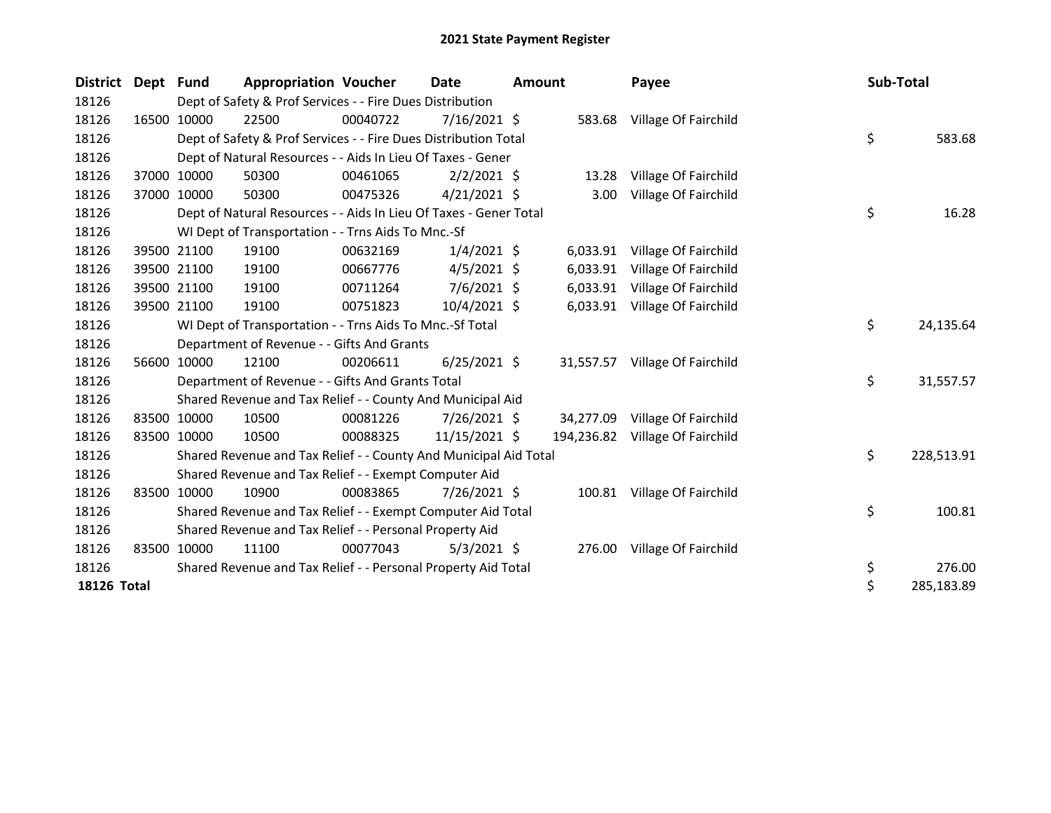# 2021 State Payment Register

| District | Dept | Fund | Appropriation | Voucher | Date | Amount | Payee | Sub-Total |
|---|---|---|---|---|---|---|---|---|
| 18126 | | Dept of Safety & Prof Services - - Fire Dues Distribution | | | | | | |
| 18126 | 16500 | 10000 | 22500 | 00040722 | 7/16/2021 | $ 583.68 | Village Of Fairchild | |
| 18126 | | Dept of Safety & Prof Services - - Fire Dues Distribution Total | | | | | | $ 583.68 |
| 18126 | | Dept of Natural Resources - - Aids In Lieu Of Taxes - Gener | | | | | | |
| 18126 | 37000 | 10000 | 50300 | 00461065 | 2/2/2021 | $ 13.28 | Village Of Fairchild | |
| 18126 | 37000 | 10000 | 50300 | 00475326 | 4/21/2021 | $ 3.00 | Village Of Fairchild | |
| 18126 | | Dept of Natural Resources - - Aids In Lieu Of Taxes - Gener Total | | | | | | $ 16.28 |
| 18126 | | WI Dept of Transportation - - Trns Aids To Mnc.-Sf | | | | | | |
| 18126 | 39500 | 21100 | 19100 | 00632169 | 1/4/2021 | $ 6,033.91 | Village Of Fairchild | |
| 18126 | 39500 | 21100 | 19100 | 00667776 | 4/5/2021 | $ 6,033.91 | Village Of Fairchild | |
| 18126 | 39500 | 21100 | 19100 | 00711264 | 7/6/2021 | $ 6,033.91 | Village Of Fairchild | |
| 18126 | 39500 | 21100 | 19100 | 00751823 | 10/4/2021 | $ 6,033.91 | Village Of Fairchild | |
| 18126 | | WI Dept of Transportation - - Trns Aids To Mnc.-Sf Total | | | | | | $ 24,135.64 |
| 18126 | | Department of Revenue - - Gifts And Grants | | | | | | |
| 18126 | 56600 | 10000 | 12100 | 00206611 | 6/25/2021 | $ 31,557.57 | Village Of Fairchild | |
| 18126 | | Department of Revenue - - Gifts And Grants Total | | | | | | $ 31,557.57 |
| 18126 | | Shared Revenue and Tax Relief - - County And Municipal Aid | | | | | | |
| 18126 | 83500 | 10000 | 10500 | 00081226 | 7/26/2021 | $ 34,277.09 | Village Of Fairchild | |
| 18126 | 83500 | 10000 | 10500 | 00088325 | 11/15/2021 | $ 194,236.82 | Village Of Fairchild | |
| 18126 | | Shared Revenue and Tax Relief - - County And Municipal Aid Total | | | | | | $ 228,513.91 |
| 18126 | | Shared Revenue and Tax Relief - - Exempt Computer Aid | | | | | | |
| 18126 | 83500 | 10000 | 10900 | 00083865 | 7/26/2021 | $ 100.81 | Village Of Fairchild | |
| 18126 | | Shared Revenue and Tax Relief - - Exempt Computer Aid Total | | | | | | $ 100.81 |
| 18126 | | Shared Revenue and Tax Relief - - Personal Property Aid | | | | | | |
| 18126 | 83500 | 10000 | 11100 | 00077043 | 5/3/2021 | $ 276.00 | Village Of Fairchild | |
| 18126 | | Shared Revenue and Tax Relief - - Personal Property Aid Total | | | | | | $ 276.00 |
| **18126 Total** | | | | | | | | $ 285,183.89 |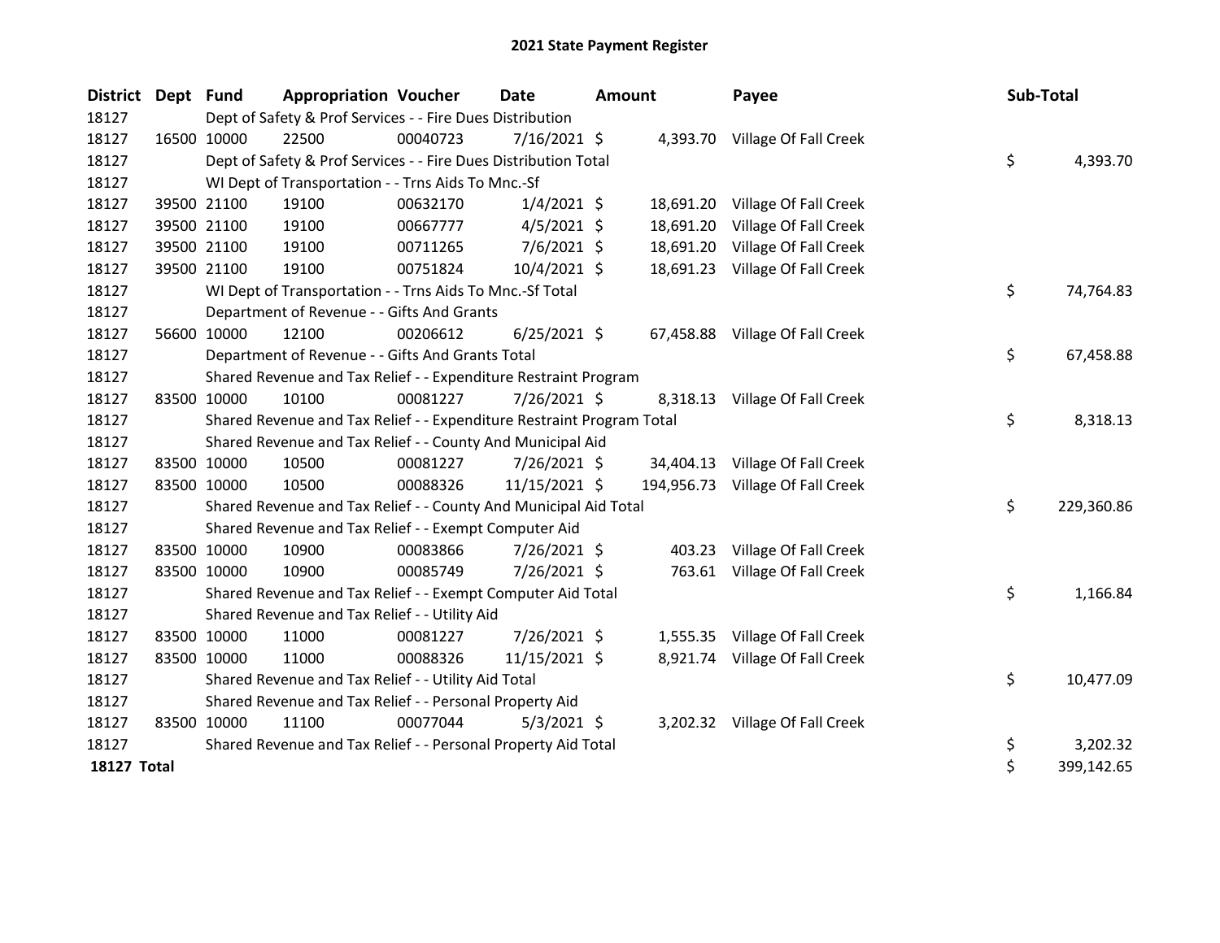# 2021 State Payment Register

| District | Dept | Fund | Appropriation | Voucher | Date | Amount | Payee | Sub-Total |
|---|---|---|---|---|---|---|---|---|
| 18127 | | Dept of Safety & Prof Services - - Fire Dues Distribution | | | | | | |
| 18127 | 16500 | 10000 | 22500 | 00040723 | 7/16/2021 | $ 4,393.70 | Village Of Fall Creek | |
| 18127 | | Dept of Safety & Prof Services - - Fire Dues Distribution Total | | | | | | $ 4,393.70 |
| 18127 | | WI Dept of Transportation - - Trns Aids To Mnc.-Sf | | | | | | |
| 18127 | 39500 | 21100 | 19100 | 00632170 | 1/4/2021 | $ 18,691.20 | Village Of Fall Creek | |
| 18127 | 39500 | 21100 | 19100 | 00667777 | 4/5/2021 | $ 18,691.20 | Village Of Fall Creek | |
| 18127 | 39500 | 21100 | 19100 | 00711265 | 7/6/2021 | $ 18,691.20 | Village Of Fall Creek | |
| 18127 | 39500 | 21100 | 19100 | 00751824 | 10/4/2021 | $ 18,691.23 | Village Of Fall Creek | |
| 18127 | | WI Dept of Transportation - - Trns Aids To Mnc.-Sf Total | | | | | | $ 74,764.83 |
| 18127 | | Department of Revenue - - Gifts And Grants | | | | | | |
| 18127 | 56600 | 10000 | 12100 | 00206612 | 6/25/2021 | $ 67,458.88 | Village Of Fall Creek | |
| 18127 | | Department of Revenue - - Gifts And Grants Total | | | | | | $ 67,458.88 |
| 18127 | | Shared Revenue and Tax Relief - - Expenditure Restraint Program | | | | | | |
| 18127 | 83500 | 10000 | 10100 | 00081227 | 7/26/2021 | $ 8,318.13 | Village Of Fall Creek | |
| 18127 | | Shared Revenue and Tax Relief - - Expenditure Restraint Program Total | | | | | | $ 8,318.13 |
| 18127 | | Shared Revenue and Tax Relief - - County And Municipal Aid | | | | | | |
| 18127 | 83500 | 10000 | 10500 | 00081227 | 7/26/2021 | $ 34,404.13 | Village Of Fall Creek | |
| 18127 | 83500 | 10000 | 10500 | 00088326 | 11/15/2021 | $ 194,956.73 | Village Of Fall Creek | |
| 18127 | | Shared Revenue and Tax Relief - - County And Municipal Aid Total | | | | | | $ 229,360.86 |
| 18127 | | Shared Revenue and Tax Relief - - Exempt Computer Aid | | | | | | |
| 18127 | 83500 | 10000 | 10900 | 00083866 | 7/26/2021 | $ 403.23 | Village Of Fall Creek | |
| 18127 | 83500 | 10000 | 10900 | 00085749 | 7/26/2021 | $ 763.61 | Village Of Fall Creek | |
| 18127 | | Shared Revenue and Tax Relief - - Exempt Computer Aid Total | | | | | | $ 1,166.84 |
| 18127 | | Shared Revenue and Tax Relief - - Utility Aid | | | | | | |
| 18127 | 83500 | 10000 | 11000 | 00081227 | 7/26/2021 | $ 1,555.35 | Village Of Fall Creek | |
| 18127 | 83500 | 10000 | 11000 | 00088326 | 11/15/2021 | $ 8,921.74 | Village Of Fall Creek | |
| 18127 | | Shared Revenue and Tax Relief - - Utility Aid Total | | | | | | $ 10,477.09 |
| 18127 | | Shared Revenue and Tax Relief - - Personal Property Aid | | | | | | |
| 18127 | 83500 | 10000 | 11100 | 00077044 | 5/3/2021 | $ 3,202.32 | Village Of Fall Creek | |
| 18127 | | Shared Revenue and Tax Relief - - Personal Property Aid Total | | | | | | $ 3,202.32 |
| **18127 Total** | | | | | | | | $ 399,142.65 |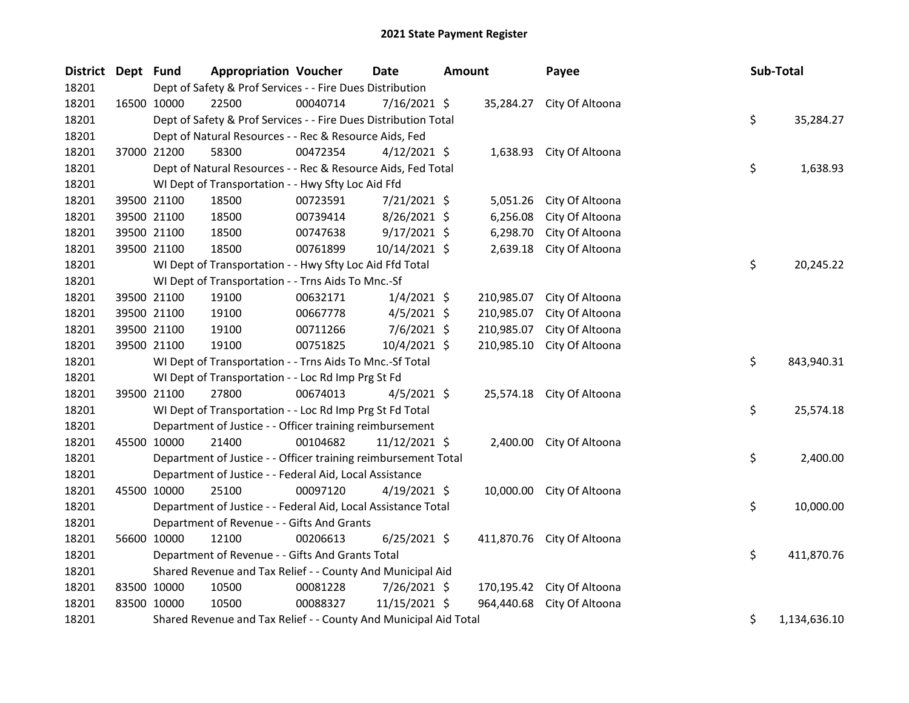# 2021 State Payment Register

| District | Dept | Fund | Appropriation | Voucher | Date | Amount | Payee | Sub-Total |
|---|---|---|---|---|---|---|---|---|
| 18201 | | Dept of Safety & Prof Services - - Fire Dues Distribution | | | | | | |
| 18201 | 16500 | 10000 | 22500 | 00040714 | 7/16/2021 | $ 35,284.27 | City Of Altoona | |
| 18201 | | Dept of Safety & Prof Services - - Fire Dues Distribution Total | | | | | | $ 35,284.27 |
| 18201 | | Dept of Natural Resources - - Rec & Resource Aids, Fed | | | | | | |
| 18201 | 37000 | 21200 | 58300 | 00472354 | 4/12/2021 | $ 1,638.93 | City Of Altoona | |
| 18201 | | Dept of Natural Resources - - Rec & Resource Aids, Fed Total | | | | | | $ 1,638.93 |
| 18201 | | WI Dept of Transportation - - Hwy Sfty Loc Aid Ffd | | | | | | |
| 18201 | 39500 | 21100 | 18500 | 00723591 | 7/21/2021 | $ 5,051.26 | City Of Altoona | |
| 18201 | 39500 | 21100 | 18500 | 00739414 | 8/26/2021 | $ 6,256.08 | City Of Altoona | |
| 18201 | 39500 | 21100 | 18500 | 00747638 | 9/17/2021 | $ 6,298.70 | City Of Altoona | |
| 18201 | 39500 | 21100 | 18500 | 00761899 | 10/14/2021 | $ 2,639.18 | City Of Altoona | |
| 18201 | | WI Dept of Transportation - - Hwy Sfty Loc Aid Ffd Total | | | | | | $ 20,245.22 |
| 18201 | | WI Dept of Transportation - - Trns Aids To Mnc.-Sf | | | | | | |
| 18201 | 39500 | 21100 | 19100 | 00632171 | 1/4/2021 | $ 210,985.07 | City Of Altoona | |
| 18201 | 39500 | 21100 | 19100 | 00667778 | 4/5/2021 | $ 210,985.07 | City Of Altoona | |
| 18201 | 39500 | 21100 | 19100 | 00711266 | 7/6/2021 | $ 210,985.07 | City Of Altoona | |
| 18201 | 39500 | 21100 | 19100 | 00751825 | 10/4/2021 | $ 210,985.10 | City Of Altoona | |
| 18201 | | WI Dept of Transportation - - Trns Aids To Mnc.-Sf Total | | | | | | $ 843,940.31 |
| 18201 | | WI Dept of Transportation - - Loc Rd Imp Prg St Fd | | | | | | |
| 18201 | 39500 | 21100 | 27800 | 00674013 | 4/5/2021 | $ 25,574.18 | City Of Altoona | |
| 18201 | | WI Dept of Transportation - - Loc Rd Imp Prg St Fd Total | | | | | | $ 25,574.18 |
| 18201 | | Department of Justice - - Officer training reimbursement | | | | | | |
| 18201 | 45500 | 10000 | 21400 | 00104682 | 11/12/2021 | $ 2,400.00 | City Of Altoona | |
| 18201 | | Department of Justice - - Officer training reimbursement Total | | | | | | $ 2,400.00 |
| 18201 | | Department of Justice - - Federal Aid, Local Assistance | | | | | | |
| 18201 | 45500 | 10000 | 25100 | 00097120 | 4/19/2021 | $ 10,000.00 | City Of Altoona | |
| 18201 | | Department of Justice - - Federal Aid, Local Assistance Total | | | | | | $ 10,000.00 |
| 18201 | | Department of Revenue - - Gifts And Grants | | | | | | |
| 18201 | 56600 | 10000 | 12100 | 00206613 | 6/25/2021 | $ 411,870.76 | City Of Altoona | |
| 18201 | | Department of Revenue - - Gifts And Grants Total | | | | | | $ 411,870.76 |
| 18201 | | Shared Revenue and Tax Relief - - County And Municipal Aid | | | | | | |
| 18201 | 83500 | 10000 | 10500 | 00081228 | 7/26/2021 | $ 170,195.42 | City Of Altoona | |
| 18201 | 83500 | 10000 | 10500 | 00088327 | 11/15/2021 | $ 964,440.68 | City Of Altoona | |
| 18201 | | Shared Revenue and Tax Relief - - County And Municipal Aid Total | | | | | | $ 1,134,636.10 |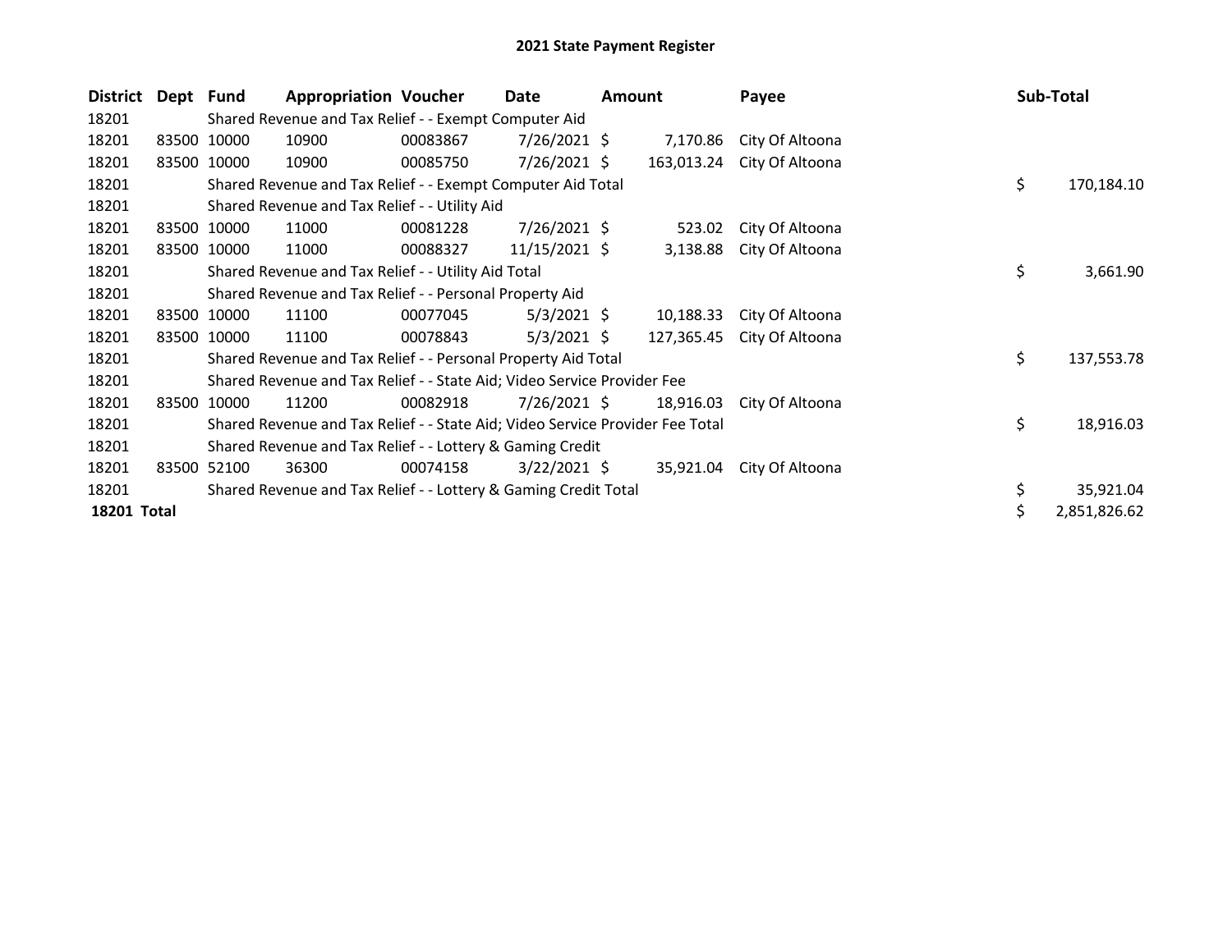# 2021 State Payment Register

| District | Dept | Fund | Appropriation | Voucher | Date | Amount | Payee | Sub-Total |
|---|---|---|---|---|---|---|---|---|
| 18201 | | Shared Revenue and Tax Relief - - Exempt Computer Aid | | | | | | |
| 18201 | 83500 | 10000 | 10900 | 00083867 | 7/26/2021 | $ 7,170.86 | City Of Altoona | |
| 18201 | 83500 | 10000 | 10900 | 00085750 | 7/26/2021 | $ 163,013.24 | City Of Altoona | |
| 18201 | | Shared Revenue and Tax Relief - - Exempt Computer Aid Total | | | | | | $ 170,184.10 |
| 18201 | | Shared Revenue and Tax Relief - - Utility Aid | | | | | | |
| 18201 | 83500 | 10000 | 11000 | 00081228 | 7/26/2021 | $ 523.02 | City Of Altoona | |
| 18201 | 83500 | 10000 | 11000 | 00088327 | 11/15/2021 | $ 3,138.88 | City Of Altoona | |
| 18201 | | Shared Revenue and Tax Relief - - Utility Aid Total | | | | | | $ 3,661.90 |
| 18201 | | Shared Revenue and Tax Relief - - Personal Property Aid | | | | | | |
| 18201 | 83500 | 10000 | 11100 | 00077045 | 5/3/2021 | $ 10,188.33 | City Of Altoona | |
| 18201 | 83500 | 10000 | 11100 | 00078843 | 5/3/2021 | $ 127,365.45 | City Of Altoona | |
| 18201 | | Shared Revenue and Tax Relief - - Personal Property Aid Total | | | | | | $ 137,553.78 |
| 18201 | | Shared Revenue and Tax Relief - - State Aid; Video Service Provider Fee | | | | | | |
| 18201 | 83500 | 10000 | 11200 | 00082918 | 7/26/2021 | $ 18,916.03 | City Of Altoona | |
| 18201 | | Shared Revenue and Tax Relief - - State Aid; Video Service Provider Fee Total | | | | | | $ 18,916.03 |
| 18201 | | Shared Revenue and Tax Relief - - Lottery & Gaming Credit | | | | | | |
| 18201 | 83500 | 52100 | 36300 | 00074158 | 3/22/2021 | $ 35,921.04 | City Of Altoona | |
| 18201 | | Shared Revenue and Tax Relief - - Lottery & Gaming Credit Total | | | | | | $ 35,921.04 |
| **18201 Total** | | | | | | | | $ 2,851,826.62 |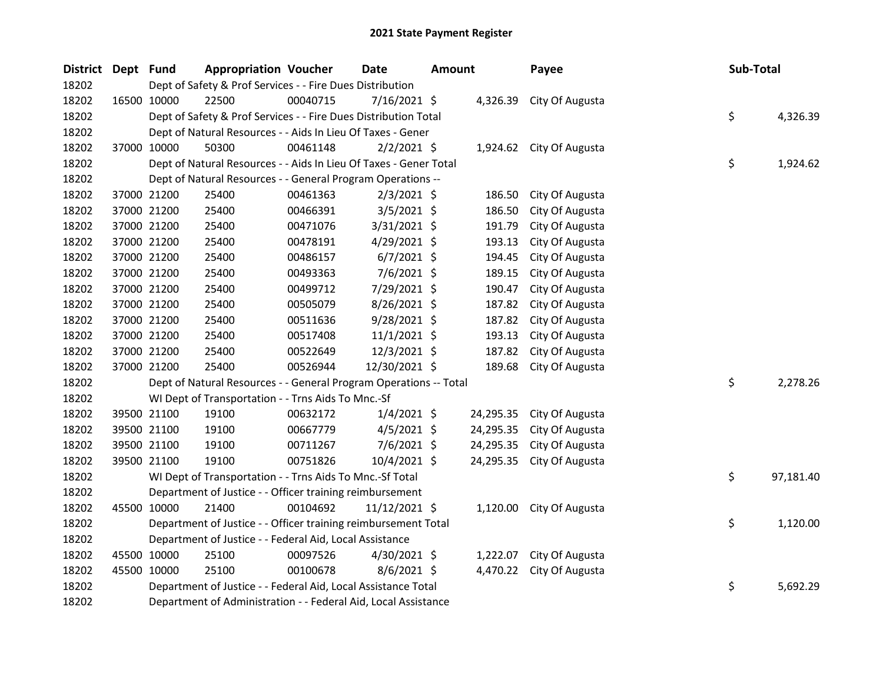# 2021 State Payment Register

| District | Dept | Fund | Appropriation | Voucher | Date | Amount | Payee | Sub-Total |
|---|---|---|---|---|---|---|---|---|
| 18202 | | Dept of Safety & Prof Services - - Fire Dues Distribution | | | | | | |
| 18202 | 16500 | 10000 | 22500 | 00040715 | 7/16/2021 | $ 4,326.39 | City Of Augusta | |
| 18202 | | Dept of Safety & Prof Services - - Fire Dues Distribution Total | | | | | | $ 4,326.39 |
| 18202 | | Dept of Natural Resources - - Aids In Lieu Of Taxes - Gener | | | | | | |
| 18202 | 37000 | 10000 | 50300 | 00461148 | 2/2/2021 | $ 1,924.62 | City Of Augusta | |
| 18202 | | Dept of Natural Resources - - Aids In Lieu Of Taxes - Gener Total | | | | | | $ 1,924.62 |
| 18202 | | Dept of Natural Resources - - General Program Operations -- | | | | | | |
| 18202 | 37000 | 21200 | 25400 | 00461363 | 2/3/2021 | $ 186.50 | City Of Augusta | |
| 18202 | 37000 | 21200 | 25400 | 00466391 | 3/5/2021 | $ 186.50 | City Of Augusta | |
| 18202 | 37000 | 21200 | 25400 | 00471076 | 3/31/2021 | $ 191.79 | City Of Augusta | |
| 18202 | 37000 | 21200 | 25400 | 00478191 | 4/29/2021 | $ 193.13 | City Of Augusta | |
| 18202 | 37000 | 21200 | 25400 | 00486157 | 6/7/2021 | $ 194.45 | City Of Augusta | |
| 18202 | 37000 | 21200 | 25400 | 00493363 | 7/6/2021 | $ 189.15 | City Of Augusta | |
| 18202 | 37000 | 21200 | 25400 | 00499712 | 7/29/2021 | $ 190.47 | City Of Augusta | |
| 18202 | 37000 | 21200 | 25400 | 00505079 | 8/26/2021 | $ 187.82 | City Of Augusta | |
| 18202 | 37000 | 21200 | 25400 | 00511636 | 9/28/2021 | $ 187.82 | City Of Augusta | |
| 18202 | 37000 | 21200 | 25400 | 00517408 | 11/1/2021 | $ 193.13 | City Of Augusta | |
| 18202 | 37000 | 21200 | 25400 | 00522649 | 12/3/2021 | $ 187.82 | City Of Augusta | |
| 18202 | 37000 | 21200 | 25400 | 00526944 | 12/30/2021 | $ 189.68 | City Of Augusta | |
| 18202 | | Dept of Natural Resources - - General Program Operations -- Total | | | | | | $ 2,278.26 |
| 18202 | | WI Dept of Transportation - - Trns Aids To Mnc.-Sf | | | | | | |
| 18202 | 39500 | 21100 | 19100 | 00632172 | 1/4/2021 | $ 24,295.35 | City Of Augusta | |
| 18202 | 39500 | 21100 | 19100 | 00667779 | 4/5/2021 | $ 24,295.35 | City Of Augusta | |
| 18202 | 39500 | 21100 | 19100 | 00711267 | 7/6/2021 | $ 24,295.35 | City Of Augusta | |
| 18202 | 39500 | 21100 | 19100 | 00751826 | 10/4/2021 | $ 24,295.35 | City Of Augusta | |
| 18202 | | WI Dept of Transportation - - Trns Aids To Mnc.-Sf Total | | | | | | $ 97,181.40 |
| 18202 | | Department of Justice - - Officer training reimbursement | | | | | | |
| 18202 | 45500 | 10000 | 21400 | 00104692 | 11/12/2021 | $ 1,120.00 | City Of Augusta | |
| 18202 | | Department of Justice - - Officer training reimbursement Total | | | | | | $ 1,120.00 |
| 18202 | | Department of Justice - - Federal Aid, Local Assistance | | | | | | |
| 18202 | 45500 | 10000 | 25100 | 00097526 | 4/30/2021 | $ 1,222.07 | City Of Augusta | |
| 18202 | 45500 | 10000 | 25100 | 00100678 | 8/6/2021 | $ 4,470.22 | City Of Augusta | |
| 18202 | | Department of Justice - - Federal Aid, Local Assistance Total | | | | | | $ 5,692.29 |
| 18202 | | Department of Administration - - Federal Aid, Local Assistance | | | | | | |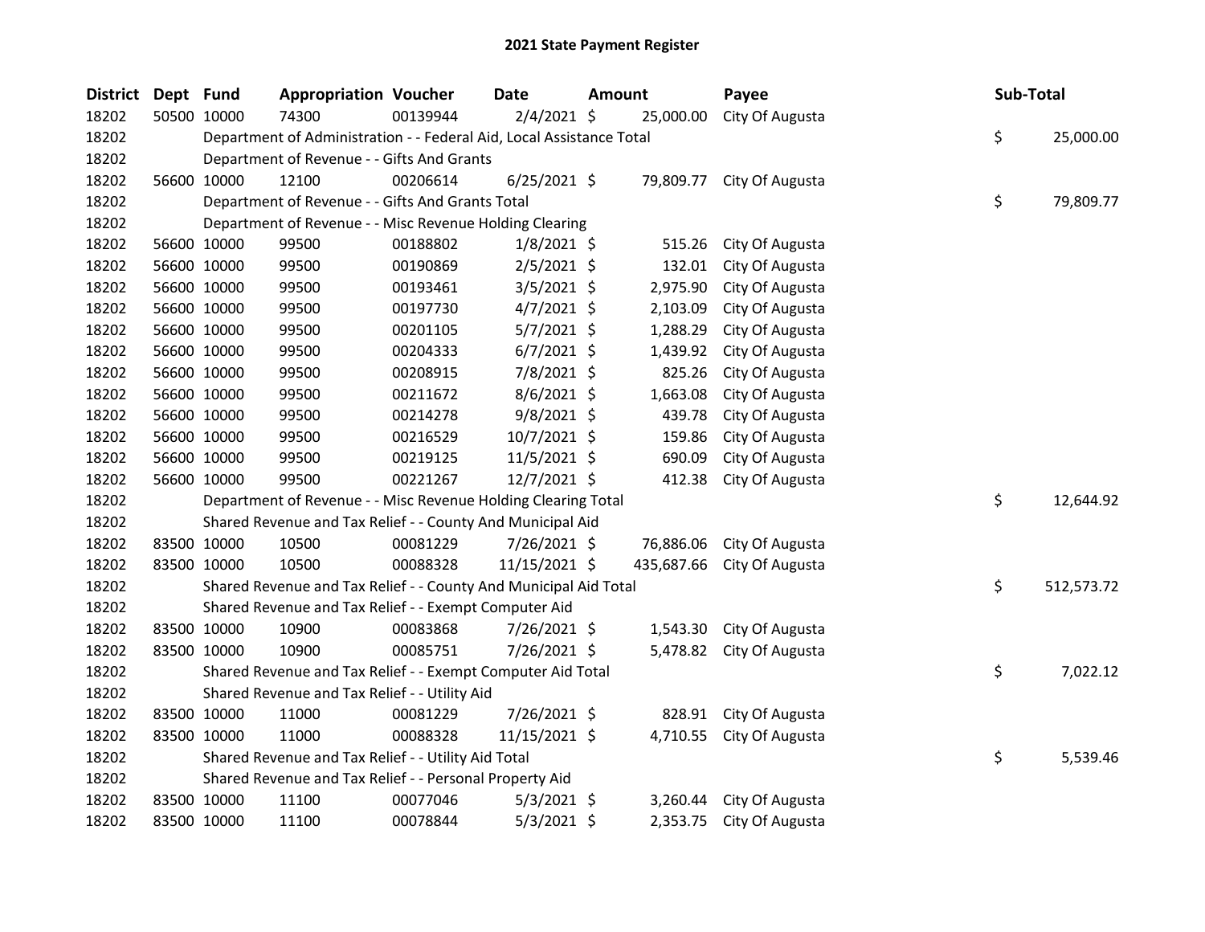# 2021 State Payment Register

| District | Dept | Fund | Appropriation | Voucher | Date | Amount | Payee | Sub-Total |
|---|---|---|---|---|---|---|---|---|
| 18202 | 50500 | 10000 | 74300 | 00139944 | 2/4/2021 | $ 25,000.00 | City Of Augusta | |
| 18202 | | Department of Administration - - Federal Aid, Local Assistance Total | | | | | | $ 25,000.00 |
| 18202 | | Department of Revenue - - Gifts And Grants | | | | | | |
| 18202 | 56600 | 10000 | 12100 | 00206614 | 6/25/2021 | $ 79,809.77 | City Of Augusta | |
| 18202 | | Department of Revenue - - Gifts And Grants Total | | | | | | $ 79,809.77 |
| 18202 | | Department of Revenue - - Misc Revenue Holding Clearing | | | | | | |
| 18202 | 56600 | 10000 | 99500 | 00188802 | 1/8/2021 | $ 515.26 | City Of Augusta | |
| 18202 | 56600 | 10000 | 99500 | 00190869 | 2/5/2021 | $ 132.01 | City Of Augusta | |
| 18202 | 56600 | 10000 | 99500 | 00193461 | 3/5/2021 | $ 2,975.90 | City Of Augusta | |
| 18202 | 56600 | 10000 | 99500 | 00197730 | 4/7/2021 | $ 2,103.09 | City Of Augusta | |
| 18202 | 56600 | 10000 | 99500 | 00201105 | 5/7/2021 | $ 1,288.29 | City Of Augusta | |
| 18202 | 56600 | 10000 | 99500 | 00204333 | 6/7/2021 | $ 1,439.92 | City Of Augusta | |
| 18202 | 56600 | 10000 | 99500 | 00208915 | 7/8/2021 | $ 825.26 | City Of Augusta | |
| 18202 | 56600 | 10000 | 99500 | 00211672 | 8/6/2021 | $ 1,663.08 | City Of Augusta | |
| 18202 | 56600 | 10000 | 99500 | 00214278 | 9/8/2021 | $ 439.78 | City Of Augusta | |
| 18202 | 56600 | 10000 | 99500 | 00216529 | 10/7/2021 | $ 159.86 | City Of Augusta | |
| 18202 | 56600 | 10000 | 99500 | 00219125 | 11/5/2021 | $ 690.09 | City Of Augusta | |
| 18202 | 56600 | 10000 | 99500 | 00221267 | 12/7/2021 | $ 412.38 | City Of Augusta | |
| 18202 | | Department of Revenue - - Misc Revenue Holding Clearing Total | | | | | | $ 12,644.92 |
| 18202 | | Shared Revenue and Tax Relief - - County And Municipal Aid | | | | | | |
| 18202 | 83500 | 10000 | 10500 | 00081229 | 7/26/2021 | $ 76,886.06 | City Of Augusta | |
| 18202 | 83500 | 10000 | 10500 | 00088328 | 11/15/2021 | $ 435,687.66 | City Of Augusta | |
| 18202 | | Shared Revenue and Tax Relief - - County And Municipal Aid Total | | | | | | $ 512,573.72 |
| 18202 | | Shared Revenue and Tax Relief - - Exempt Computer Aid | | | | | | |
| 18202 | 83500 | 10000 | 10900 | 00083868 | 7/26/2021 | $ 1,543.30 | City Of Augusta | |
| 18202 | 83500 | 10000 | 10900 | 00085751 | 7/26/2021 | $ 5,478.82 | City Of Augusta | |
| 18202 | | Shared Revenue and Tax Relief - - Exempt Computer Aid Total | | | | | | $ 7,022.12 |
| 18202 | | Shared Revenue and Tax Relief - - Utility Aid | | | | | | |
| 18202 | 83500 | 10000 | 11000 | 00081229 | 7/26/2021 | $ 828.91 | City Of Augusta | |
| 18202 | 83500 | 10000 | 11000 | 00088328 | 11/15/2021 | $ 4,710.55 | City Of Augusta | |
| 18202 | | Shared Revenue and Tax Relief - - Utility Aid Total | | | | | | $ 5,539.46 |
| 18202 | | Shared Revenue and Tax Relief - - Personal Property Aid | | | | | | |
| 18202 | 83500 | 10000 | 11100 | 00077046 | 5/3/2021 | $ 3,260.44 | City Of Augusta | |
| 18202 | 83500 | 10000 | 11100 | 00078844 | 5/3/2021 | $ 2,353.75 | City Of Augusta | |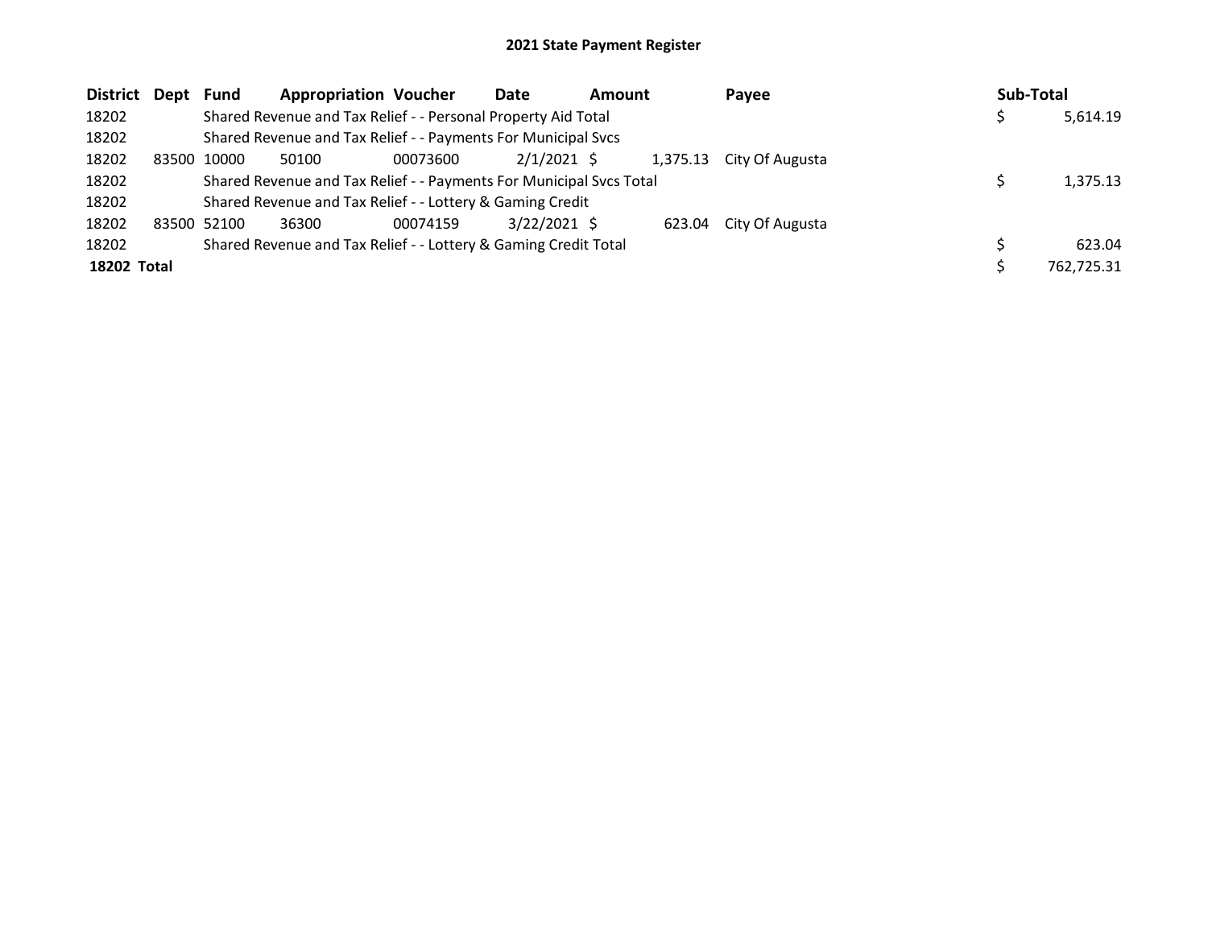## 2021 State Payment Register

| District | Dept | Fund | Appropriation | Voucher | Date | Amount | Payee | Sub-Total |
|---|---|---|---|---|---|---|---|---|
| 18202 | | Shared Revenue and Tax Relief - - Personal Property Aid Total | | | | | | $ 5,614.19 |
| 18202 | | Shared Revenue and Tax Relief - - Payments For Municipal Svcs | | | | | | |
| 18202 | 83500 | 10000 | 50100 | 00073600 | 2/1/2021 | $ 1,375.13 | City Of Augusta | |
| 18202 | | Shared Revenue and Tax Relief - - Payments For Municipal Svcs Total | | | | | | $ 1,375.13 |
| 18202 | | Shared Revenue and Tax Relief - - Lottery & Gaming Credit | | | | | | |
| 18202 | 83500 | 52100 | 36300 | 00074159 | 3/22/2021 | $ 623.04 | City Of Augusta | |
| 18202 | | Shared Revenue and Tax Relief - - Lottery & Gaming Credit Total | | | | | | $ 623.04 |
| **18202 Total** | | | | | | | | $ 762,725.31 |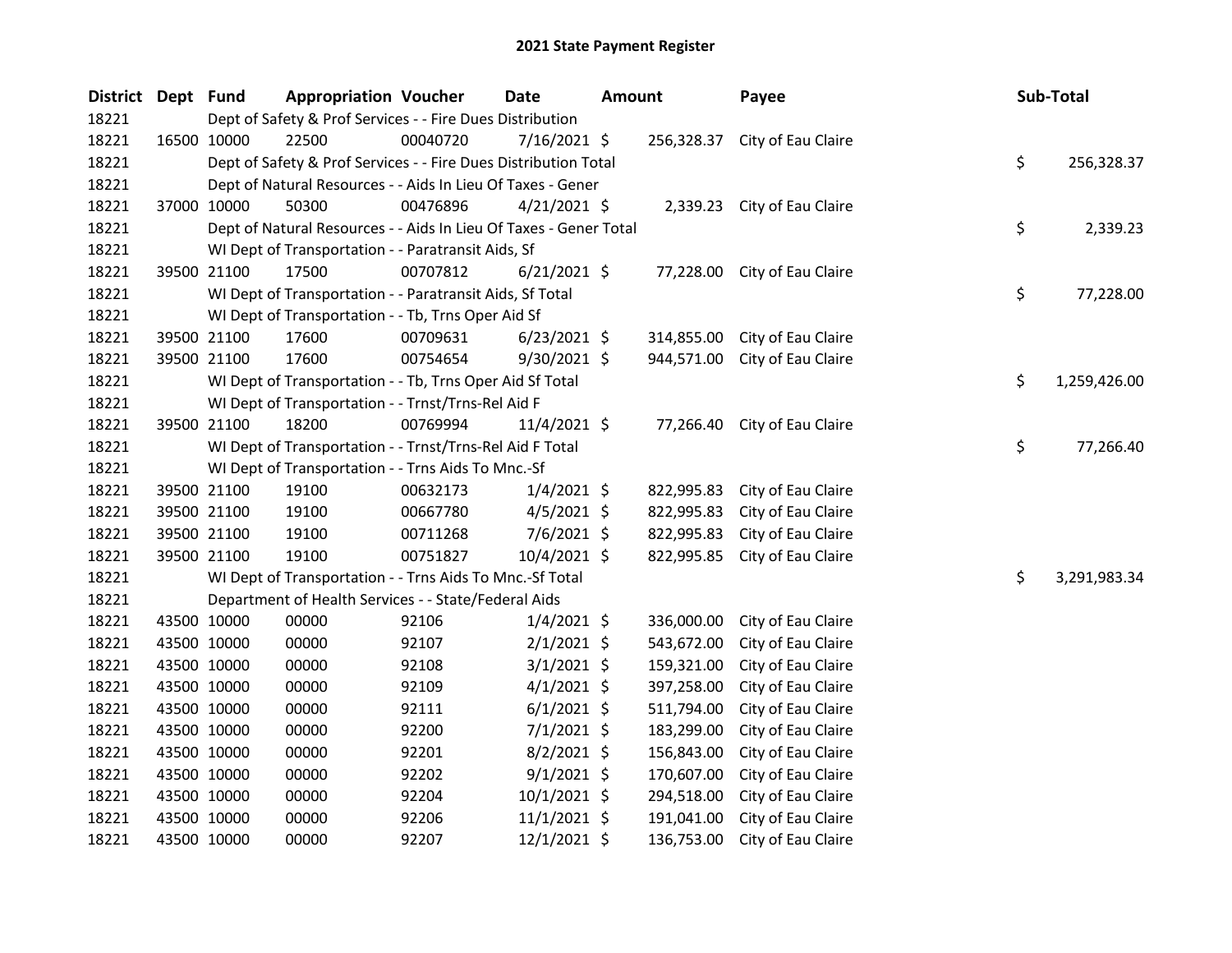# 2021 State Payment Register

| District | Dept | Fund | Appropriation | Voucher | Date | Amount | Payee | Sub-Total |
|---|---|---|---|---|---|---|---|---|
| 18221 | | | Dept of Safety & Prof Services - - Fire Dues Distribution | | | | | |
| 18221 | 16500 | 10000 | 22500 | 00040720 | 7/16/2021 | $ 256,328.37 | City of Eau Claire | |
| 18221 | | | Dept of Safety & Prof Services - - Fire Dues Distribution Total | | | | | $ 256,328.37 |
| 18221 | | | Dept of Natural Resources - - Aids In Lieu Of Taxes - Gener | | | | | |
| 18221 | 37000 | 10000 | 50300 | 00476896 | 4/21/2021 | $ 2,339.23 | City of Eau Claire | |
| 18221 | | | Dept of Natural Resources - - Aids In Lieu Of Taxes - Gener Total | | | | | $ 2,339.23 |
| 18221 | | | WI Dept of Transportation - - Paratransit Aids, Sf | | | | | |
| 18221 | 39500 | 21100 | 17500 | 00707812 | 6/21/2021 | $ 77,228.00 | City of Eau Claire | |
| 18221 | | | WI Dept of Transportation - - Paratransit Aids, Sf Total | | | | | $ 77,228.00 |
| 18221 | | | WI Dept of Transportation - - Tb, Trns Oper Aid Sf | | | | | |
| 18221 | 39500 | 21100 | 17600 | 00709631 | 6/23/2021 | $ 314,855.00 | City of Eau Claire | |
| 18221 | 39500 | 21100 | 17600 | 00754654 | 9/30/2021 | $ 944,571.00 | City of Eau Claire | |
| 18221 | | | WI Dept of Transportation - - Tb, Trns Oper Aid Sf Total | | | | | $ 1,259,426.00 |
| 18221 | | | WI Dept of Transportation - - Trnst/Trns-Rel Aid F | | | | | |
| 18221 | 39500 | 21100 | 18200 | 00769994 | 11/4/2021 | $ 77,266.40 | City of Eau Claire | |
| 18221 | | | WI Dept of Transportation - - Trnst/Trns-Rel Aid F Total | | | | | $ 77,266.40 |
| 18221 | | | WI Dept of Transportation - - Trns Aids To Mnc.-Sf | | | | | |
| 18221 | 39500 | 21100 | 19100 | 00632173 | 1/4/2021 | $ 822,995.83 | City of Eau Claire | |
| 18221 | 39500 | 21100 | 19100 | 00667780 | 4/5/2021 | $ 822,995.83 | City of Eau Claire | |
| 18221 | 39500 | 21100 | 19100 | 00711268 | 7/6/2021 | $ 822,995.83 | City of Eau Claire | |
| 18221 | 39500 | 21100 | 19100 | 00751827 | 10/4/2021 | $ 822,995.85 | City of Eau Claire | |
| 18221 | | | WI Dept of Transportation - - Trns Aids To Mnc.-Sf Total | | | | | $ 3,291,983.34 |
| 18221 | | | Department of Health Services - - State/Federal Aids | | | | | |
| 18221 | 43500 | 10000 | 00000 | 92106 | 1/4/2021 | $ 336,000.00 | City of Eau Claire | |
| 18221 | 43500 | 10000 | 00000 | 92107 | 2/1/2021 | $ 543,672.00 | City of Eau Claire | |
| 18221 | 43500 | 10000 | 00000 | 92108 | 3/1/2021 | $ 159,321.00 | City of Eau Claire | |
| 18221 | 43500 | 10000 | 00000 | 92109 | 4/1/2021 | $ 397,258.00 | City of Eau Claire | |
| 18221 | 43500 | 10000 | 00000 | 92111 | 6/1/2021 | $ 511,794.00 | City of Eau Claire | |
| 18221 | 43500 | 10000 | 00000 | 92200 | 7/1/2021 | $ 183,299.00 | City of Eau Claire | |
| 18221 | 43500 | 10000 | 00000 | 92201 | 8/2/2021 | $ 156,843.00 | City of Eau Claire | |
| 18221 | 43500 | 10000 | 00000 | 92202 | 9/1/2021 | $ 170,607.00 | City of Eau Claire | |
| 18221 | 43500 | 10000 | 00000 | 92204 | 10/1/2021 | $ 294,518.00 | City of Eau Claire | |
| 18221 | 43500 | 10000 | 00000 | 92206 | 11/1/2021 | $ 191,041.00 | City of Eau Claire | |
| 18221 | 43500 | 10000 | 00000 | 92207 | 12/1/2021 | $ 136,753.00 | City of Eau Claire | |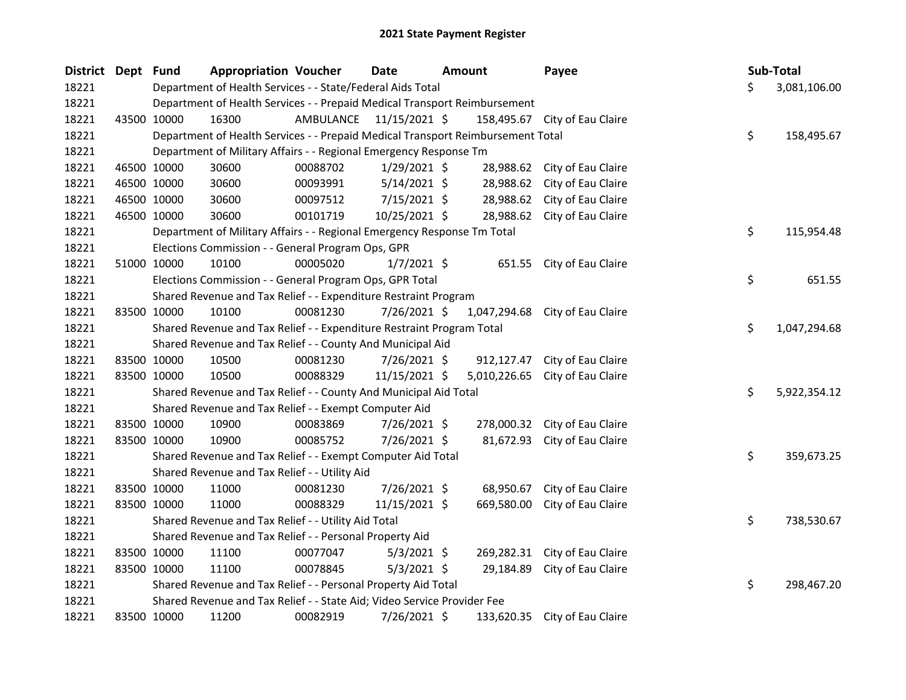# 2021 State Payment Register

| District | Dept | Fund | Appropriation | Voucher | Date | Amount | Payee | Sub-Total |
|---|---|---|---|---|---|---|---|---|
| 18221 | | Department of Health Services - - State/Federal Aids Total | | | | | | $ 3,081,106.00 |
| 18221 | | Department of Health Services - - Prepaid Medical Transport Reimbursement | | | | | | |
| 18221 | 43500 | 10000 | 16300 | AMBULANCE | 11/15/2021 | $ 158,495.67 | City of Eau Claire | |
| 18221 | | Department of Health Services - - Prepaid Medical Transport Reimbursement Total | | | | | | $ 158,495.67 |
| 18221 | | Department of Military Affairs - - Regional Emergency Response Tm | | | | | | |
| 18221 | 46500 | 10000 | 30600 | 00088702 | 1/29/2021 | $ 28,988.62 | City of Eau Claire | |
| 18221 | 46500 | 10000 | 30600 | 00093991 | 5/14/2021 | $ 28,988.62 | City of Eau Claire | |
| 18221 | 46500 | 10000 | 30600 | 00097512 | 7/15/2021 | $ 28,988.62 | City of Eau Claire | |
| 18221 | 46500 | 10000 | 30600 | 00101719 | 10/25/2021 | $ 28,988.62 | City of Eau Claire | |
| 18221 | | Department of Military Affairs - - Regional Emergency Response Tm Total | | | | | | $ 115,954.48 |
| 18221 | | Elections Commission - - General Program Ops, GPR | | | | | | |
| 18221 | 51000 | 10000 | 10100 | 00005020 | 1/7/2021 | $ 651.55 | City of Eau Claire | |
| 18221 | | Elections Commission - - General Program Ops, GPR Total | | | | | | $ 651.55 |
| 18221 | | Shared Revenue and Tax Relief - - Expenditure Restraint Program | | | | | | |
| 18221 | 83500 | 10000 | 10100 | 00081230 | 7/26/2021 | $ 1,047,294.68 | City of Eau Claire | |
| 18221 | | Shared Revenue and Tax Relief - - Expenditure Restraint Program Total | | | | | | $ 1,047,294.68 |
| 18221 | | Shared Revenue and Tax Relief - - County And Municipal Aid | | | | | | |
| 18221 | 83500 | 10000 | 10500 | 00081230 | 7/26/2021 | $ 912,127.47 | City of Eau Claire | |
| 18221 | 83500 | 10000 | 10500 | 00088329 | 11/15/2021 | $ 5,010,226.65 | City of Eau Claire | |
| 18221 | | Shared Revenue and Tax Relief - - County And Municipal Aid Total | | | | | | $ 5,922,354.12 |
| 18221 | | Shared Revenue and Tax Relief - - Exempt Computer Aid | | | | | | |
| 18221 | 83500 | 10000 | 10900 | 00083869 | 7/26/2021 | $ 278,000.32 | City of Eau Claire | |
| 18221 | 83500 | 10000 | 10900 | 00085752 | 7/26/2021 | $ 81,672.93 | City of Eau Claire | |
| 18221 | | Shared Revenue and Tax Relief - - Exempt Computer Aid Total | | | | | | $ 359,673.25 |
| 18221 | | Shared Revenue and Tax Relief - - Utility Aid | | | | | | |
| 18221 | 83500 | 10000 | 11000 | 00081230 | 7/26/2021 | $ 68,950.67 | City of Eau Claire | |
| 18221 | 83500 | 10000 | 11000 | 00088329 | 11/15/2021 | $ 669,580.00 | City of Eau Claire | |
| 18221 | | Shared Revenue and Tax Relief - - Utility Aid Total | | | | | | $ 738,530.67 |
| 18221 | | Shared Revenue and Tax Relief - - Personal Property Aid | | | | | | |
| 18221 | 83500 | 10000 | 11100 | 00077047 | 5/3/2021 | $ 269,282.31 | City of Eau Claire | |
| 18221 | 83500 | 10000 | 11100 | 00078845 | 5/3/2021 | $ 29,184.89 | City of Eau Claire | |
| 18221 | | Shared Revenue and Tax Relief - - Personal Property Aid Total | | | | | | $ 298,467.20 |
| 18221 | | Shared Revenue and Tax Relief - - State Aid; Video Service Provider Fee | | | | | | |
| 18221 | 83500 | 10000 | 11200 | 00082919 | 7/26/2021 | $ 133,620.35 | City of Eau Claire | |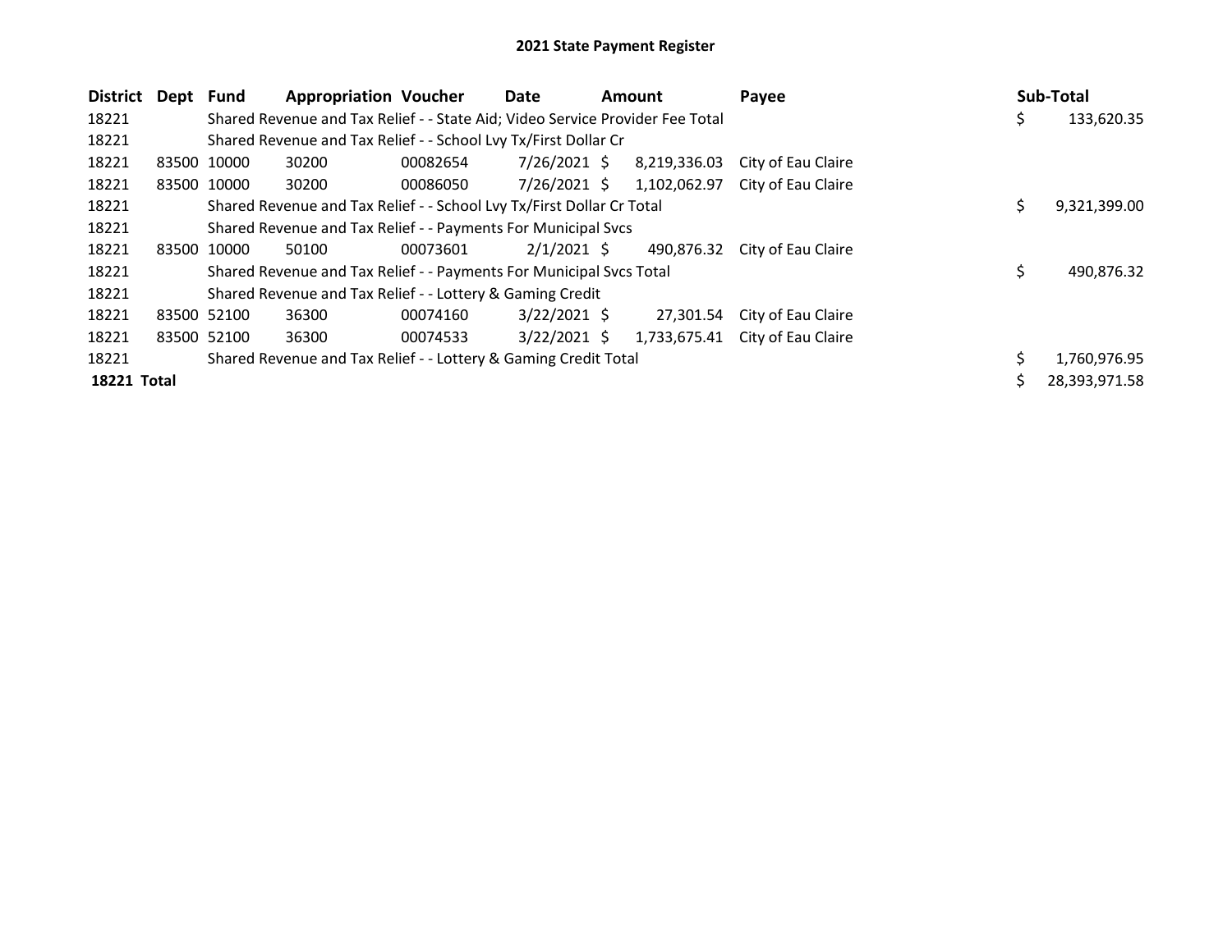# 2021 State Payment Register

| District | Dept | Fund | Appropriation | Voucher | Date | Amount | Payee | Sub-Total |
|---|---|---|---|---|---|---|---|---|
| 18221 | | Shared Revenue and Tax Relief - - State Aid; Video Service Provider Fee Total | | | | | | $ 133,620.35 |
| 18221 | | Shared Revenue and Tax Relief - - School Lvy Tx/First Dollar Cr | | | | | | |
| 18221 | 83500 | 10000 | 30200 | 00082654 | 7/26/2021 | $ 8,219,336.03 | City of Eau Claire | |
| 18221 | 83500 | 10000 | 30200 | 00086050 | 7/26/2021 | $ 1,102,062.97 | City of Eau Claire | |
| 18221 | | Shared Revenue and Tax Relief - - School Lvy Tx/First Dollar Cr Total | | | | | | $ 9,321,399.00 |
| 18221 | | Shared Revenue and Tax Relief - - Payments For Municipal Svcs | | | | | | |
| 18221 | 83500 | 10000 | 50100 | 00073601 | 2/1/2021 | $ 490,876.32 | City of Eau Claire | |
| 18221 | | Shared Revenue and Tax Relief - - Payments For Municipal Svcs Total | | | | | | $ 490,876.32 |
| 18221 | | Shared Revenue and Tax Relief - - Lottery & Gaming Credit | | | | | | |
| 18221 | 83500 | 52100 | 36300 | 00074160 | 3/22/2021 | $ 27,301.54 | City of Eau Claire | |
| 18221 | 83500 | 52100 | 36300 | 00074533 | 3/22/2021 | $ 1,733,675.41 | City of Eau Claire | |
| 18221 | | Shared Revenue and Tax Relief - - Lottery & Gaming Credit Total | | | | | | $ 1,760,976.95 |
| **18221 Total** | | | | | | | | $ 28,393,971.58 |